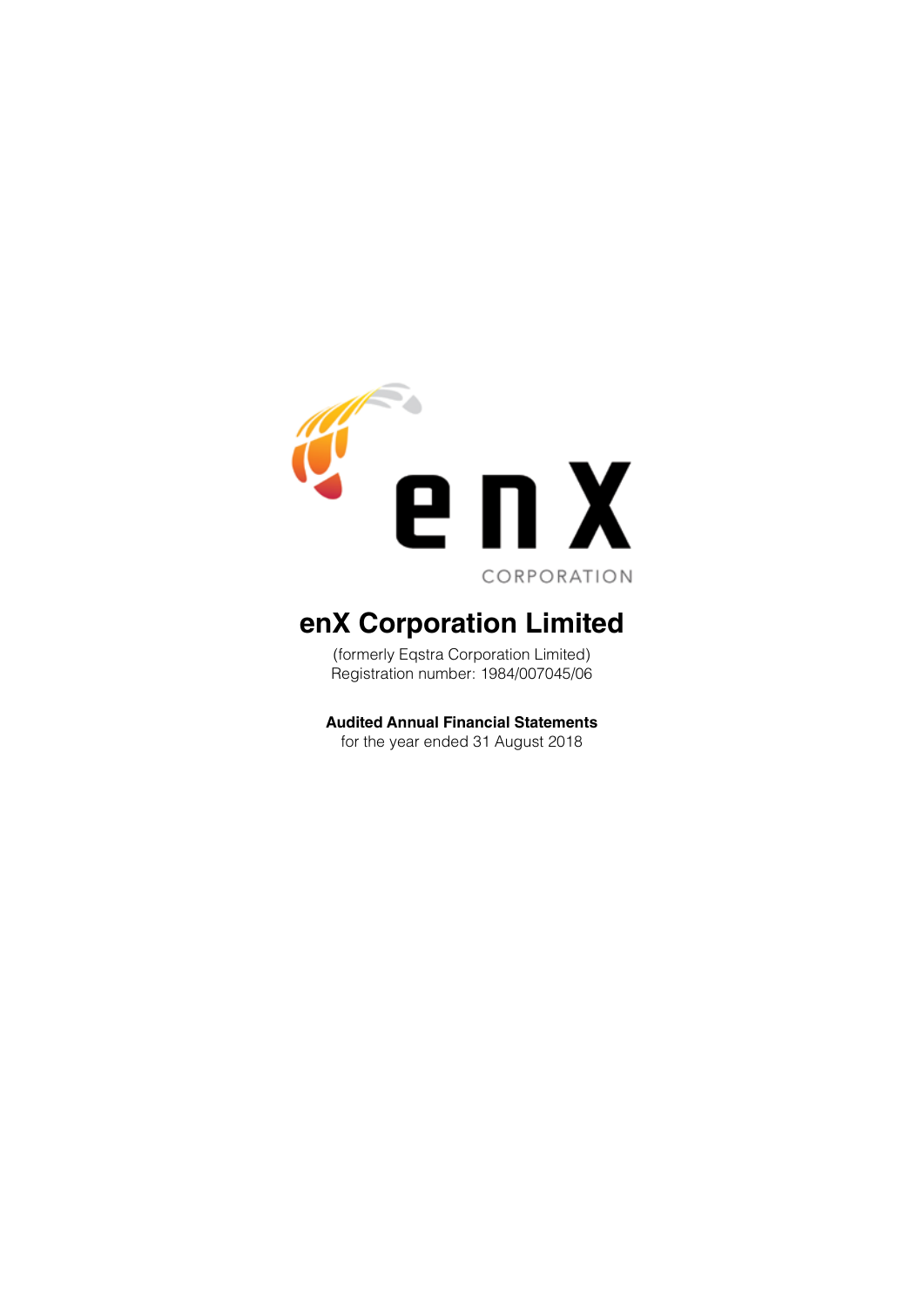enX

CORPORATION

# enX Corporation Limited

(formerly Eqstra Corporation Limited)
Registration number: 1984/007045/06

**Audited Annual Financial Statements**
for the year ended 31 August 2018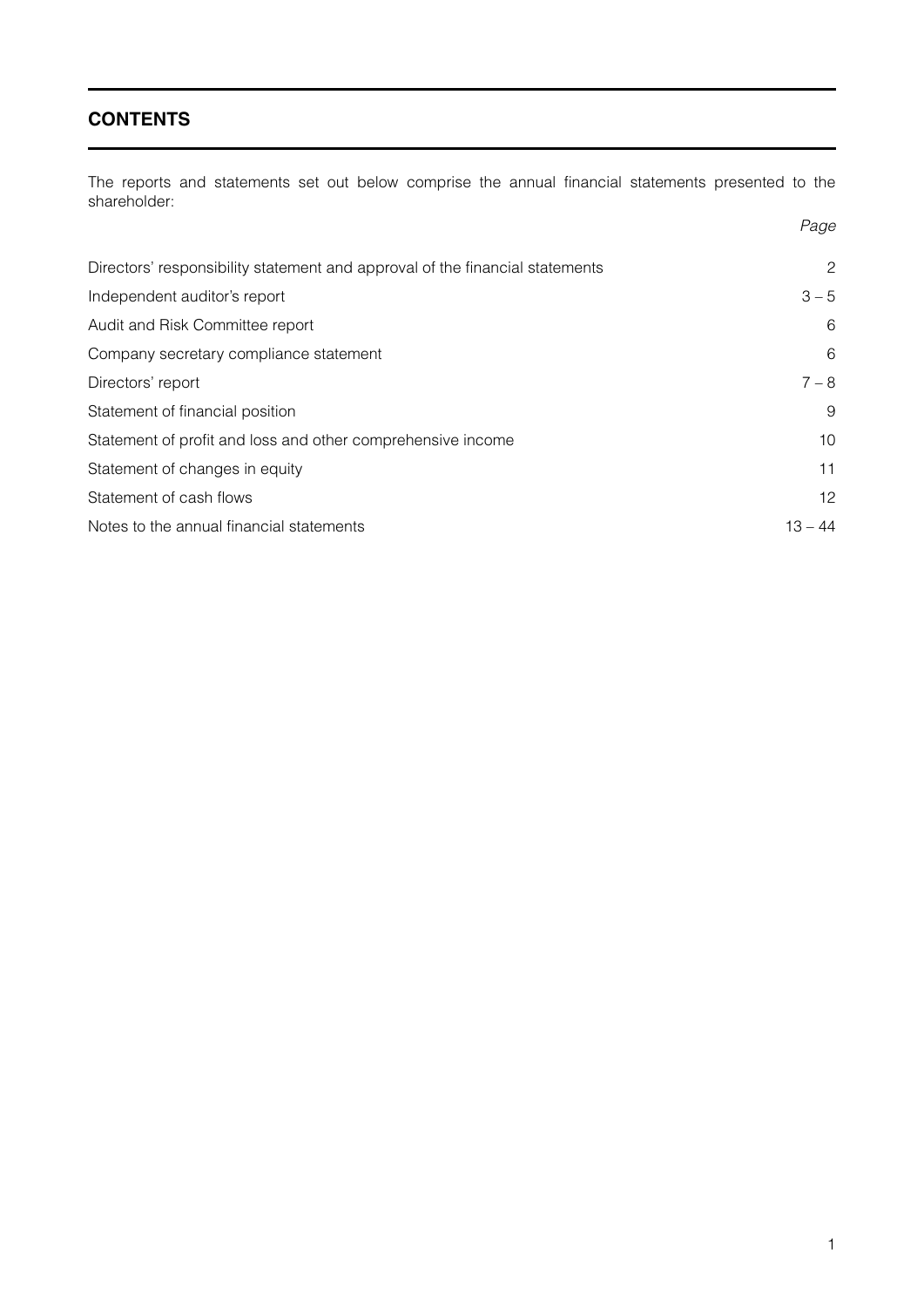## CONTENTS

The reports and statements set out below comprise the annual financial statements presented to the shareholder:

| | *Page* |
|---|---|
| Directors' responsibility statement and approval of the financial statements | 2 |
| Independent auditor's report | 3 – 5 |
| Audit and Risk Committee report | 6 |
| Company secretary compliance statement | 6 |
| Directors' report | 7 – 8 |
| Statement of financial position | 9 |
| Statement of profit and loss and other comprehensive income | 10 |
| Statement of changes in equity | 11 |
| Statement of cash flows | 12 |
| Notes to the annual financial statements | 13 – 44 |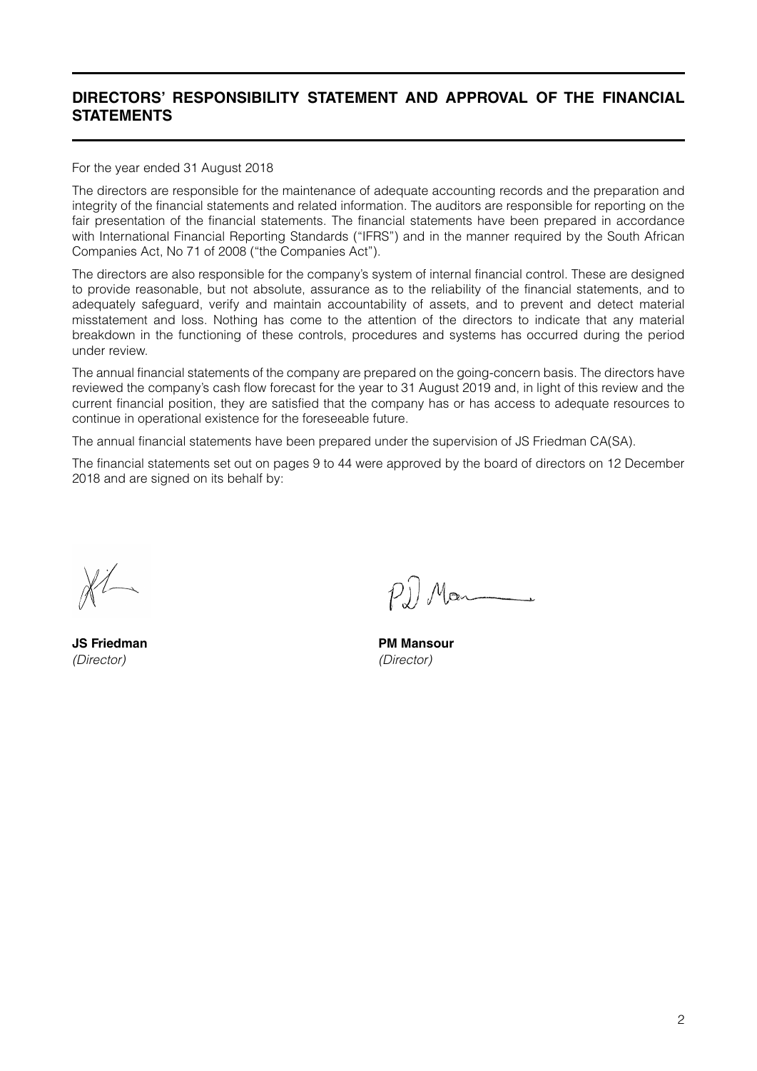# DIRECTORS' RESPONSIBILITY STATEMENT AND APPROVAL OF THE FINANCIAL STATEMENTS

For the year ended 31 August 2018

The directors are responsible for the maintenance of adequate accounting records and the preparation and integrity of the financial statements and related information. The auditors are responsible for reporting on the fair presentation of the financial statements. The financial statements have been prepared in accordance with International Financial Reporting Standards ("IFRS") and in the manner required by the South African Companies Act, No 71 of 2008 ("the Companies Act").

The directors are also responsible for the company's system of internal financial control. These are designed to provide reasonable, but not absolute, assurance as to the reliability of the financial statements, and to adequately safeguard, verify and maintain accountability of assets, and to prevent and detect material misstatement and loss. Nothing has come to the attention of the directors to indicate that any material breakdown in the functioning of these controls, procedures and systems has occurred during the period under review.

The annual financial statements of the company are prepared on the going-concern basis. The directors have reviewed the company's cash flow forecast for the year to 31 August 2019 and, in light of this review and the current financial position, they are satisfied that the company has or has access to adequate resources to continue in operational existence for the foreseeable future.

The annual financial statements have been prepared under the supervision of JS Friedman CA(SA).

The financial statements set out on pages 9 to 44 were approved by the board of directors on 12 December 2018 and are signed on its behalf by:

**JS Friedman**
*(Director)*

**PM Mansour**
*(Director)*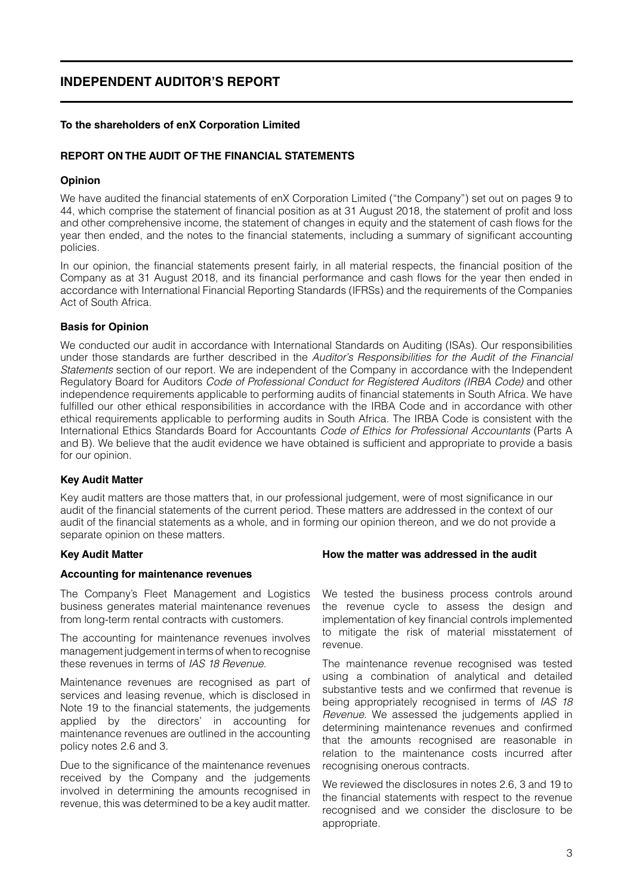# INDEPENDENT AUDITOR'S REPORT

**To the shareholders of enX Corporation Limited**

## REPORT ON THE AUDIT OF THE FINANCIAL STATEMENTS

### Opinion

We have audited the financial statements of enX Corporation Limited ("the Company") set out on pages 9 to 44, which comprise the statement of financial position as at 31 August 2018, the statement of profit and loss and other comprehensive income, the statement of changes in equity and the statement of cash flows for the year then ended, and the notes to the financial statements, including a summary of significant accounting policies.

In our opinion, the financial statements present fairly, in all material respects, the financial position of the Company as at 31 August 2018, and its financial performance and cash flows for the year then ended in accordance with International Financial Reporting Standards (IFRSs) and the requirements of the Companies Act of South Africa.

### Basis for Opinion

We conducted our audit in accordance with International Standards on Auditing (ISAs). Our responsibilities under those standards are further described in the *Auditor's Responsibilities for the Audit of the Financial Statements* section of our report. We are independent of the Company in accordance with the Independent Regulatory Board for Auditors *Code of Professional Conduct for Registered Auditors (IRBA Code)* and other independence requirements applicable to performing audits of financial statements in South Africa. We have fulfilled our other ethical responsibilities in accordance with the IRBA Code and in accordance with other ethical requirements applicable to performing audits in South Africa. The IRBA Code is consistent with the International Ethics Standards Board for Accountants *Code of Ethics for Professional Accountants* (Parts A and B). We believe that the audit evidence we have obtained is sufficient and appropriate to provide a basis for our opinion.

### Key Audit Matter

Key audit matters are those matters that, in our professional judgement, were of most significance in our audit of the financial statements of the current period. These matters are addressed in the context of our audit of the financial statements as a whole, and in forming our opinion thereon, and we do not provide a separate opinion on these matters.

| Key Audit Matter | How the matter was addressed in the audit |
|---|---|
| **Accounting for maintenance revenues**<br><br>The Company's Fleet Management and Logistics business generates material maintenance revenues from long-term rental contracts with customers.<br><br>The accounting for maintenance revenues involves management judgement in terms of when to recognise these revenues in terms of *IAS 18 Revenue*.<br><br>Maintenance revenues are recognised as part of services and leasing revenue, which is disclosed in Note 19 to the financial statements, the judgements applied by the directors' in accounting for maintenance revenues are outlined in the accounting policy notes 2.6 and 3.<br><br>Due to the significance of the maintenance revenues received by the Company and the judgements involved in determining the amounts recognised in revenue, this was determined to be a key audit matter. | We tested the business process controls around the revenue cycle to assess the design and implementation of key financial controls implemented to mitigate the risk of material misstatement of revenue.<br><br>The maintenance revenue recognised was tested using a combination of analytical and detailed substantive tests and we confirmed that revenue is being appropriately recognised in terms of *IAS 18 Revenue*. We assessed the judgements applied in determining maintenance revenues and confirmed that the amounts recognised are reasonable in relation to the maintenance costs incurred after recognising onerous contracts.<br><br>We reviewed the disclosures in notes 2.6, 3 and 19 to the financial statements with respect to the revenue recognised and we consider the disclosure to be appropriate. |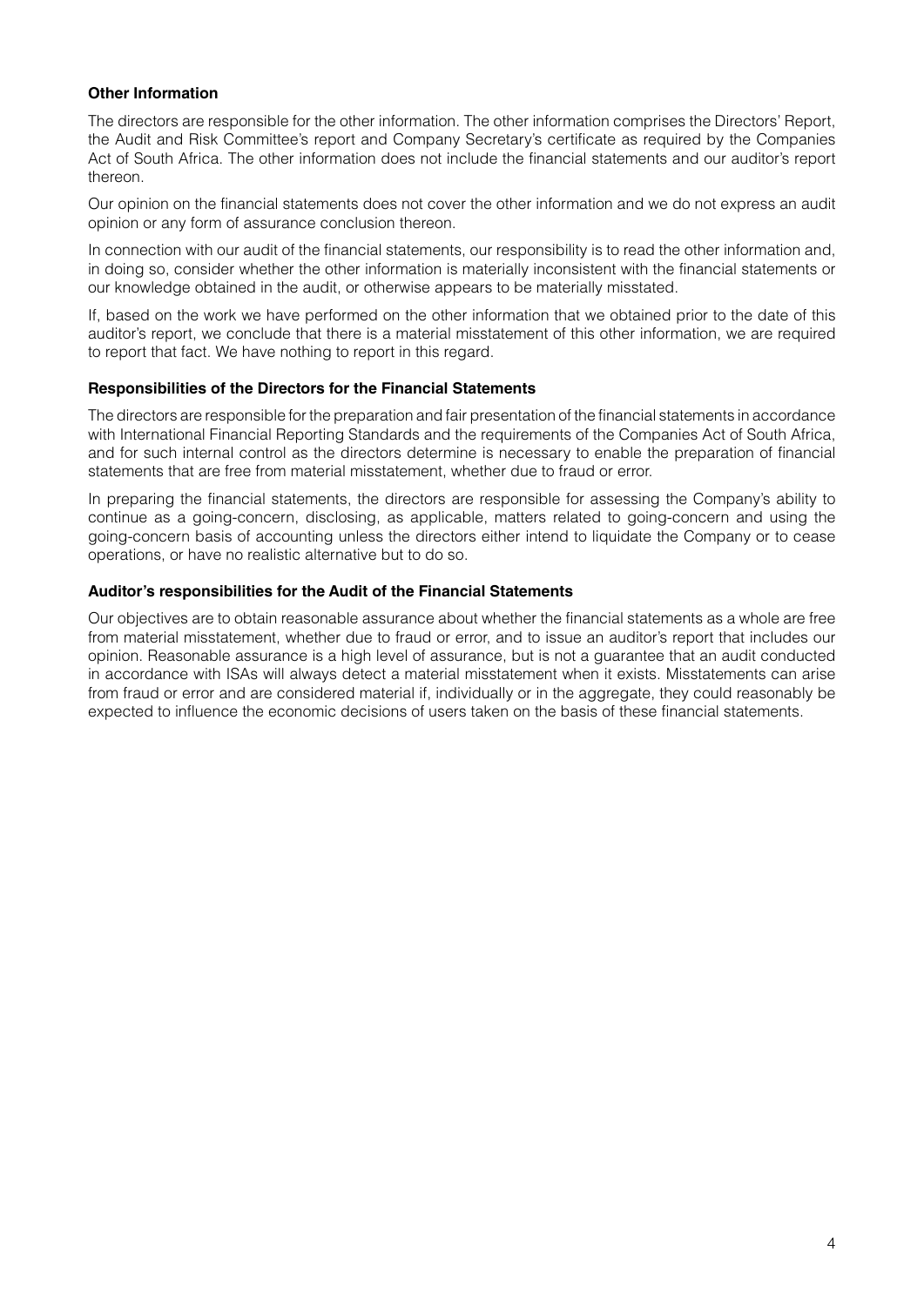### Other Information

The directors are responsible for the other information. The other information comprises the Directors' Report, the Audit and Risk Committee's report and Company Secretary's certificate as required by the Companies Act of South Africa. The other information does not include the financial statements and our auditor's report thereon.

Our opinion on the financial statements does not cover the other information and we do not express an audit opinion or any form of assurance conclusion thereon.

In connection with our audit of the financial statements, our responsibility is to read the other information and, in doing so, consider whether the other information is materially inconsistent with the financial statements or our knowledge obtained in the audit, or otherwise appears to be materially misstated.

If, based on the work we have performed on the other information that we obtained prior to the date of this auditor's report, we conclude that there is a material misstatement of this other information, we are required to report that fact. We have nothing to report in this regard.

### Responsibilities of the Directors for the Financial Statements

The directors are responsible for the preparation and fair presentation of the financial statements in accordance with International Financial Reporting Standards and the requirements of the Companies Act of South Africa, and for such internal control as the directors determine is necessary to enable the preparation of financial statements that are free from material misstatement, whether due to fraud or error.

In preparing the financial statements, the directors are responsible for assessing the Company's ability to continue as a going-concern, disclosing, as applicable, matters related to going-concern and using the going-concern basis of accounting unless the directors either intend to liquidate the Company or to cease operations, or have no realistic alternative but to do so.

### Auditor's responsibilities for the Audit of the Financial Statements

Our objectives are to obtain reasonable assurance about whether the financial statements as a whole are free from material misstatement, whether due to fraud or error, and to issue an auditor's report that includes our opinion. Reasonable assurance is a high level of assurance, but is not a guarantee that an audit conducted in accordance with ISAs will always detect a material misstatement when it exists. Misstatements can arise from fraud or error and are considered material if, individually or in the aggregate, they could reasonably be expected to influence the economic decisions of users taken on the basis of these financial statements.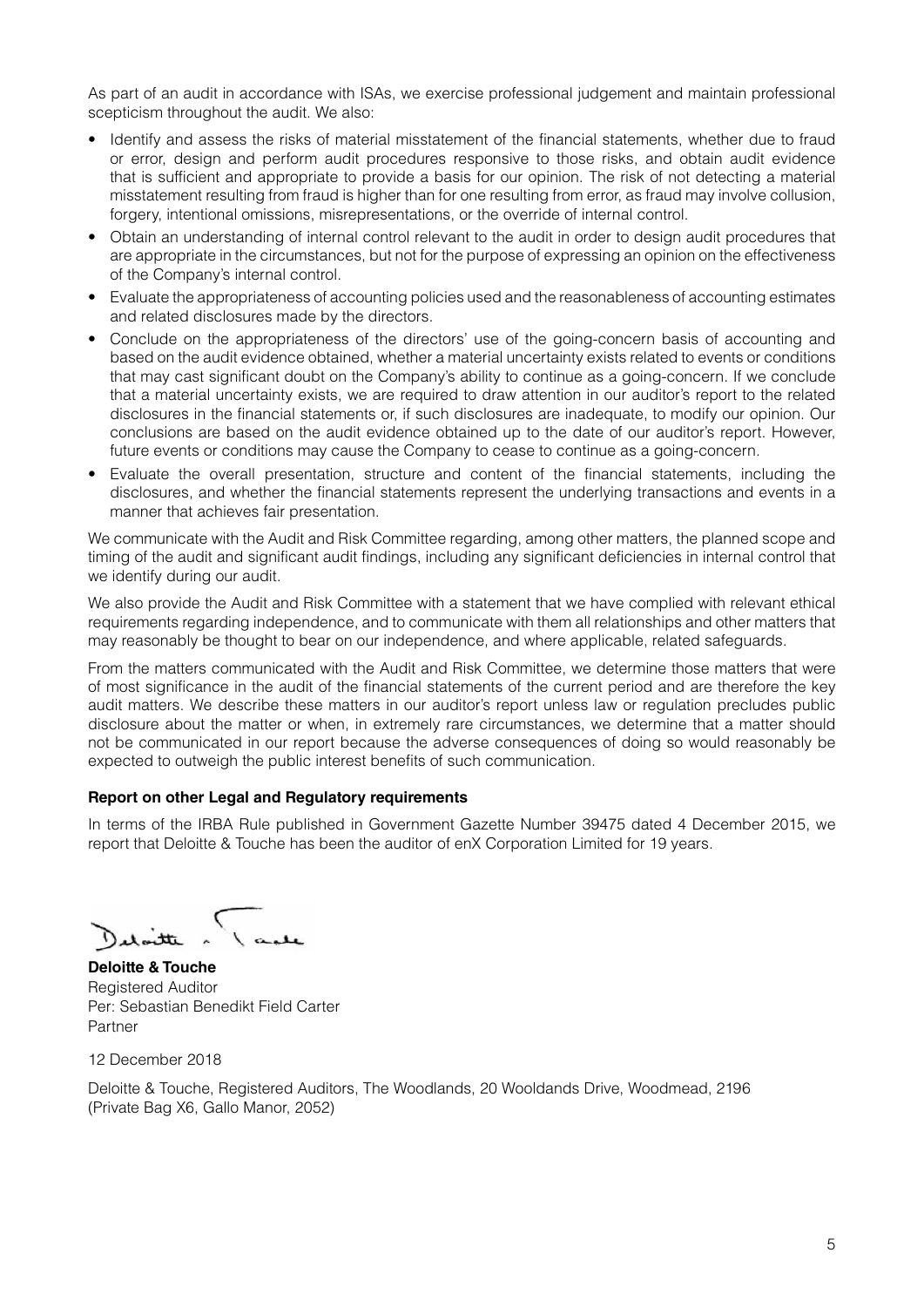As part of an audit in accordance with ISAs, we exercise professional judgement and maintain professional scepticism throughout the audit. We also:

- Identify and assess the risks of material misstatement of the financial statements, whether due to fraud or error, design and perform audit procedures responsive to those risks, and obtain audit evidence that is sufficient and appropriate to provide a basis for our opinion. The risk of not detecting a material misstatement resulting from fraud is higher than for one resulting from error, as fraud may involve collusion, forgery, intentional omissions, misrepresentations, or the override of internal control.
- Obtain an understanding of internal control relevant to the audit in order to design audit procedures that are appropriate in the circumstances, but not for the purpose of expressing an opinion on the effectiveness of the Company's internal control.
- Evaluate the appropriateness of accounting policies used and the reasonableness of accounting estimates and related disclosures made by the directors.
- Conclude on the appropriateness of the directors' use of the going-concern basis of accounting and based on the audit evidence obtained, whether a material uncertainty exists related to events or conditions that may cast significant doubt on the Company's ability to continue as a going-concern. If we conclude that a material uncertainty exists, we are required to draw attention in our auditor's report to the related disclosures in the financial statements or, if such disclosures are inadequate, to modify our opinion. Our conclusions are based on the audit evidence obtained up to the date of our auditor's report. However, future events or conditions may cause the Company to cease to continue as a going-concern.
- Evaluate the overall presentation, structure and content of the financial statements, including the disclosures, and whether the financial statements represent the underlying transactions and events in a manner that achieves fair presentation.

We communicate with the Audit and Risk Committee regarding, among other matters, the planned scope and timing of the audit and significant audit findings, including any significant deficiencies in internal control that we identify during our audit.

We also provide the Audit and Risk Committee with a statement that we have complied with relevant ethical requirements regarding independence, and to communicate with them all relationships and other matters that may reasonably be thought to bear on our independence, and where applicable, related safeguards.

From the matters communicated with the Audit and Risk Committee, we determine those matters that were of most significance in the audit of the financial statements of the current period and are therefore the key audit matters. We describe these matters in our auditor's report unless law or regulation precludes public disclosure about the matter or when, in extremely rare circumstances, we determine that a matter should not be communicated in our report because the adverse consequences of doing so would reasonably be expected to outweigh the public interest benefits of such communication.

**Report on other Legal and Regulatory requirements**

In terms of the IRBA Rule published in Government Gazette Number 39475 dated 4 December 2015, we report that Deloitte & Touche has been the auditor of enX Corporation Limited for 19 years.

**Deloitte & Touche**
Registered Auditor
Per: Sebastian Benedikt Field Carter
Partner

12 December 2018

Deloitte & Touche, Registered Auditors, The Woodlands, 20 Wooldands Drive, Woodmead, 2196
(Private Bag X6, Gallo Manor, 2052)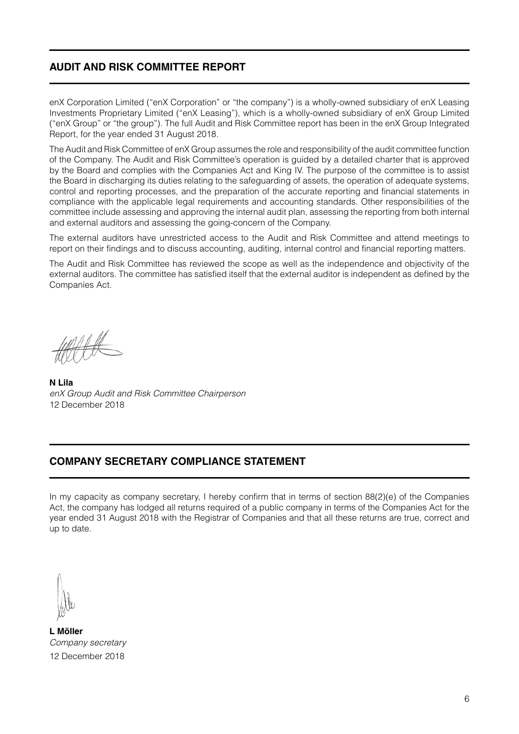## AUDIT AND RISK COMMITTEE REPORT

enX Corporation Limited ("enX Corporation" or "the company") is a wholly-owned subsidiary of enX Leasing Investments Proprietary Limited ("enX Leasing"), which is a wholly-owned subsidiary of enX Group Limited ("enX Group" or "the group"). The full Audit and Risk Committee report has been in the enX Group Integrated Report, for the year ended 31 August 2018.

The Audit and Risk Committee of enX Group assumes the role and responsibility of the audit committee function of the Company. The Audit and Risk Committee's operation is guided by a detailed charter that is approved by the Board and complies with the Companies Act and King IV. The purpose of the committee is to assist the Board in discharging its duties relating to the safeguarding of assets, the operation of adequate systems, control and reporting processes, and the preparation of the accurate reporting and financial statements in compliance with the applicable legal requirements and accounting standards. Other responsibilities of the committee include assessing and approving the internal audit plan, assessing the reporting from both internal and external auditors and assessing the going-concern of the Company.

The external auditors have unrestricted access to the Audit and Risk Committee and attend meetings to report on their findings and to discuss accounting, auditing, internal control and financial reporting matters.

The Audit and Risk Committee has reviewed the scope as well as the independence and objectivity of the external auditors. The committee has satisfied itself that the external auditor is independent as defined by the Companies Act.

**N Lila**
*enX Group Audit and Risk Committee Chairperson*
12 December 2018

## COMPANY SECRETARY COMPLIANCE STATEMENT

In my capacity as company secretary, I hereby confirm that in terms of section 88(2)(e) of the Companies Act, the company has lodged all returns required of a public company in terms of the Companies Act for the year ended 31 August 2018 with the Registrar of Companies and that all these returns are true, correct and up to date.

**L Möller**
*Company secretary*
12 December 2018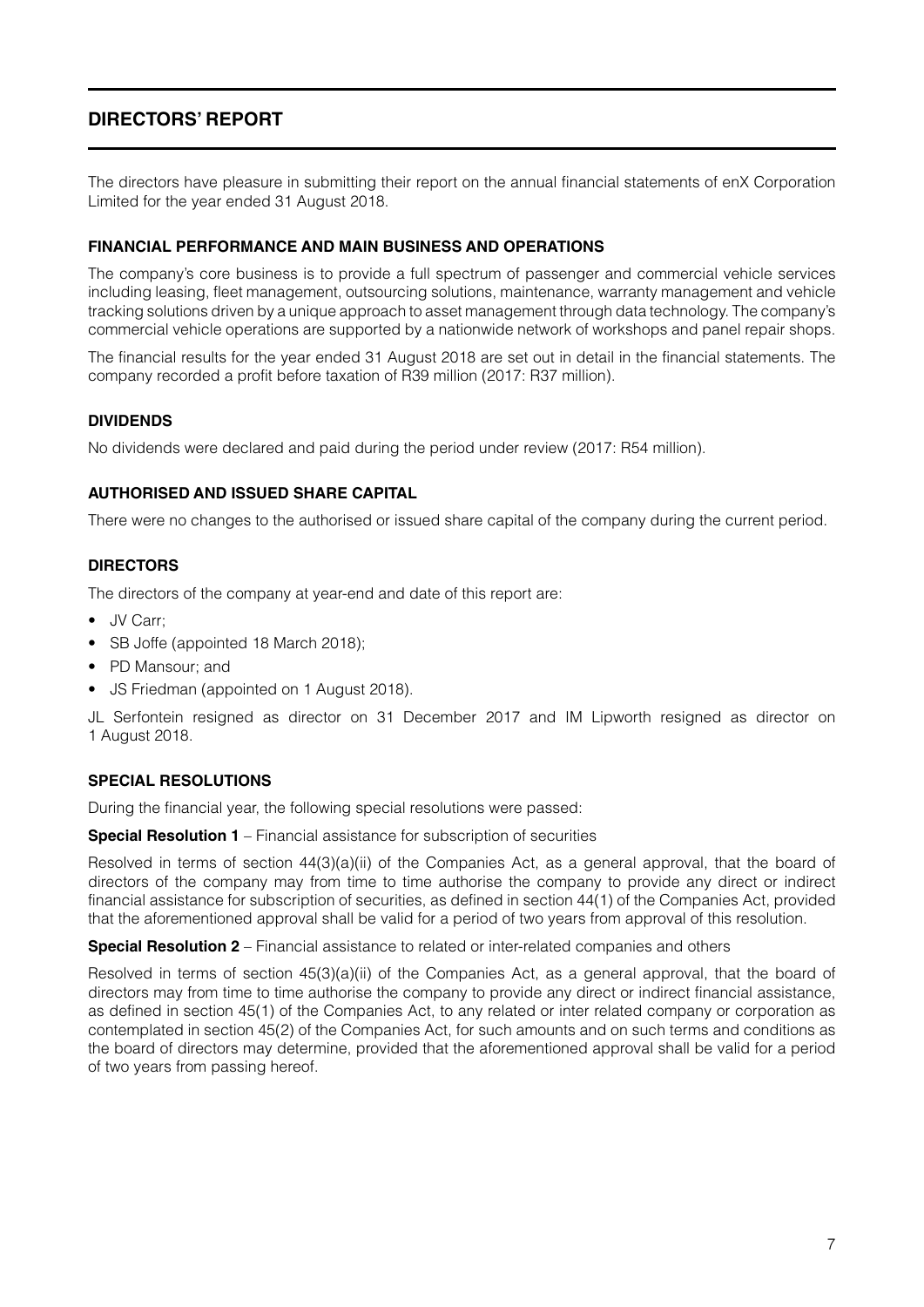# DIRECTORS' REPORT

The directors have pleasure in submitting their report on the annual financial statements of enX Corporation Limited for the year ended 31 August 2018.

## FINANCIAL PERFORMANCE AND MAIN BUSINESS AND OPERATIONS

The company's core business is to provide a full spectrum of passenger and commercial vehicle services including leasing, fleet management, outsourcing solutions, maintenance, warranty management and vehicle tracking solutions driven by a unique approach to asset management through data technology. The company's commercial vehicle operations are supported by a nationwide network of workshops and panel repair shops.

The financial results for the year ended 31 August 2018 are set out in detail in the financial statements. The company recorded a profit before taxation of R39 million (2017: R37 million).

## DIVIDENDS

No dividends were declared and paid during the period under review (2017: R54 million).

## AUTHORISED AND ISSUED SHARE CAPITAL

There were no changes to the authorised or issued share capital of the company during the current period.

## DIRECTORS

The directors of the company at year-end and date of this report are:

- JV Carr;
- SB Joffe (appointed 18 March 2018);
- PD Mansour; and
- JS Friedman (appointed on 1 August 2018).

JL Serfontein resigned as director on 31 December 2017 and IM Lipworth resigned as director on 1 August 2018.

## SPECIAL RESOLUTIONS

During the financial year, the following special resolutions were passed:

**Special Resolution 1** – Financial assistance for subscription of securities

Resolved in terms of section 44(3)(a)(ii) of the Companies Act, as a general approval, that the board of directors of the company may from time to time authorise the company to provide any direct or indirect financial assistance for subscription of securities, as defined in section 44(1) of the Companies Act, provided that the aforementioned approval shall be valid for a period of two years from approval of this resolution.

**Special Resolution 2** – Financial assistance to related or inter-related companies and others

Resolved in terms of section 45(3)(a)(ii) of the Companies Act, as a general approval, that the board of directors may from time to time authorise the company to provide any direct or indirect financial assistance, as defined in section 45(1) of the Companies Act, to any related or inter related company or corporation as contemplated in section 45(2) of the Companies Act, for such amounts and on such terms and conditions as the board of directors may determine, provided that the aforementioned approval shall be valid for a period of two years from passing hereof.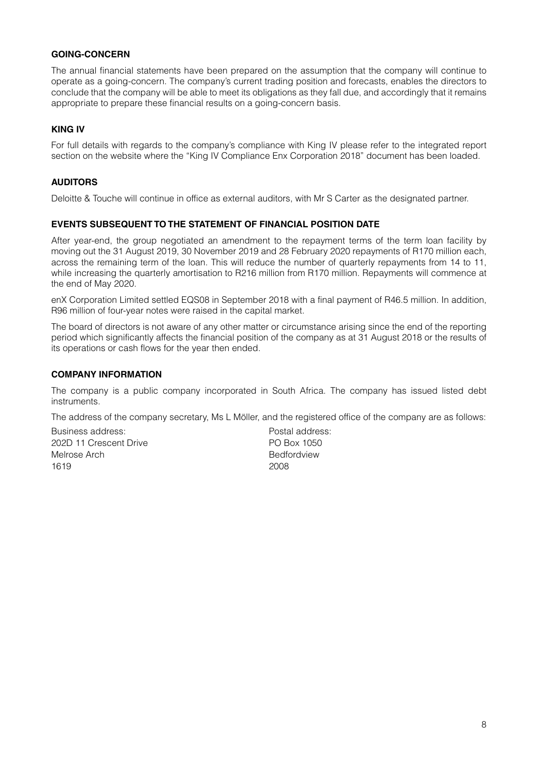## GOING-CONCERN

The annual financial statements have been prepared on the assumption that the company will continue to operate as a going-concern. The company's current trading position and forecasts, enables the directors to conclude that the company will be able to meet its obligations as they fall due, and accordingly that it remains appropriate to prepare these financial results on a going-concern basis.

## KING IV

For full details with regards to the company's compliance with King IV please refer to the integrated report section on the website where the "King IV Compliance Enx Corporation 2018" document has been loaded.

## AUDITORS

Deloitte & Touche will continue in office as external auditors, with Mr S Carter as the designated partner.

## EVENTS SUBSEQUENT TO THE STATEMENT OF FINANCIAL POSITION DATE

After year-end, the group negotiated an amendment to the repayment terms of the term loan facility by moving out the 31 August 2019, 30 November 2019 and 28 February 2020 repayments of R170 million each, across the remaining term of the loan. This will reduce the number of quarterly repayments from 14 to 11, while increasing the quarterly amortisation to R216 million from R170 million. Repayments will commence at the end of May 2020.

enX Corporation Limited settled EQS08 in September 2018 with a final payment of R46.5 million. In addition, R96 million of four-year notes were raised in the capital market.

The board of directors is not aware of any other matter or circumstance arising since the end of the reporting period which significantly affects the financial position of the company as at 31 August 2018 or the results of its operations or cash flows for the year then ended.

## COMPANY INFORMATION

The company is a public company incorporated in South Africa. The company has issued listed debt instruments.

The address of the company secretary, Ms L Möller, and the registered office of the company are as follows:

Business address:
202D 11 Crescent Drive
Melrose Arch
1619

Postal address:
PO Box 1050
Bedfordview
2008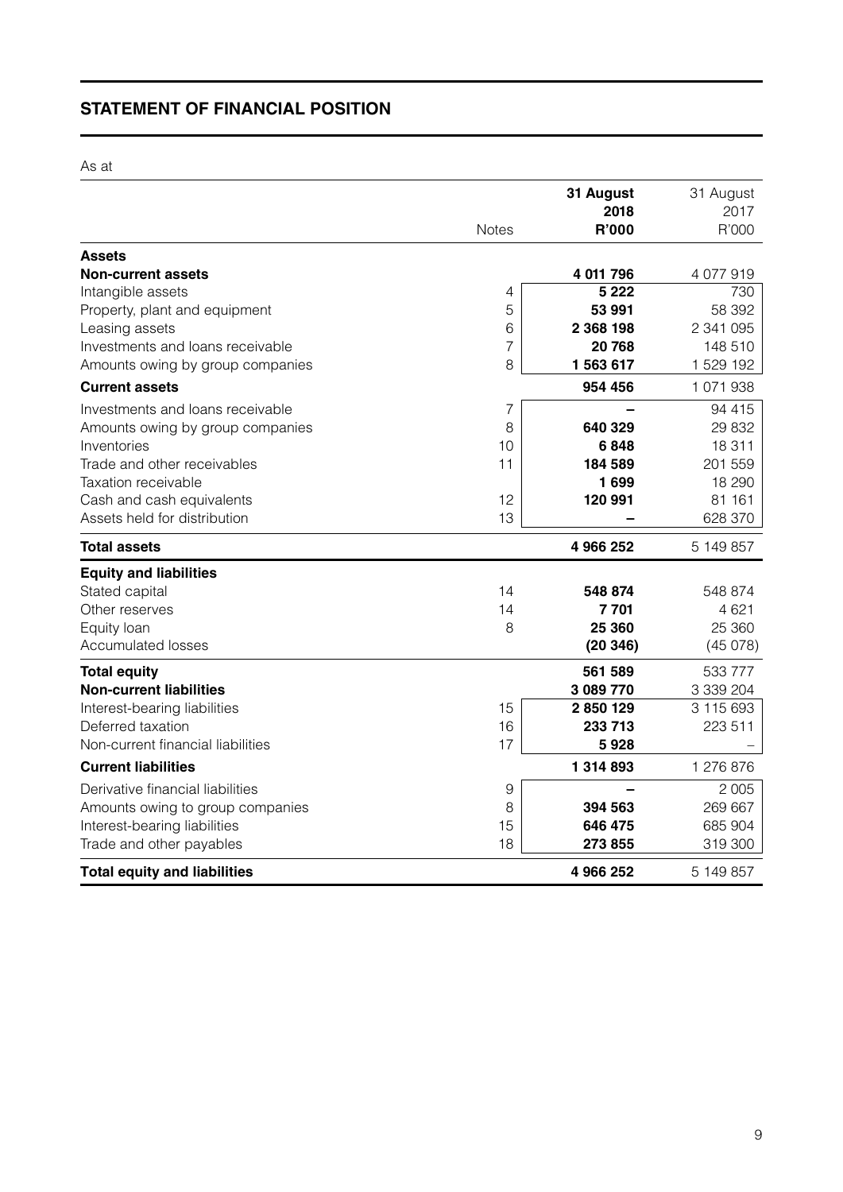## STATEMENT OF FINANCIAL POSITION

As at

| | Notes | 31 August 2018 R'000 | 31 August 2017 R'000 |
|---|---|---|---|
| **Assets** | | | |
| **Non-current assets** | | **4 011 796** | 4 077 919 |
| Intangible assets | 4 | **5 222** | 730 |
| Property, plant and equipment | 5 | **53 991** | 58 392 |
| Leasing assets | 6 | **2 368 198** | 2 341 095 |
| Investments and loans receivable | 7 | **20 768** | 148 510 |
| Amounts owing by group companies | 8 | **1 563 617** | 1 529 192 |
| **Current assets** | | **954 456** | 1 071 938 |
| Investments and loans receivable | 7 | **–** | 94 415 |
| Amounts owing by group companies | 8 | **640 329** | 29 832 |
| Inventories | 10 | **6 848** | 18 311 |
| Trade and other receivables | 11 | **184 589** | 201 559 |
| Taxation receivable | | **1 699** | 18 290 |
| Cash and cash equivalents | 12 | **120 991** | 81 161 |
| Assets held for distribution | 13 | **–** | 628 370 |
| **Total assets** | | **4 966 252** | 5 149 857 |
| **Equity and liabilities** | | | |
| Stated capital | 14 | **548 874** | 548 874 |
| Other reserves | 14 | **7 701** | 4 621 |
| Equity loan | 8 | **25 360** | 25 360 |
| Accumulated losses | | **(20 346)** | (45 078) |
| **Total equity** | | **561 589** | 533 777 |
| **Non-current liabilities** | | **3 089 770** | 3 339 204 |
| Interest-bearing liabilities | 15 | **2 850 129** | 3 115 693 |
| Deferred taxation | 16 | **233 713** | 223 511 |
| Non-current financial liabilities | 17 | **5 928** | – |
| **Current liabilities** | | **1 314 893** | 1 276 876 |
| Derivative financial liabilities | 9 | **–** | 2 005 |
| Amounts owing to group companies | 8 | **394 563** | 269 667 |
| Interest-bearing liabilities | 15 | **646 475** | 685 904 |
| Trade and other payables | 18 | **273 855** | 319 300 |
| **Total equity and liabilities** | | **4 966 252** | 5 149 857 |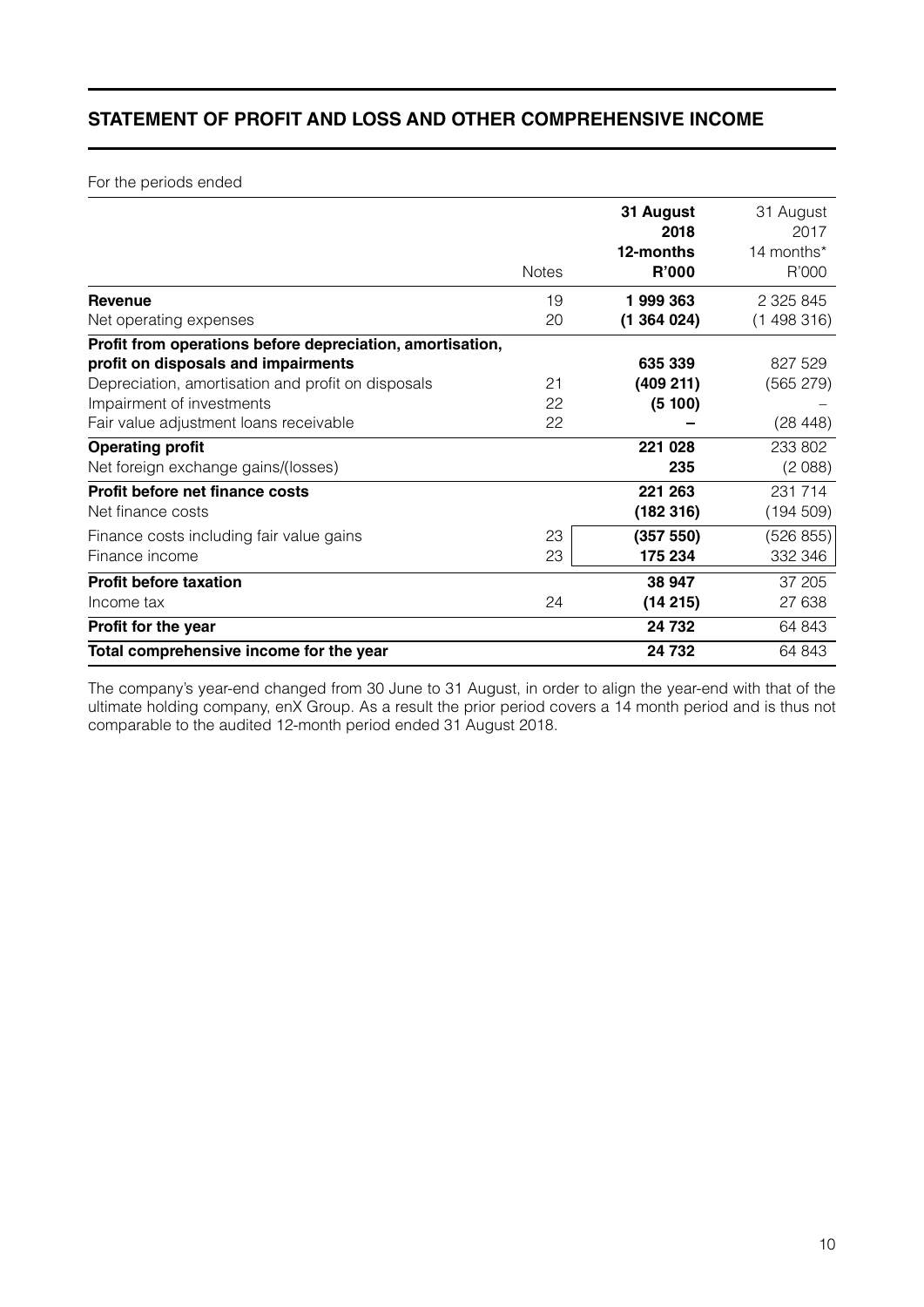## STATEMENT OF PROFIT AND LOSS AND OTHER COMPREHENSIVE INCOME

For the periods ended

| | Notes | **31 August 2018 12-months R'000** | 31 August 2017 14 months* R'000 |
|---|---|---|---|
| **Revenue** | 19 | **1 999 363** | 2 325 845 |
| Net operating expenses | 20 | **(1 364 024)** | (1 498 316) |
| **Profit from operations before depreciation, amortisation, profit on disposals and impairments** | | **635 339** | 827 529 |
| Depreciation, amortisation and profit on disposals | 21 | **(409 211)** | (565 279) |
| Impairment of investments | 22 | **(5 100)** | – |
| Fair value adjustment loans receivable | 22 | **–** | (28 448) |
| **Operating profit** | | **221 028** | 233 802 |
| Net foreign exchange gains/(losses) | | **235** | (2 088) |
| **Profit before net finance costs** | | **221 263** | 231 714 |
| Net finance costs | | **(182 316)** | (194 509) |
| Finance costs including fair value gains | 23 | **(357 550)** | (526 855) |
| Finance income | 23 | **175 234** | 332 346 |
| **Profit before taxation** | | **38 947** | 37 205 |
| Income tax | 24 | **(14 215)** | 27 638 |
| **Profit for the year** | | **24 732** | 64 843 |
| **Total comprehensive income for the year** | | **24 732** | 64 843 |

The company's year-end changed from 30 June to 31 August, in order to align the year-end with that of the ultimate holding company, enX Group. As a result the prior period covers a 14 month period and is thus not comparable to the audited 12-month period ended 31 August 2018.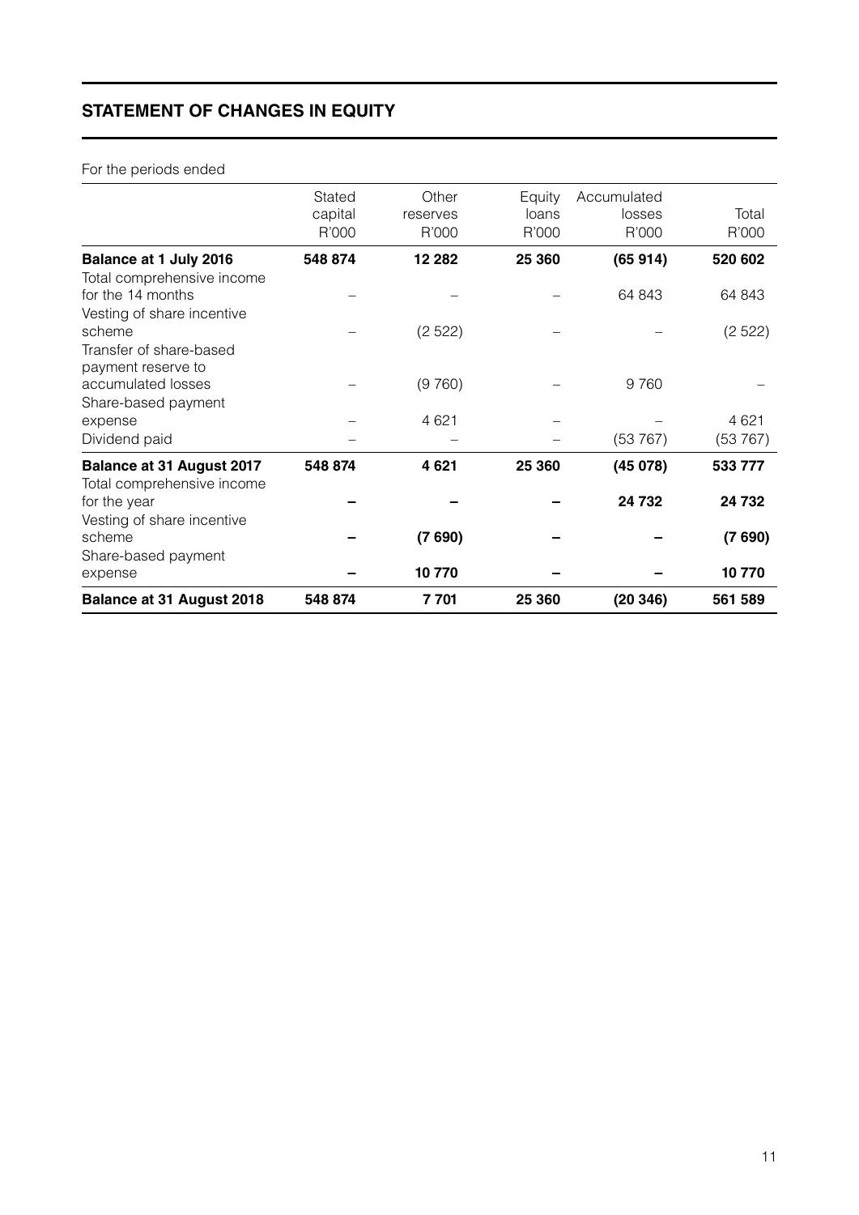## STATEMENT OF CHANGES IN EQUITY

For the periods ended

| | Stated capital R'000 | Other reserves R'000 | Equity loans R'000 | Accumulated losses R'000 | Total R'000 |
|---|---|---|---|---|---|
| **Balance at 1 July 2016** | **548 874** | **12 282** | **25 360** | **(65 914)** | **520 602** |
| Total comprehensive income for the 14 months | – | – | – | 64 843 | 64 843 |
| Vesting of share incentive scheme | – | (2 522) | – | – | (2 522) |
| Transfer of share-based payment reserve to accumulated losses | – | (9 760) | – | 9 760 | – |
| Share-based payment expense | – | 4 621 | – | – | 4 621 |
| Dividend paid | – | – | – | (53 767) | (53 767) |
| **Balance at 31 August 2017** | **548 874** | **4 621** | **25 360** | **(45 078)** | **533 777** |
| Total comprehensive income for the year | **–** | **–** | **–** | **24 732** | **24 732** |
| Vesting of share incentive scheme | **–** | **(7 690)** | **–** | **–** | **(7 690)** |
| Share-based payment expense | **–** | **10 770** | **–** | **–** | **10 770** |
| **Balance at 31 August 2018** | **548 874** | **7 701** | **25 360** | **(20 346)** | **561 589** |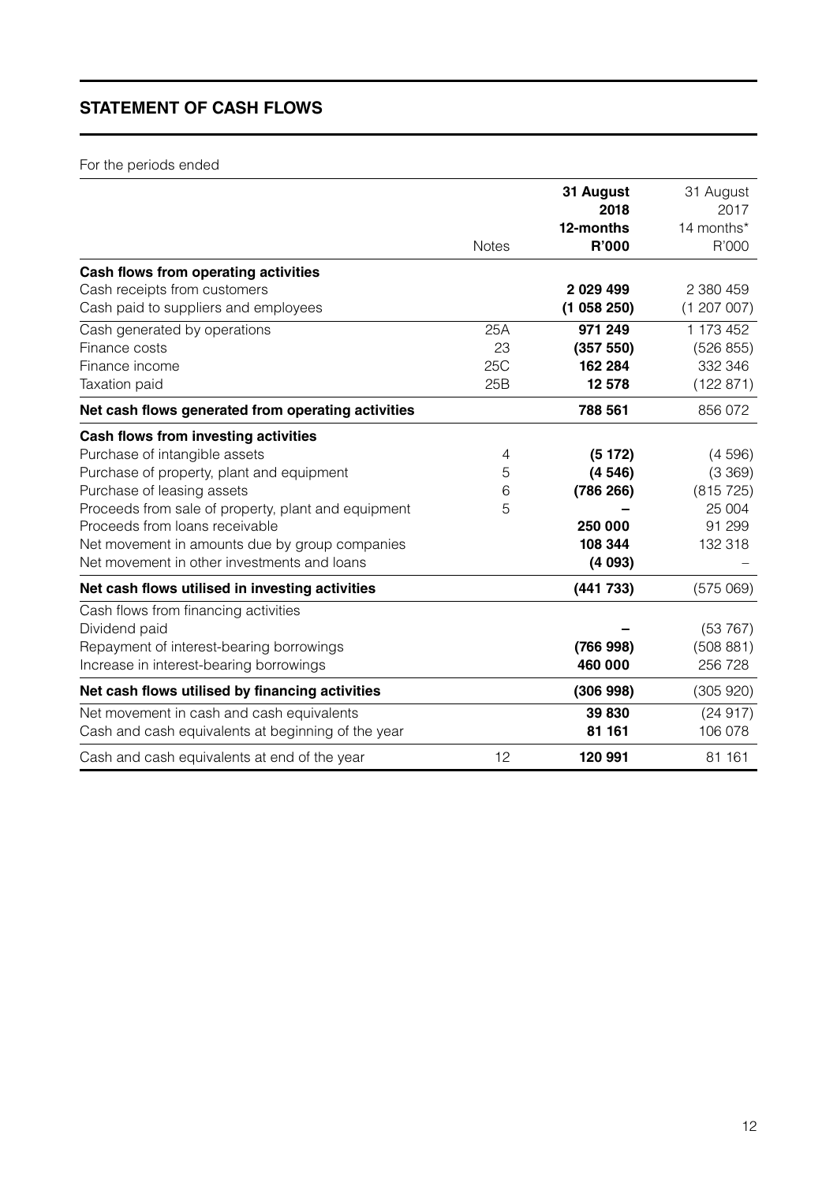# STATEMENT OF CASH FLOWS

For the periods ended

| | Notes | 31 August 2018 12-months R'000 | 31 August 2017 14 months* R'000 |
|---|---|---|---|
| **Cash flows from operating activities** | | | |
| Cash receipts from customers | | **2 029 499** | 2 380 459 |
| Cash paid to suppliers and employees | | **(1 058 250)** | (1 207 007) |
| Cash generated by operations | 25A | **971 249** | 1 173 452 |
| Finance costs | 23 | **(357 550)** | (526 855) |
| Finance income | 25C | **162 284** | 332 346 |
| Taxation paid | 25B | **12 578** | (122 871) |
| **Net cash flows generated from operating activities** | | **788 561** | 856 072 |
| **Cash flows from investing activities** | | | |
| Purchase of intangible assets | 4 | **(5 172)** | (4 596) |
| Purchase of property, plant and equipment | 5 | **(4 546)** | (3 369) |
| Purchase of leasing assets | 6 | **(786 266)** | (815 725) |
| Proceeds from sale of property, plant and equipment | 5 | **–** | 25 004 |
| Proceeds from loans receivable | | **250 000** | 91 299 |
| Net movement in amounts due by group companies | | **108 344** | 132 318 |
| Net movement in other investments and loans | | **(4 093)** | – |
| **Net cash flows utilised in investing activities** | | **(441 733)** | (575 069) |
| Cash flows from financing activities | | | |
| Dividend paid | | **–** | (53 767) |
| Repayment of interest-bearing borrowings | | **(766 998)** | (508 881) |
| Increase in interest-bearing borrowings | | **460 000** | 256 728 |
| **Net cash flows utilised by financing activities** | | **(306 998)** | (305 920) |
| Net movement in cash and cash equivalents | | **39 830** | (24 917) |
| Cash and cash equivalents at beginning of the year | | **81 161** | 106 078 |
| Cash and cash equivalents at end of the year | 12 | **120 991** | 81 161 |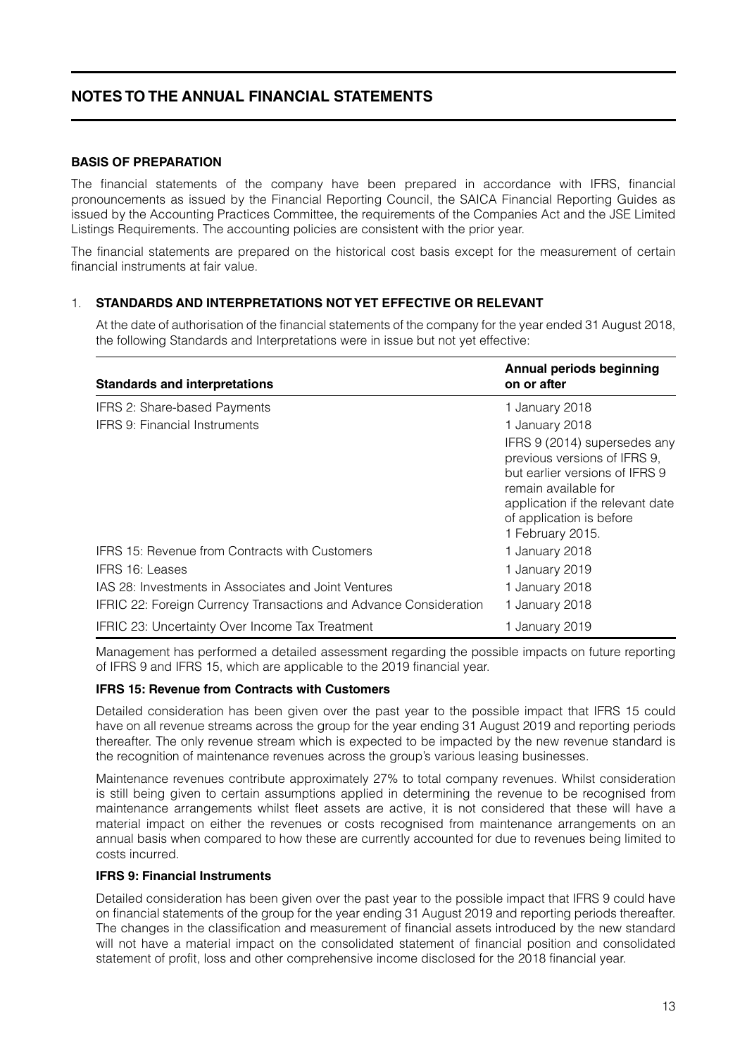# NOTES TO THE ANNUAL FINANCIAL STATEMENTS

## BASIS OF PREPARATION

The financial statements of the company have been prepared in accordance with IFRS, financial pronouncements as issued by the Financial Reporting Council, the SAICA Financial Reporting Guides as issued by the Accounting Practices Committee, the requirements of the Companies Act and the JSE Limited Listings Requirements. The accounting policies are consistent with the prior year.

The financial statements are prepared on the historical cost basis except for the measurement of certain financial instruments at fair value.

## 1. STANDARDS AND INTERPRETATIONS NOT YET EFFECTIVE OR RELEVANT

At the date of authorisation of the financial statements of the company for the year ended 31 August 2018, the following Standards and Interpretations were in issue but not yet effective:

| Standards and interpretations | Annual periods beginning on or after |
|---|---|
| IFRS 2: Share-based Payments | 1 January 2018 |
| IFRS 9: Financial Instruments | 1 January 2018<br>IFRS 9 (2014) supersedes any previous versions of IFRS 9, but earlier versions of IFRS 9 remain available for application if the relevant date of application is before 1 February 2015. |
| IFRS 15: Revenue from Contracts with Customers | 1 January 2018 |
| IFRS 16: Leases | 1 January 2019 |
| IAS 28: Investments in Associates and Joint Ventures | 1 January 2018 |
| IFRIC 22: Foreign Currency Transactions and Advance Consideration | 1 January 2018 |
| IFRIC 23: Uncertainty Over Income Tax Treatment | 1 January 2019 |

Management has performed a detailed assessment regarding the possible impacts on future reporting of IFRS 9 and IFRS 15, which are applicable to the 2019 financial year.

### IFRS 15: Revenue from Contracts with Customers

Detailed consideration has been given over the past year to the possible impact that IFRS 15 could have on all revenue streams across the group for the year ending 31 August 2019 and reporting periods thereafter. The only revenue stream which is expected to be impacted by the new revenue standard is the recognition of maintenance revenues across the group's various leasing businesses.

Maintenance revenues contribute approximately 27% to total company revenues. Whilst consideration is still being given to certain assumptions applied in determining the revenue to be recognised from maintenance arrangements whilst fleet assets are active, it is not considered that these will have a material impact on either the revenues or costs recognised from maintenance arrangements on an annual basis when compared to how these are currently accounted for due to revenues being limited to costs incurred.

### IFRS 9: Financial Instruments

Detailed consideration has been given over the past year to the possible impact that IFRS 9 could have on financial statements of the group for the year ending 31 August 2019 and reporting periods thereafter. The changes in the classification and measurement of financial assets introduced by the new standard will not have a material impact on the consolidated statement of financial position and consolidated statement of profit, loss and other comprehensive income disclosed for the 2018 financial year.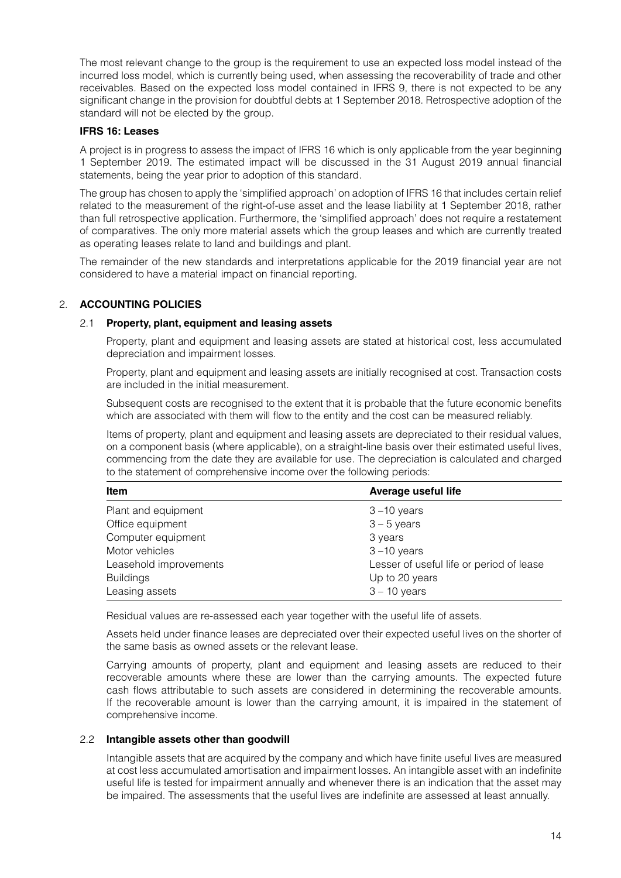The most relevant change to the group is the requirement to use an expected loss model instead of the incurred loss model, which is currently being used, when assessing the recoverability of trade and other receivables. Based on the expected loss model contained in IFRS 9, there is not expected to be any significant change in the provision for doubtful debts at 1 September 2018. Retrospective adoption of the standard will not be elected by the group.

**IFRS 16: Leases**

A project is in progress to assess the impact of IFRS 16 which is only applicable from the year beginning 1 September 2019. The estimated impact will be discussed in the 31 August 2019 annual financial statements, being the year prior to adoption of this standard.

The group has chosen to apply the 'simplified approach' on adoption of IFRS 16 that includes certain relief related to the measurement of the right-of-use asset and the lease liability at 1 September 2018, rather than full retrospective application. Furthermore, the 'simplified approach' does not require a restatement of comparatives. The only more material assets which the group leases and which are currently treated as operating leases relate to land and buildings and plant.

The remainder of the new standards and interpretations applicable for the 2019 financial year are not considered to have a material impact on financial reporting.

## 2. ACCOUNTING POLICIES

### 2.1 Property, plant, equipment and leasing assets

Property, plant and equipment and leasing assets are stated at historical cost, less accumulated depreciation and impairment losses.

Property, plant and equipment and leasing assets are initially recognised at cost. Transaction costs are included in the initial measurement.

Subsequent costs are recognised to the extent that it is probable that the future economic benefits which are associated with them will flow to the entity and the cost can be measured reliably.

Items of property, plant and equipment and leasing assets are depreciated to their residual values, on a component basis (where applicable), on a straight-line basis over their estimated useful lives, commencing from the date they are available for use. The depreciation is calculated and charged to the statement of comprehensive income over the following periods:

| Item | Average useful life |
|---|---|
| Plant and equipment | 3 –10 years |
| Office equipment | 3 – 5 years |
| Computer equipment | 3 years |
| Motor vehicles | 3 –10 years |
| Leasehold improvements | Lesser of useful life or period of lease |
| Buildings | Up to 20 years |
| Leasing assets | 3 – 10 years |

Residual values are re-assessed each year together with the useful life of assets.

Assets held under finance leases are depreciated over their expected useful lives on the shorter of the same basis as owned assets or the relevant lease.

Carrying amounts of property, plant and equipment and leasing assets are reduced to their recoverable amounts where these are lower than the carrying amounts. The expected future cash flows attributable to such assets are considered in determining the recoverable amounts. If the recoverable amount is lower than the carrying amount, it is impaired in the statement of comprehensive income.

### 2.2 Intangible assets other than goodwill

Intangible assets that are acquired by the company and which have finite useful lives are measured at cost less accumulated amortisation and impairment losses. An intangible asset with an indefinite useful life is tested for impairment annually and whenever there is an indication that the asset may be impaired. The assessments that the useful lives are indefinite are assessed at least annually.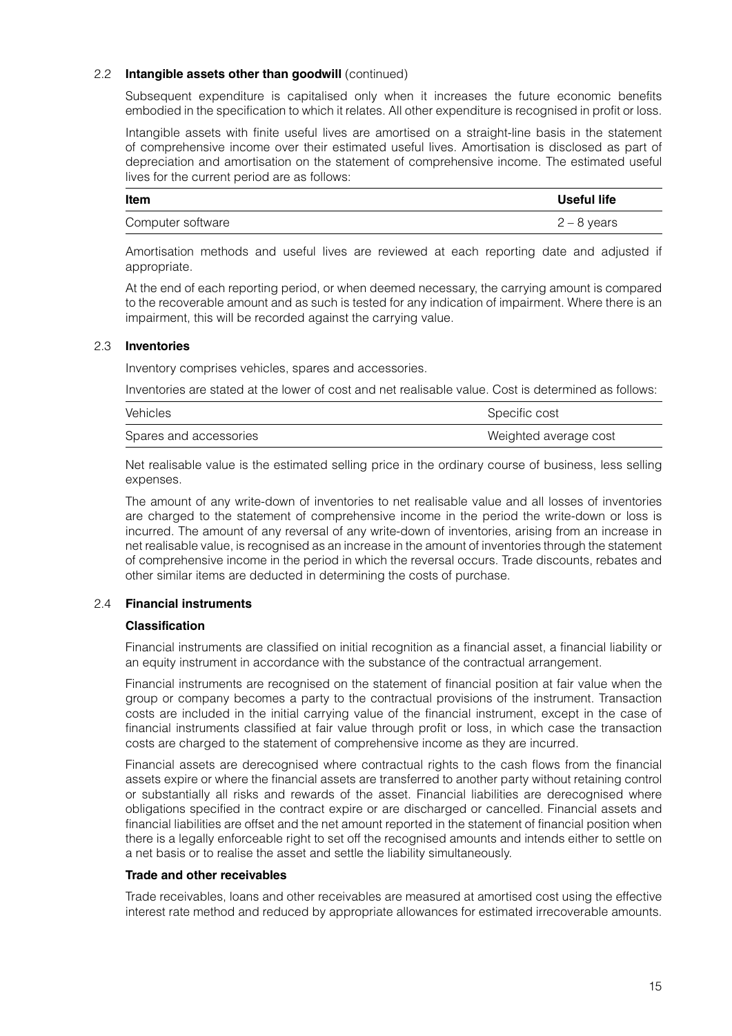### 2.2 Intangible assets other than goodwill (continued)

Subsequent expenditure is capitalised only when it increases the future economic benefits embodied in the specification to which it relates. All other expenditure is recognised in profit or loss.

Intangible assets with finite useful lives are amortised on a straight-line basis in the statement of comprehensive income over their estimated useful lives. Amortisation is disclosed as part of depreciation and amortisation on the statement of comprehensive income. The estimated useful lives for the current period are as follows:

| Item | Useful life |
|---|---|
| Computer software | 2 – 8 years |

Amortisation methods and useful lives are reviewed at each reporting date and adjusted if appropriate.

At the end of each reporting period, or when deemed necessary, the carrying amount is compared to the recoverable amount and as such is tested for any indication of impairment. Where there is an impairment, this will be recorded against the carrying value.

### 2.3 Inventories

Inventory comprises vehicles, spares and accessories.

Inventories are stated at the lower of cost and net realisable value. Cost is determined as follows:

| | |
|---|---|
| Vehicles | Specific cost |
| Spares and accessories | Weighted average cost |

Net realisable value is the estimated selling price in the ordinary course of business, less selling expenses.

The amount of any write-down of inventories to net realisable value and all losses of inventories are charged to the statement of comprehensive income in the period the write-down or loss is incurred. The amount of any reversal of any write-down of inventories, arising from an increase in net realisable value, is recognised as an increase in the amount of inventories through the statement of comprehensive income in the period in which the reversal occurs. Trade discounts, rebates and other similar items are deducted in determining the costs of purchase.

### 2.4 Financial instruments

**Classification**

Financial instruments are classified on initial recognition as a financial asset, a financial liability or an equity instrument in accordance with the substance of the contractual arrangement.

Financial instruments are recognised on the statement of financial position at fair value when the group or company becomes a party to the contractual provisions of the instrument. Transaction costs are included in the initial carrying value of the financial instrument, except in the case of financial instruments classified at fair value through profit or loss, in which case the transaction costs are charged to the statement of comprehensive income as they are incurred.

Financial assets are derecognised where contractual rights to the cash flows from the financial assets expire or where the financial assets are transferred to another party without retaining control or substantially all risks and rewards of the asset. Financial liabilities are derecognised where obligations specified in the contract expire or are discharged or cancelled. Financial assets and financial liabilities are offset and the net amount reported in the statement of financial position when there is a legally enforceable right to set off the recognised amounts and intends either to settle on a net basis or to realise the asset and settle the liability simultaneously.

**Trade and other receivables**

Trade receivables, loans and other receivables are measured at amortised cost using the effective interest rate method and reduced by appropriate allowances for estimated irrecoverable amounts.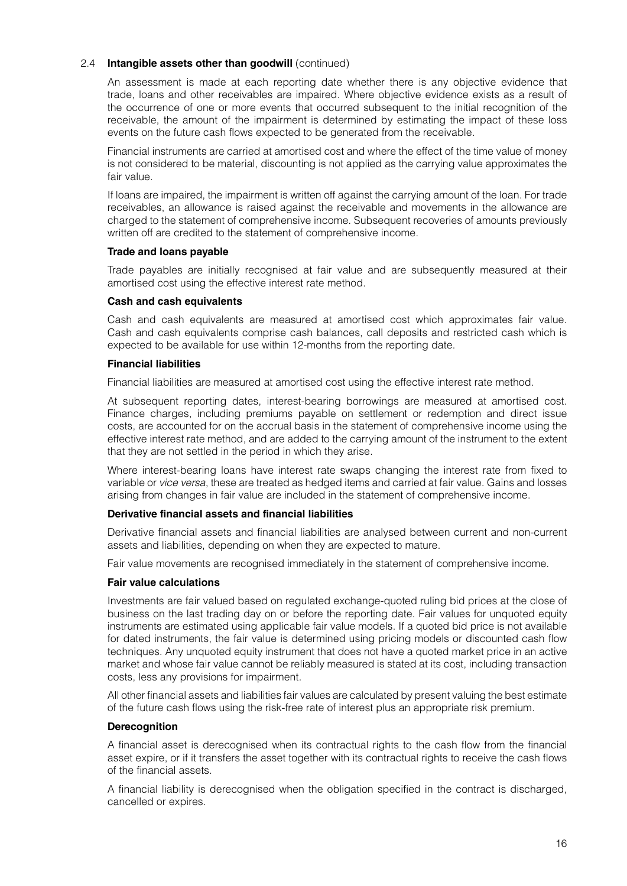## 2.4 Intangible assets other than goodwill (continued)

An assessment is made at each reporting date whether there is any objective evidence that trade, loans and other receivables are impaired. Where objective evidence exists as a result of the occurrence of one or more events that occurred subsequent to the initial recognition of the receivable, the amount of the impairment is determined by estimating the impact of these loss events on the future cash flows expected to be generated from the receivable.

Financial instruments are carried at amortised cost and where the effect of the time value of money is not considered to be material, discounting is not applied as the carrying value approximates the fair value.

If loans are impaired, the impairment is written off against the carrying amount of the loan. For trade receivables, an allowance is raised against the receivable and movements in the allowance are charged to the statement of comprehensive income. Subsequent recoveries of amounts previously written off are credited to the statement of comprehensive income.

**Trade and loans payable**

Trade payables are initially recognised at fair value and are subsequently measured at their amortised cost using the effective interest rate method.

**Cash and cash equivalents**

Cash and cash equivalents are measured at amortised cost which approximates fair value. Cash and cash equivalents comprise cash balances, call deposits and restricted cash which is expected to be available for use within 12-months from the reporting date.

**Financial liabilities**

Financial liabilities are measured at amortised cost using the effective interest rate method.

At subsequent reporting dates, interest-bearing borrowings are measured at amortised cost. Finance charges, including premiums payable on settlement or redemption and direct issue costs, are accounted for on the accrual basis in the statement of comprehensive income using the effective interest rate method, and are added to the carrying amount of the instrument to the extent that they are not settled in the period in which they arise.

Where interest-bearing loans have interest rate swaps changing the interest rate from fixed to variable or *vice versa*, these are treated as hedged items and carried at fair value. Gains and losses arising from changes in fair value are included in the statement of comprehensive income.

**Derivative financial assets and financial liabilities**

Derivative financial assets and financial liabilities are analysed between current and non-current assets and liabilities, depending on when they are expected to mature.

Fair value movements are recognised immediately in the statement of comprehensive income.

**Fair value calculations**

Investments are fair valued based on regulated exchange-quoted ruling bid prices at the close of business on the last trading day on or before the reporting date. Fair values for unquoted equity instruments are estimated using applicable fair value models. If a quoted bid price is not available for dated instruments, the fair value is determined using pricing models or discounted cash flow techniques. Any unquoted equity instrument that does not have a quoted market price in an active market and whose fair value cannot be reliably measured is stated at its cost, including transaction costs, less any provisions for impairment.

All other financial assets and liabilities fair values are calculated by present valuing the best estimate of the future cash flows using the risk-free rate of interest plus an appropriate risk premium.

**Derecognition**

A financial asset is derecognised when its contractual rights to the cash flow from the financial asset expire, or if it transfers the asset together with its contractual rights to receive the cash flows of the financial assets.

A financial liability is derecognised when the obligation specified in the contract is discharged, cancelled or expires.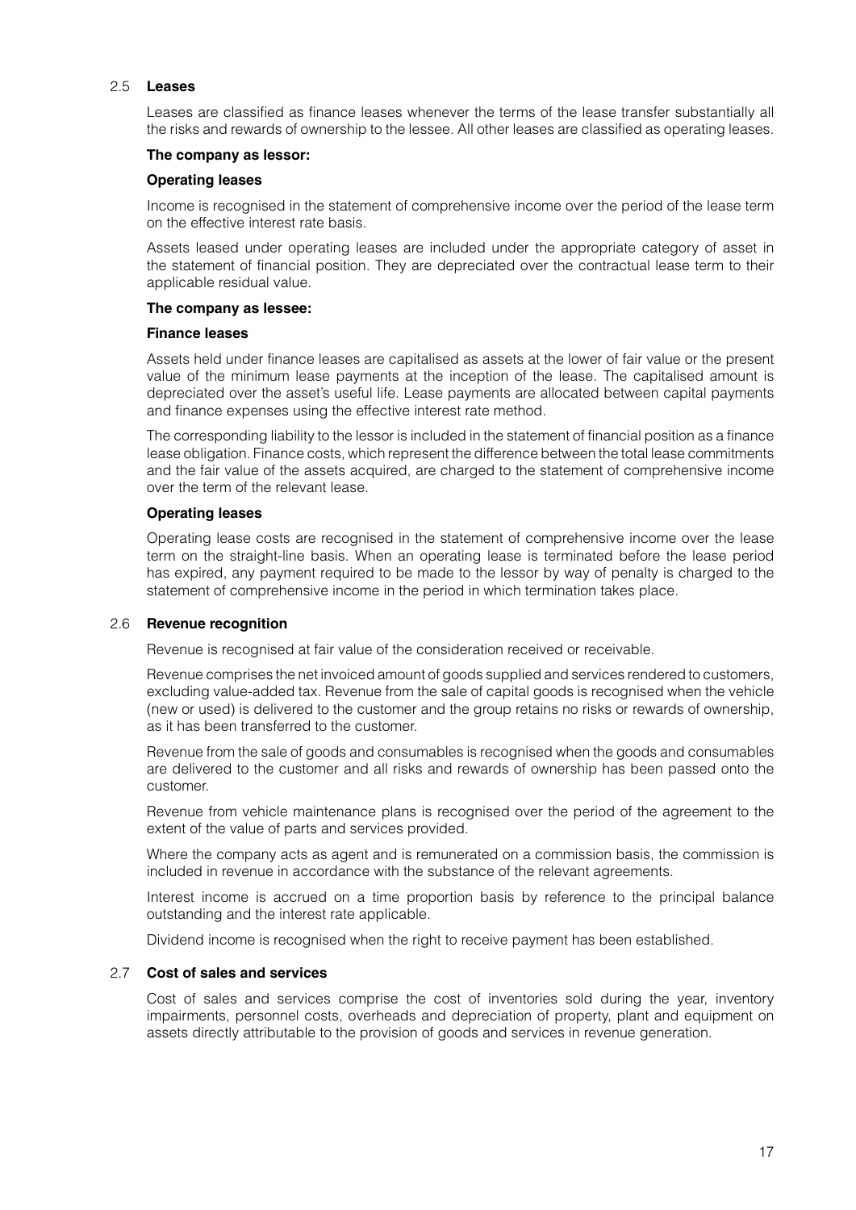### 2.5 Leases

Leases are classified as finance leases whenever the terms of the lease transfer substantially all the risks and rewards of ownership to the lessee. All other leases are classified as operating leases.

**The company as lessor:**

**Operating leases**

Income is recognised in the statement of comprehensive income over the period of the lease term on the effective interest rate basis.

Assets leased under operating leases are included under the appropriate category of asset in the statement of financial position. They are depreciated over the contractual lease term to their applicable residual value.

**The company as lessee:**

**Finance leases**

Assets held under finance leases are capitalised as assets at the lower of fair value or the present value of the minimum lease payments at the inception of the lease. The capitalised amount is depreciated over the asset's useful life. Lease payments are allocated between capital payments and finance expenses using the effective interest rate method.

The corresponding liability to the lessor is included in the statement of financial position as a finance lease obligation. Finance costs, which represent the difference between the total lease commitments and the fair value of the assets acquired, are charged to the statement of comprehensive income over the term of the relevant lease.

**Operating leases**

Operating lease costs are recognised in the statement of comprehensive income over the lease term on the straight-line basis. When an operating lease is terminated before the lease period has expired, any payment required to be made to the lessor by way of penalty is charged to the statement of comprehensive income in the period in which termination takes place.

### 2.6 Revenue recognition

Revenue is recognised at fair value of the consideration received or receivable.

Revenue comprises the net invoiced amount of goods supplied and services rendered to customers, excluding value-added tax. Revenue from the sale of capital goods is recognised when the vehicle (new or used) is delivered to the customer and the group retains no risks or rewards of ownership, as it has been transferred to the customer.

Revenue from the sale of goods and consumables is recognised when the goods and consumables are delivered to the customer and all risks and rewards of ownership has been passed onto the customer.

Revenue from vehicle maintenance plans is recognised over the period of the agreement to the extent of the value of parts and services provided.

Where the company acts as agent and is remunerated on a commission basis, the commission is included in revenue in accordance with the substance of the relevant agreements.

Interest income is accrued on a time proportion basis by reference to the principal balance outstanding and the interest rate applicable.

Dividend income is recognised when the right to receive payment has been established.

### 2.7 Cost of sales and services

Cost of sales and services comprise the cost of inventories sold during the year, inventory impairments, personnel costs, overheads and depreciation of property, plant and equipment on assets directly attributable to the provision of goods and services in revenue generation.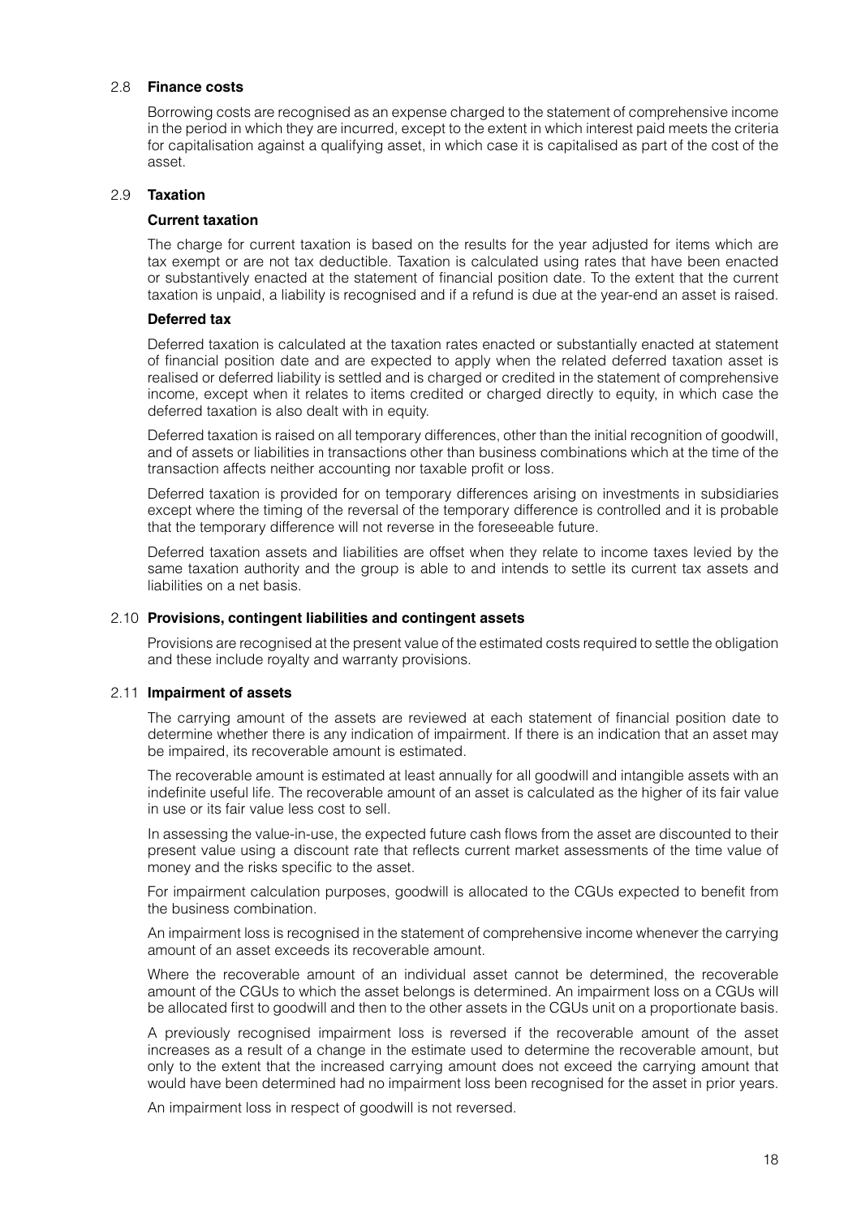## 2.8 Finance costs

Borrowing costs are recognised as an expense charged to the statement of comprehensive income in the period in which they are incurred, except to the extent in which interest paid meets the criteria for capitalisation against a qualifying asset, in which case it is capitalised as part of the cost of the asset.

## 2.9 Taxation

### Current taxation

The charge for current taxation is based on the results for the year adjusted for items which are tax exempt or are not tax deductible. Taxation is calculated using rates that have been enacted or substantively enacted at the statement of financial position date. To the extent that the current taxation is unpaid, a liability is recognised and if a refund is due at the year-end an asset is raised.

### Deferred tax

Deferred taxation is calculated at the taxation rates enacted or substantially enacted at statement of financial position date and are expected to apply when the related deferred taxation asset is realised or deferred liability is settled and is charged or credited in the statement of comprehensive income, except when it relates to items credited or charged directly to equity, in which case the deferred taxation is also dealt with in equity.

Deferred taxation is raised on all temporary differences, other than the initial recognition of goodwill, and of assets or liabilities in transactions other than business combinations which at the time of the transaction affects neither accounting nor taxable profit or loss.

Deferred taxation is provided for on temporary differences arising on investments in subsidiaries except where the timing of the reversal of the temporary difference is controlled and it is probable that the temporary difference will not reverse in the foreseeable future.

Deferred taxation assets and liabilities are offset when they relate to income taxes levied by the same taxation authority and the group is able to and intends to settle its current tax assets and liabilities on a net basis.

## 2.10 Provisions, contingent liabilities and contingent assets

Provisions are recognised at the present value of the estimated costs required to settle the obligation and these include royalty and warranty provisions.

## 2.11 Impairment of assets

The carrying amount of the assets are reviewed at each statement of financial position date to determine whether there is any indication of impairment. If there is an indication that an asset may be impaired, its recoverable amount is estimated.

The recoverable amount is estimated at least annually for all goodwill and intangible assets with an indefinite useful life. The recoverable amount of an asset is calculated as the higher of its fair value in use or its fair value less cost to sell.

In assessing the value-in-use, the expected future cash flows from the asset are discounted to their present value using a discount rate that reflects current market assessments of the time value of money and the risks specific to the asset.

For impairment calculation purposes, goodwill is allocated to the CGUs expected to benefit from the business combination.

An impairment loss is recognised in the statement of comprehensive income whenever the carrying amount of an asset exceeds its recoverable amount.

Where the recoverable amount of an individual asset cannot be determined, the recoverable amount of the CGUs to which the asset belongs is determined. An impairment loss on a CGUs will be allocated first to goodwill and then to the other assets in the CGUs unit on a proportionate basis.

A previously recognised impairment loss is reversed if the recoverable amount of the asset increases as a result of a change in the estimate used to determine the recoverable amount, but only to the extent that the increased carrying amount does not exceed the carrying amount that would have been determined had no impairment loss been recognised for the asset in prior years.

An impairment loss in respect of goodwill is not reversed.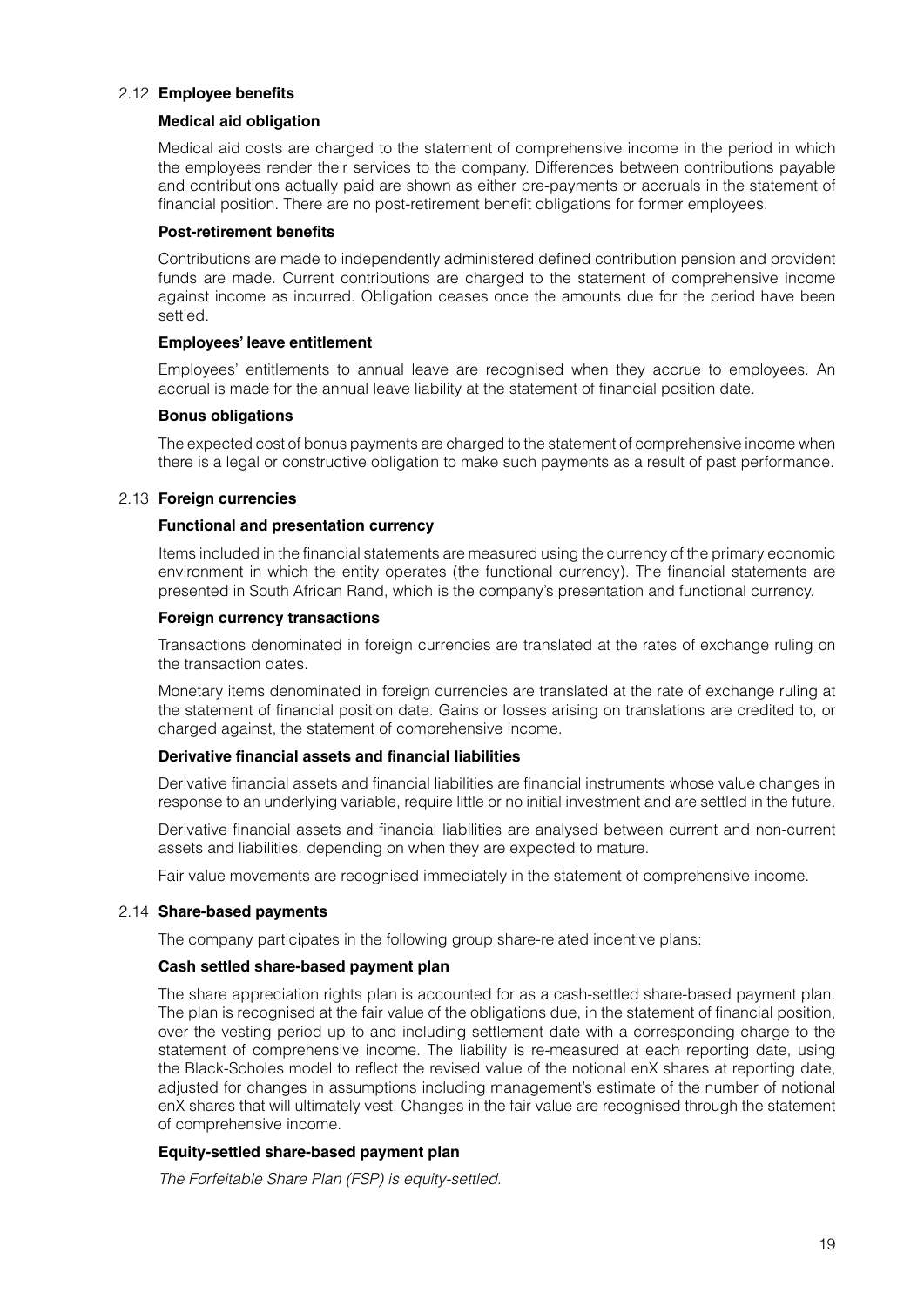### 2.12 Employee benefits

**Medical aid obligation**

Medical aid costs are charged to the statement of comprehensive income in the period in which the employees render their services to the company. Differences between contributions payable and contributions actually paid are shown as either pre-payments or accruals in the statement of financial position. There are no post-retirement benefit obligations for former employees.

**Post-retirement benefits**

Contributions are made to independently administered defined contribution pension and provident funds are made. Current contributions are charged to the statement of comprehensive income against income as incurred. Obligation ceases once the amounts due for the period have been settled.

**Employees' leave entitlement**

Employees' entitlements to annual leave are recognised when they accrue to employees. An accrual is made for the annual leave liability at the statement of financial position date.

**Bonus obligations**

The expected cost of bonus payments are charged to the statement of comprehensive income when there is a legal or constructive obligation to make such payments as a result of past performance.

### 2.13 Foreign currencies

**Functional and presentation currency**

Items included in the financial statements are measured using the currency of the primary economic environment in which the entity operates (the functional currency). The financial statements are presented in South African Rand, which is the company's presentation and functional currency.

**Foreign currency transactions**

Transactions denominated in foreign currencies are translated at the rates of exchange ruling on the transaction dates.

Monetary items denominated in foreign currencies are translated at the rate of exchange ruling at the statement of financial position date. Gains or losses arising on translations are credited to, or charged against, the statement of comprehensive income.

**Derivative financial assets and financial liabilities**

Derivative financial assets and financial liabilities are financial instruments whose value changes in response to an underlying variable, require little or no initial investment and are settled in the future.

Derivative financial assets and financial liabilities are analysed between current and non-current assets and liabilities, depending on when they are expected to mature.

Fair value movements are recognised immediately in the statement of comprehensive income.

### 2.14 Share-based payments

The company participates in the following group share-related incentive plans:

**Cash settled share-based payment plan**

The share appreciation rights plan is accounted for as a cash-settled share-based payment plan. The plan is recognised at the fair value of the obligations due, in the statement of financial position, over the vesting period up to and including settlement date with a corresponding charge to the statement of comprehensive income. The liability is re-measured at each reporting date, using the Black-Scholes model to reflect the revised value of the notional enX shares at reporting date, adjusted for changes in assumptions including management's estimate of the number of notional enX shares that will ultimately vest. Changes in the fair value are recognised through the statement of comprehensive income.

**Equity-settled share-based payment plan**

*The Forfeitable Share Plan (FSP) is equity-settled.*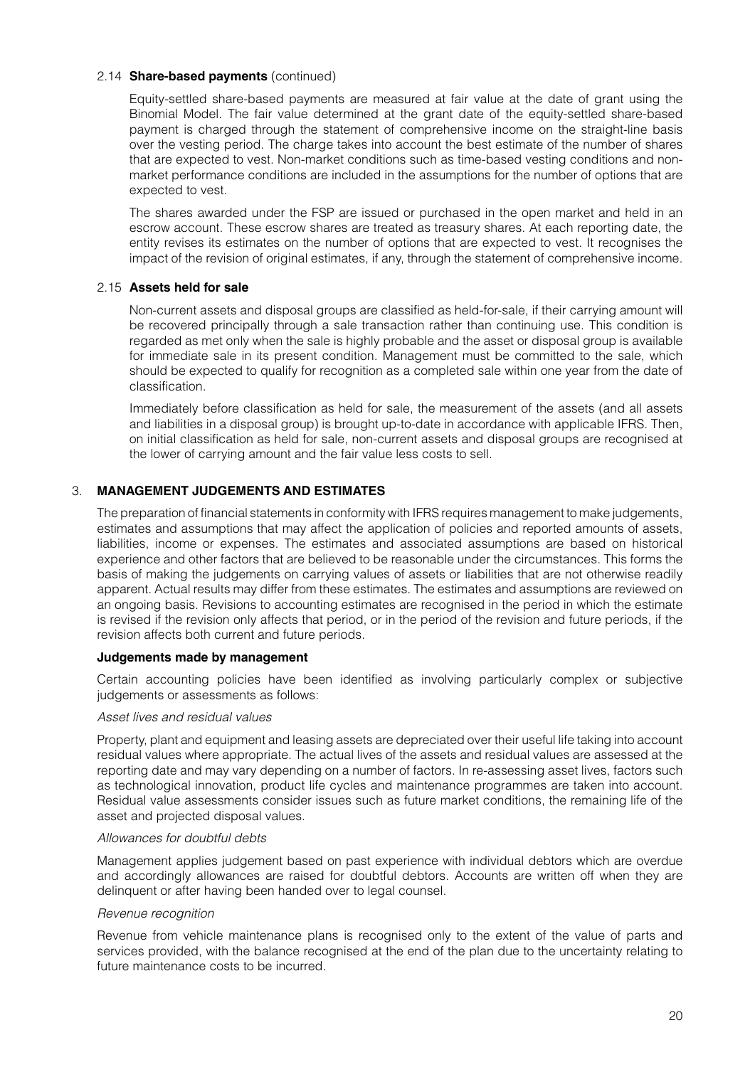### 2.14 **Share-based payments** (continued)

Equity-settled share-based payments are measured at fair value at the date of grant using the Binomial Model. The fair value determined at the grant date of the equity-settled share-based payment is charged through the statement of comprehensive income on the straight-line basis over the vesting period. The charge takes into account the best estimate of the number of shares that are expected to vest. Non-market conditions such as time-based vesting conditions and non-market performance conditions are included in the assumptions for the number of options that are expected to vest.

The shares awarded under the FSP are issued or purchased in the open market and held in an escrow account. These escrow shares are treated as treasury shares. At each reporting date, the entity revises its estimates on the number of options that are expected to vest. It recognises the impact of the revision of original estimates, if any, through the statement of comprehensive income.

### 2.15 **Assets held for sale**

Non-current assets and disposal groups are classified as held-for-sale, if their carrying amount will be recovered principally through a sale transaction rather than continuing use. This condition is regarded as met only when the sale is highly probable and the asset or disposal group is available for immediate sale in its present condition. Management must be committed to the sale, which should be expected to qualify for recognition as a completed sale within one year from the date of classification.

Immediately before classification as held for sale, the measurement of the assets (and all assets and liabilities in a disposal group) is brought up-to-date in accordance with applicable IFRS. Then, on initial classification as held for sale, non-current assets and disposal groups are recognised at the lower of carrying amount and the fair value less costs to sell.

## 3. **MANAGEMENT JUDGEMENTS AND ESTIMATES**

The preparation of financial statements in conformity with IFRS requires management to make judgements, estimates and assumptions that may affect the application of policies and reported amounts of assets, liabilities, income or expenses. The estimates and associated assumptions are based on historical experience and other factors that are believed to be reasonable under the circumstances. This forms the basis of making the judgements on carrying values of assets or liabilities that are not otherwise readily apparent. Actual results may differ from these estimates. The estimates and assumptions are reviewed on an ongoing basis. Revisions to accounting estimates are recognised in the period in which the estimate is revised if the revision only affects that period, or in the period of the revision and future periods, if the revision affects both current and future periods.

**Judgements made by management**

Certain accounting policies have been identified as involving particularly complex or subjective judgements or assessments as follows:

*Asset lives and residual values*

Property, plant and equipment and leasing assets are depreciated over their useful life taking into account residual values where appropriate. The actual lives of the assets and residual values are assessed at the reporting date and may vary depending on a number of factors. In re-assessing asset lives, factors such as technological innovation, product life cycles and maintenance programmes are taken into account. Residual value assessments consider issues such as future market conditions, the remaining life of the asset and projected disposal values.

*Allowances for doubtful debts*

Management applies judgement based on past experience with individual debtors which are overdue and accordingly allowances are raised for doubtful debtors. Accounts are written off when they are delinquent or after having been handed over to legal counsel.

*Revenue recognition*

Revenue from vehicle maintenance plans is recognised only to the extent of the value of parts and services provided, with the balance recognised at the end of the plan due to the uncertainty relating to future maintenance costs to be incurred.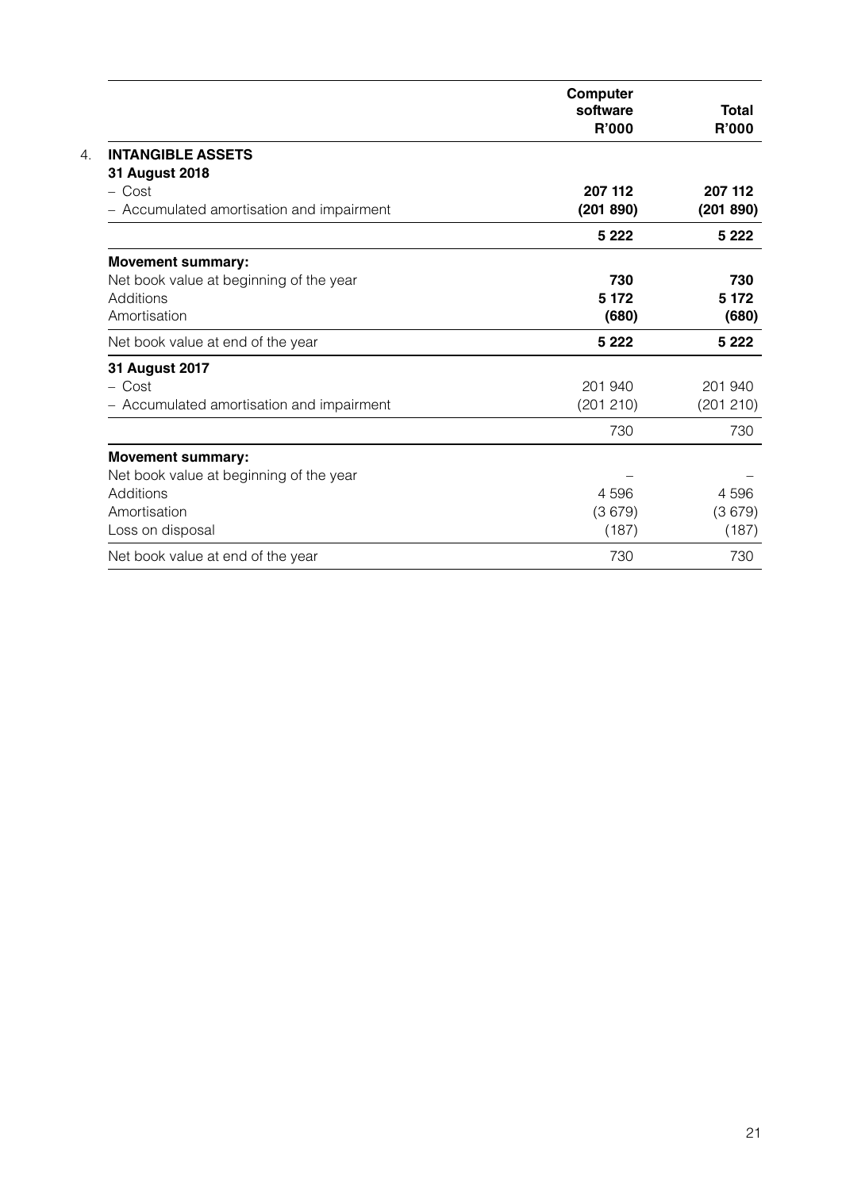## 4. INTANGIBLE ASSETS

| | Computer software R'000 | Total R'000 |
|---|---|---|
| **31 August 2018** | | |
| – Cost | **207 112** | **207 112** |
| – Accumulated amortisation and impairment | **(201 890)** | **(201 890)** |
| | **5 222** | **5 222** |
| **Movement summary:** | | |
| Net book value at beginning of the year | **730** | **730** |
| Additions | **5 172** | **5 172** |
| Amortisation | **(680)** | **(680)** |
| Net book value at end of the year | **5 222** | **5 222** |
| **31 August 2017** | | |
| – Cost | 201 940 | 201 940 |
| – Accumulated amortisation and impairment | (201 210) | (201 210) |
| | 730 | 730 |
| **Movement summary:** | | |
| Net book value at beginning of the year | – | – |
| Additions | 4 596 | 4 596 |
| Amortisation | (3 679) | (3 679) |
| Loss on disposal | (187) | (187) |
| Net book value at end of the year | 730 | 730 |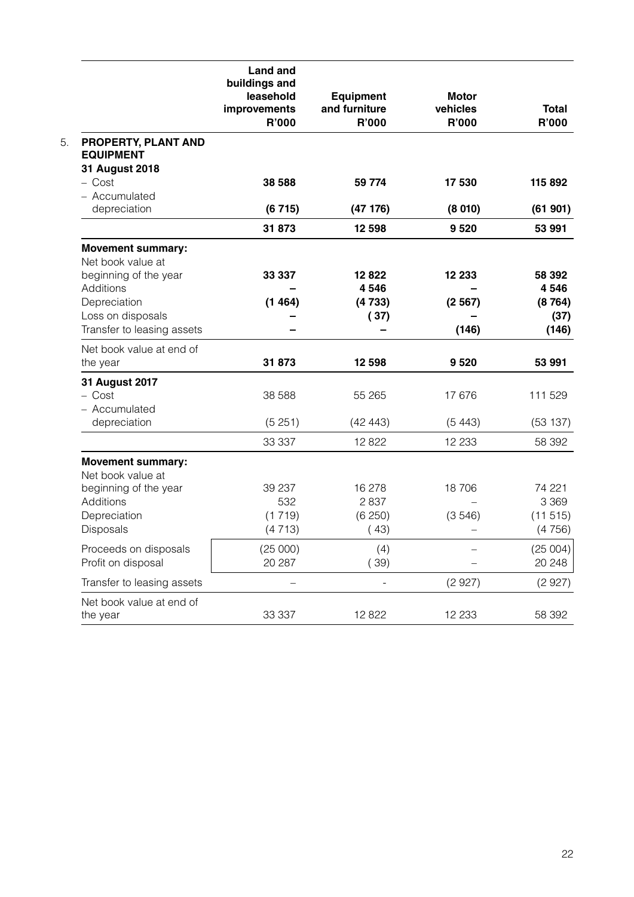## 5. PROPERTY, PLANT AND EQUIPMENT

| | Land and buildings and leasehold improvements R'000 | Equipment and furniture R'000 | Motor vehicles R'000 | Total R'000 |
|---|---|---|---|---|
| **31 August 2018** | | | | |
| – Cost | **38 588** | **59 774** | **17 530** | **115 892** |
| – Accumulated depreciation | **(6 715)** | **(47 176)** | **(8 010)** | **(61 901)** |
| | **31 873** | **12 598** | **9 520** | **53 991** |
| **Movement summary:** | | | | |
| Net book value at beginning of the year | **33 337** | **12 822** | **12 233** | **58 392** |
| Additions | **–** | **4 546** | **–** | **4 546** |
| Depreciation | **(1 464)** | **(4 733)** | **(2 567)** | **(8 764)** |
| Loss on disposals | **–** | **( 37)** | **–** | **(37)** |
| Transfer to leasing assets | **–** | **–** | **(146)** | **(146)** |
| Net book value at end of the year | **31 873** | **12 598** | **9 520** | **53 991** |
| **31 August 2017** | | | | |
| – Cost | 38 588 | 55 265 | 17 676 | 111 529 |
| – Accumulated depreciation | (5 251) | (42 443) | (5 443) | (53 137) |
| | 33 337 | 12 822 | 12 233 | 58 392 |
| **Movement summary:** | | | | |
| Net book value at beginning of the year | 39 237 | 16 278 | 18 706 | 74 221 |
| Additions | 532 | 2 837 | – | 3 369 |
| Depreciation | (1 719) | (6 250) | (3 546) | (11 515) |
| Disposals | (4 713) | ( 43) | – | (4 756) |
| Proceeds on disposals | (25 000) | (4) | – | (25 004) |
| Profit on disposal | 20 287 | ( 39) | – | 20 248 |
| Transfer to leasing assets | – | - | (2 927) | (2 927) |
| Net book value at end of the year | 33 337 | 12 822 | 12 233 | 58 392 |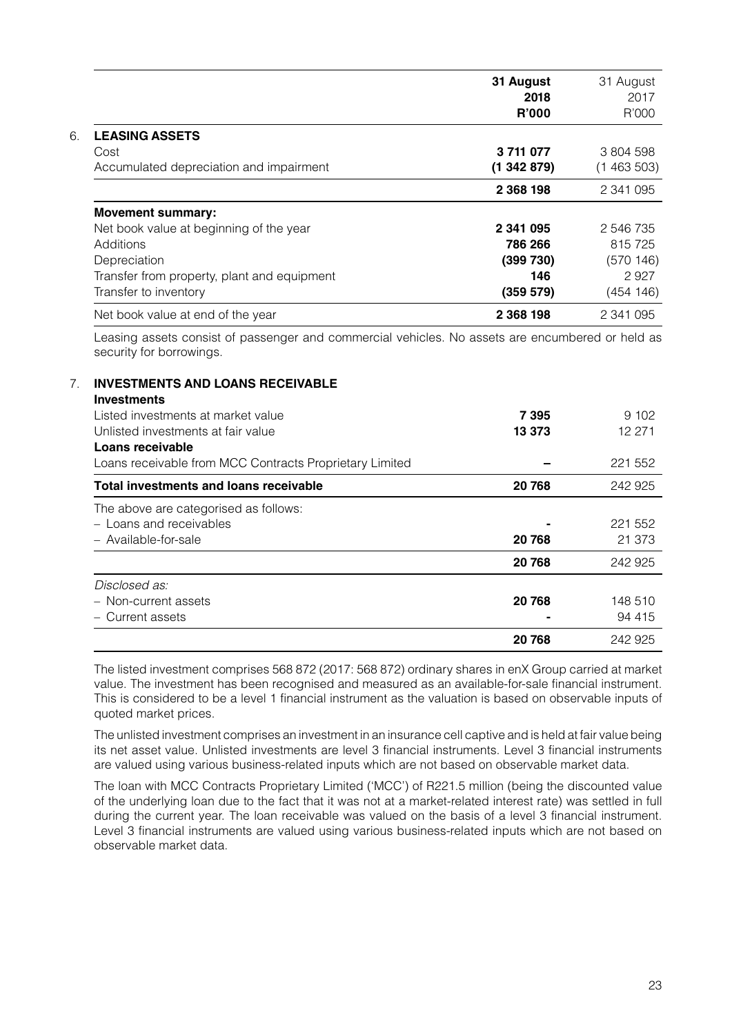|  | 31 August 2018 R'000 | 31 August 2017 R'000 |
|---|---|---|
| **6. LEASING ASSETS** |  |  |
| Cost | **3 711 077** | 3 804 598 |
| Accumulated depreciation and impairment | **(1 342 879)** | (1 463 503) |
|  | **2 368 198** | 2 341 095 |
| **Movement summary:** |  |  |
| Net book value at beginning of the year | **2 341 095** | 2 546 735 |
| Additions | **786 266** | 815 725 |
| Depreciation | **(399 730)** | (570 146) |
| Transfer from property, plant and equipment | **146** | 2 927 |
| Transfer to inventory | **(359 579)** | (454 146) |
| Net book value at end of the year | **2 368 198** | 2 341 095 |

Leasing assets consist of passenger and commercial vehicles. No assets are encumbered or held as security for borrowings.

|  | 31 August 2018 R'000 | 31 August 2017 R'000 |
|---|---|---|
| **7. INVESTMENTS AND LOANS RECEIVABLE** |  |  |
| **Investments** |  |  |
| Listed investments at market value | **7 395** | 9 102 |
| Unlisted investments at fair value | **13 373** | 12 271 |
| **Loans receivable** |  |  |
| Loans receivable from MCC Contracts Proprietary Limited | **–** | 221 552 |
| **Total investments and loans receivable** | **20 768** | 242 925 |
| The above are categorised as follows: |  |  |
| – Loans and receivables | **-** | 221 552 |
| – Available-for-sale | **20 768** | 21 373 |
|  | **20 768** | 242 925 |
| *Disclosed as:* |  |  |
| – Non-current assets | **20 768** | 148 510 |
| – Current assets | **-** | 94 415 |
|  | **20 768** | 242 925 |

The listed investment comprises 568 872 (2017: 568 872) ordinary shares in enX Group carried at market value. The investment has been recognised and measured as an available-for-sale financial instrument. This is considered to be a level 1 financial instrument as the valuation is based on observable inputs of quoted market prices.

The unlisted investment comprises an investment in an insurance cell captive and is held at fair value being its net asset value. Unlisted investments are level 3 financial instruments. Level 3 financial instruments are valued using various business-related inputs which are not based on observable market data.

The loan with MCC Contracts Proprietary Limited ('MCC') of R221.5 million (being the discounted value of the underlying loan due to the fact that it was not at a market-related interest rate) was settled in full during the current year. The loan receivable was valued on the basis of a level 3 financial instrument. Level 3 financial instruments are valued using various business-related inputs which are not based on observable market data.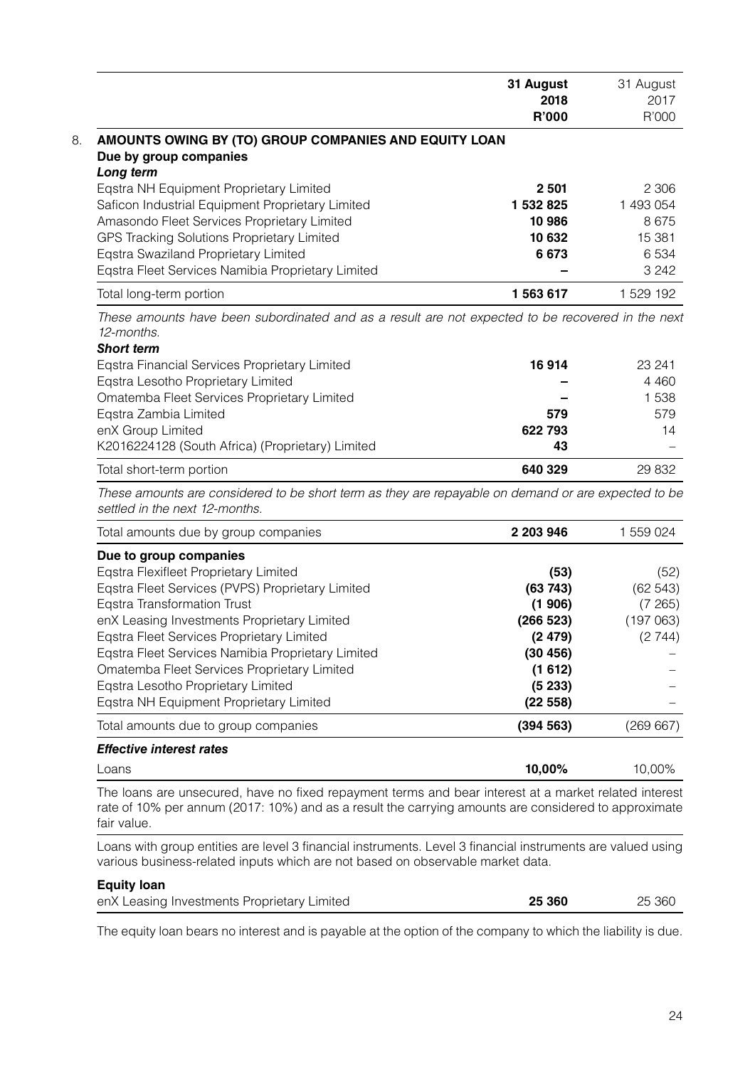|  | 31 August 2018 R'000 | 31 August 2017 R'000 |
|---|---|---|
| **8. AMOUNTS OWING BY (TO) GROUP COMPANIES AND EQUITY LOAN** | | |
| **Due by group companies** | | |
| ***Long term*** | | |
| Eqstra NH Equipment Proprietary Limited | **2 501** | 2 306 |
| Saficon Industrial Equipment Proprietary Limited | **1 532 825** | 1 493 054 |
| Amasondo Fleet Services Proprietary Limited | **10 986** | 8 675 |
| GPS Tracking Solutions Proprietary Limited | **10 632** | 15 381 |
| Eqstra Swaziland Proprietary Limited | **6 673** | 6 534 |
| Eqstra Fleet Services Namibia Proprietary Limited | **–** | 3 242 |
| Total long-term portion | **1 563 617** | 1 529 192 |

*These amounts have been subordinated and as a result are not expected to be recovered in the next 12-months.*

|  | 31 August 2018 R'000 | 31 August 2017 R'000 |
|---|---|---|
| ***Short term*** | | |
| Eqstra Financial Services Proprietary Limited | **16 914** | 23 241 |
| Eqstra Lesotho Proprietary Limited | **–** | 4 460 |
| Omatemba Fleet Services Proprietary Limited | **–** | 1 538 |
| Eqstra Zambia Limited | **579** | 579 |
| enX Group Limited | **622 793** | 14 |
| K2016224128 (South Africa) (Proprietary) Limited | **43** | – |
| Total short-term portion | **640 329** | 29 832 |

*These amounts are considered to be short term as they are repayable on demand or are expected to be settled in the next 12-months.*

|  | 31 August 2018 R'000 | 31 August 2017 R'000 |
|---|---|---|
| Total amounts due by group companies | **2 203 946** | 1 559 024 |
| **Due to group companies** | | |
| Eqstra Flexifleet Proprietary Limited | **(53)** | (52) |
| Eqstra Fleet Services (PVPS) Proprietary Limited | **(63 743)** | (62 543) |
| Eqstra Transformation Trust | **(1 906)** | (7 265) |
| enX Leasing Investments Proprietary Limited | **(266 523)** | (197 063) |
| Eqstra Fleet Services Proprietary Limited | **(2 479)** | (2 744) |
| Eqstra Fleet Services Namibia Proprietary Limited | **(30 456)** | – |
| Omatemba Fleet Services Proprietary Limited | **(1 612)** | – |
| Eqstra Lesotho Proprietary Limited | **(5 233)** | – |
| Eqstra NH Equipment Proprietary Limited | **(22 558)** | – |
| Total amounts due to group companies | **(394 563)** | (269 667) |
| ***Effective interest rates*** | | |
| Loans | **10,00%** | 10,00% |

The loans are unsecured, have no fixed repayment terms and bear interest at a market related interest rate of 10% per annum (2017: 10%) and as a result the carrying amounts are considered to approximate fair value.

Loans with group entities are level 3 financial instruments. Level 3 financial instruments are valued using various business-related inputs which are not based on observable market data.

|  | 31 August 2018 R'000 | 31 August 2017 R'000 |
|---|---|---|
| **Equity loan** | | |
| enX Leasing Investments Proprietary Limited | **25 360** | 25 360 |

The equity loan bears no interest and is payable at the option of the company to which the liability is due.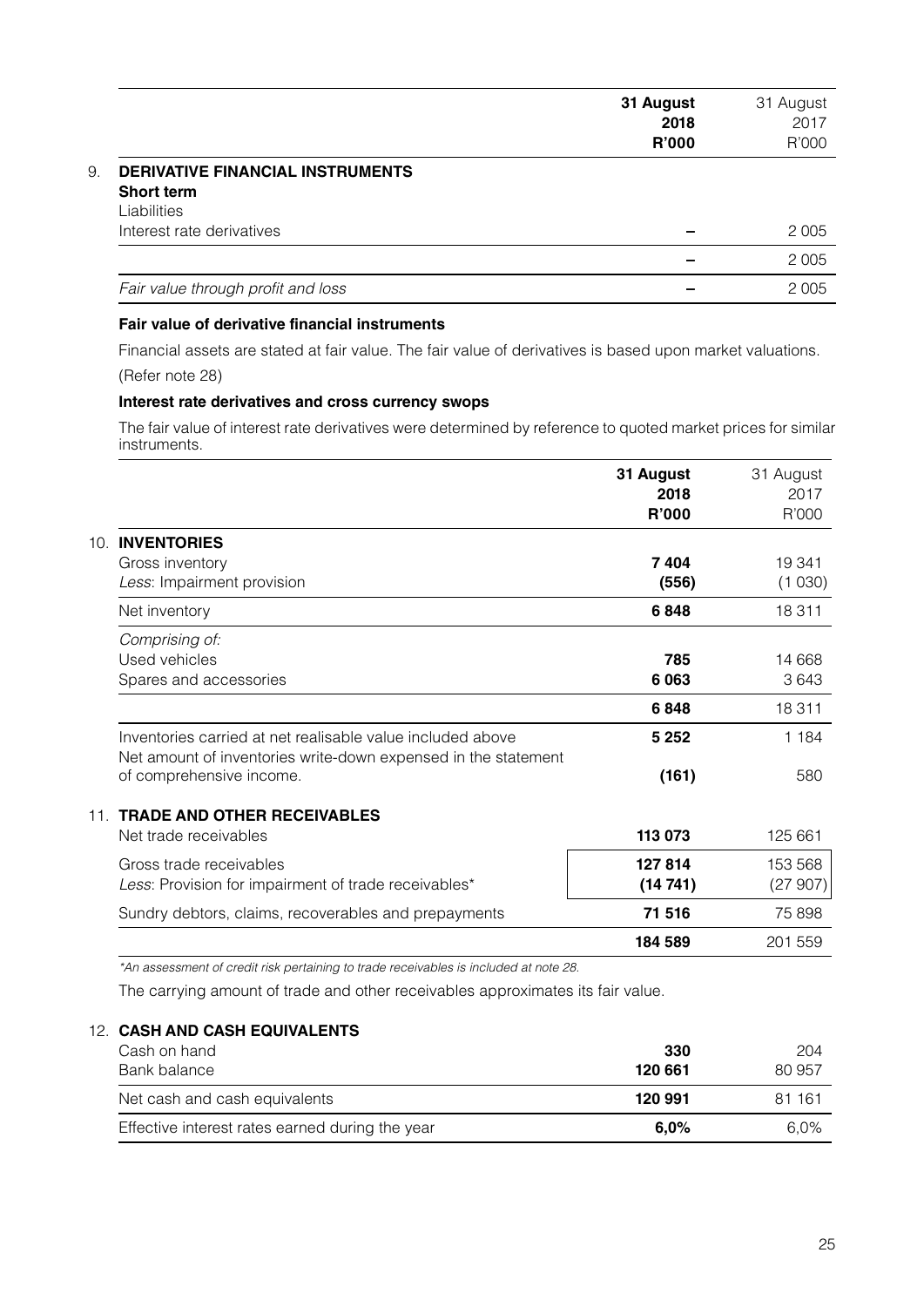| | 31 August 2018 R'000 | 31 August 2017 R'000 |
|---|---|---|
| **9. DERIVATIVE FINANCIAL INSTRUMENTS** | | |
| **Short term** | | |
| Liabilities | | |
| Interest rate derivatives | – | 2 005 |
| | – | 2 005 |
| *Fair value through profit and loss* | – | 2 005 |

**Fair value of derivative financial instruments**

Financial assets are stated at fair value. The fair value of derivatives is based upon market valuations. (Refer note 28)

**Interest rate derivatives and cross currency swops**

The fair value of interest rate derivatives were determined by reference to quoted market prices for similar instruments.

| | 31 August 2018 R'000 | 31 August 2017 R'000 |
|---|---|---|
| **10. INVENTORIES** | | |
| Gross inventory | **7 404** | 19 341 |
| *Less*: Impairment provision | **(556)** | (1 030) |
| Net inventory | **6 848** | 18 311 |
| *Comprising of:* | | |
| Used vehicles | **785** | 14 668 |
| Spares and accessories | **6 063** | 3 643 |
| | **6 848** | 18 311 |
| Inventories carried at net realisable value included above | **5 252** | 1 184 |
| Net amount of inventories write-down expensed in the statement of comprehensive income. | **(161)** | 580 |
| **11. TRADE AND OTHER RECEIVABLES** | | |
| Net trade receivables | **113 073** | 125 661 |
| Gross trade receivables | **127 814** | 153 568 |
| *Less*: Provision for impairment of trade receivables* | **(14 741)** | (27 907) |
| Sundry debtors, claims, recoverables and prepayments | **71 516** | 75 898 |
| | **184 589** | 201 559 |

*\*An assessment of credit risk pertaining to trade receivables is included at note 28.*

The carrying amount of trade and other receivables approximates its fair value.

| | 31 August 2018 R'000 | 31 August 2017 R'000 |
|---|---|---|
| **12. CASH AND CASH EQUIVALENTS** | | |
| Cash on hand | **330** | 204 |
| Bank balance | **120 661** | 80 957 |
| Net cash and cash equivalents | **120 991** | 81 161 |
| Effective interest rates earned during the year | **6,0%** | 6,0% |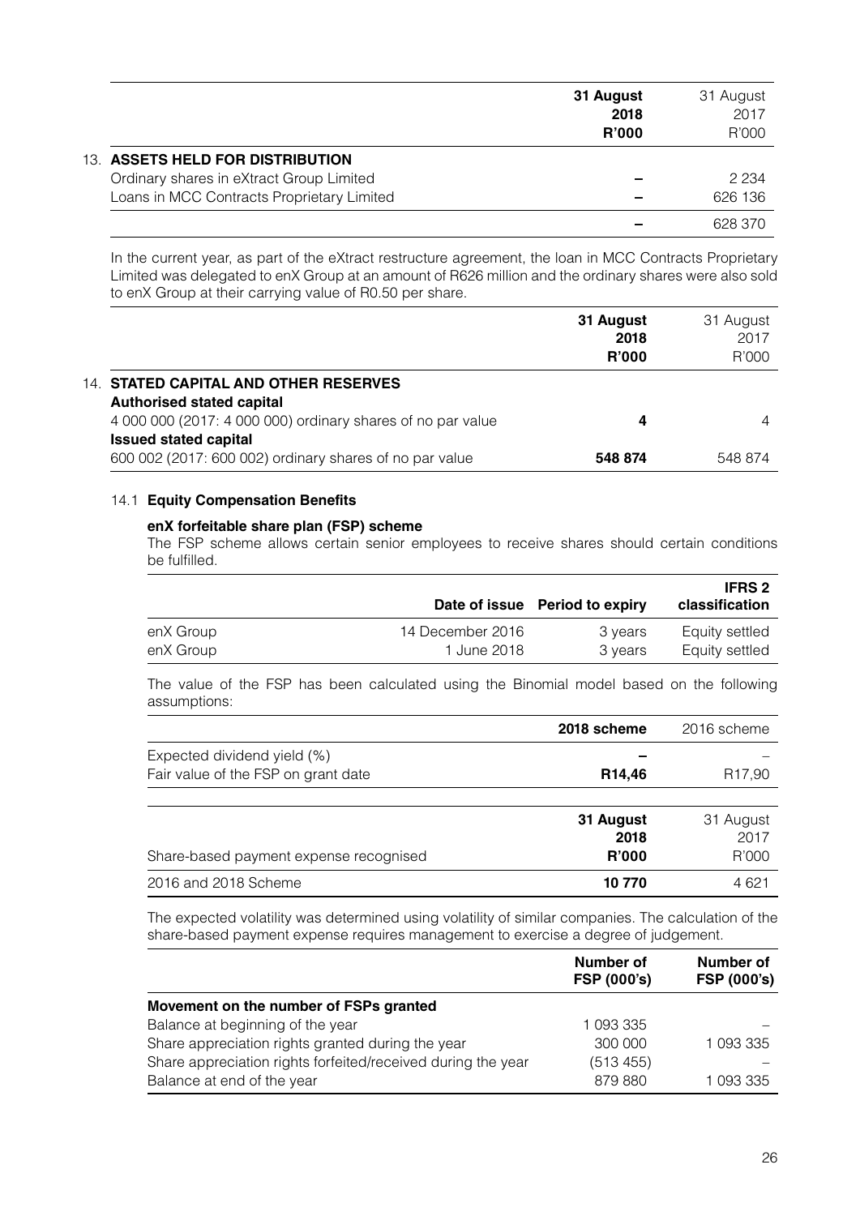| | 31 August 2018 R'000 | 31 August 2017 R'000 |
|---|---|---|
| **13. ASSETS HELD FOR DISTRIBUTION** | | |
| Ordinary shares in eXtract Group Limited | – | 2 234 |
| Loans in MCC Contracts Proprietary Limited | – | 626 136 |
| | – | 628 370 |

In the current year, as part of the eXtract restructure agreement, the loan in MCC Contracts Proprietary Limited was delegated to enX Group at an amount of R626 million and the ordinary shares were also sold to enX Group at their carrying value of R0.50 per share.

| | 31 August 2018 R'000 | 31 August 2017 R'000 |
|---|---|---|
| **14. STATED CAPITAL AND OTHER RESERVES** | | |
| **Authorised stated capital** | | |
| 4 000 000 (2017: 4 000 000) ordinary shares of no par value | **4** | 4 |
| **Issued stated capital** | | |
| 600 002 (2017: 600 002) ordinary shares of no par value | **548 874** | 548 874 |

### 14.1 Equity Compensation Benefits

**enX forfeitable share plan (FSP) scheme**

The FSP scheme allows certain senior employees to receive shares should certain conditions be fulfilled.

| | Date of issue | Period to expiry | IFRS 2 classification |
|---|---|---|---|
| enX Group | 14 December 2016 | 3 years | Equity settled |
| enX Group | 1 June 2018 | 3 years | Equity settled |

The value of the FSP has been calculated using the Binomial model based on the following assumptions:

| | 2018 scheme | 2016 scheme |
|---|---|---|
| Expected dividend yield (%) | – | – |
| Fair value of the FSP on grant date | **R14,46** | R17,90 |

| Share-based payment expense recognised | 31 August 2018 R'000 | 31 August 2017 R'000 |
|---|---|---|
| 2016 and 2018 Scheme | **10 770** | 4 621 |

The expected volatility was determined using volatility of similar companies. The calculation of the share-based payment expense requires management to exercise a degree of judgement.

| | Number of FSP (000's) | Number of FSP (000's) |
|---|---|---|
| **Movement on the number of FSPs granted** | | |
| Balance at beginning of the year | 1 093 335 | – |
| Share appreciation rights granted during the year | 300 000 | 1 093 335 |
| Share appreciation rights forfeited/received during the year | (513 455) | – |
| Balance at end of the year | 879 880 | 1 093 335 |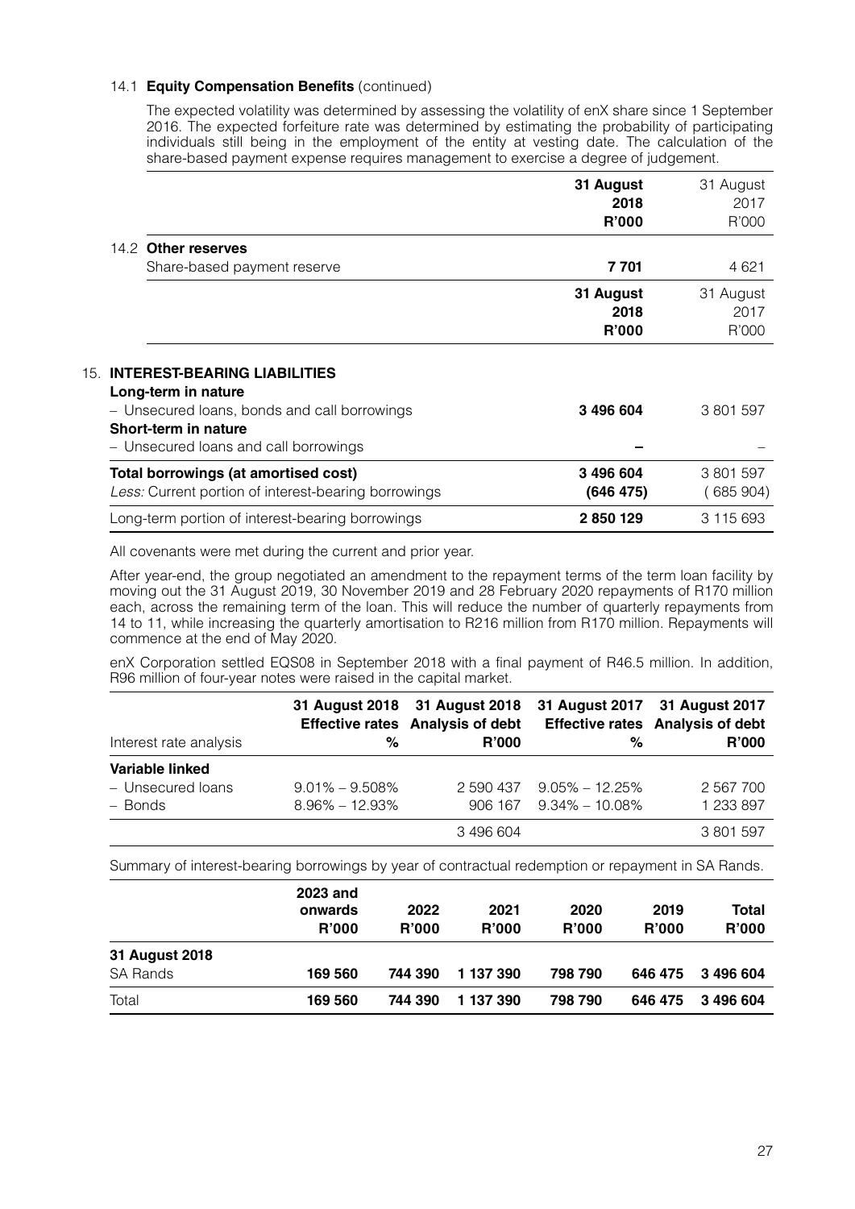### 14.1 **Equity Compensation Benefits** (continued)

The expected volatility was determined by assessing the volatility of enX share since 1 September 2016. The expected forfeiture rate was determined by estimating the probability of participating individuals still being in the employment of the entity at vesting date. The calculation of the share-based payment expense requires management to exercise a degree of judgement.

| | **31 August 2018 R'000** | 31 August 2017 R'000 |
|---|---|---|
| **14.2 Other reserves** | | |
| Share-based payment reserve | **7 701** | 4 621 |

| | **31 August 2018 R'000** | 31 August 2017 R'000 |
|---|---|---|
| **15. INTEREST-BEARING LIABILITIES** | | |
| **Long-term in nature** | | |
| – Unsecured loans, bonds and call borrowings | **3 496 604** | 3 801 597 |
| **Short-term in nature** | | |
| – Unsecured loans and call borrowings | **–** | – |
| **Total borrowings (at amortised cost)** | **3 496 604** | 3 801 597 |
| *Less:* Current portion of interest-bearing borrowings | **(646 475)** | (685 904) |
| Long-term portion of interest-bearing borrowings | **2 850 129** | 3 115 693 |

All covenants were met during the current and prior year.

After year-end, the group negotiated an amendment to the repayment terms of the term loan facility by moving out the 31 August 2019, 30 November 2019 and 28 February 2020 repayments of R170 million each, across the remaining term of the loan. This will reduce the number of quarterly repayments from 14 to 11, while increasing the quarterly amortisation to R216 million from R170 million. Repayments will commence at the end of May 2020.

enX Corporation settled EQS08 in September 2018 with a final payment of R46.5 million. In addition, R96 million of four-year notes were raised in the capital market.

| Interest rate analysis | **31 August 2018 Effective rates %** | **31 August 2018 Analysis of debt R'000** | **31 August 2017 Effective rates %** | **31 August 2017 Analysis of debt R'000** |
|---|---|---|---|---|
| **Variable linked** | | | | |
| – Unsecured loans | 9.01% – 9.508% | 2 590 437 | 9.05% – 12.25% | 2 567 700 |
| – Bonds | 8.96% – 12.93% | 906 167 | 9.34% – 10.08% | 1 233 897 |
| | | 3 496 604 | | 3 801 597 |

Summary of interest-bearing borrowings by year of contractual redemption or repayment in SA Rands.

| | **2023 and onwards R'000** | **2022 R'000** | **2021 R'000** | **2020 R'000** | **2019 R'000** | **Total R'000** |
|---|---|---|---|---|---|---|
| **31 August 2018** | | | | | | |
| SA Rands | **169 560** | **744 390** | **1 137 390** | **798 790** | **646 475** | **3 496 604** |
| Total | **169 560** | **744 390** | **1 137 390** | **798 790** | **646 475** | **3 496 604** |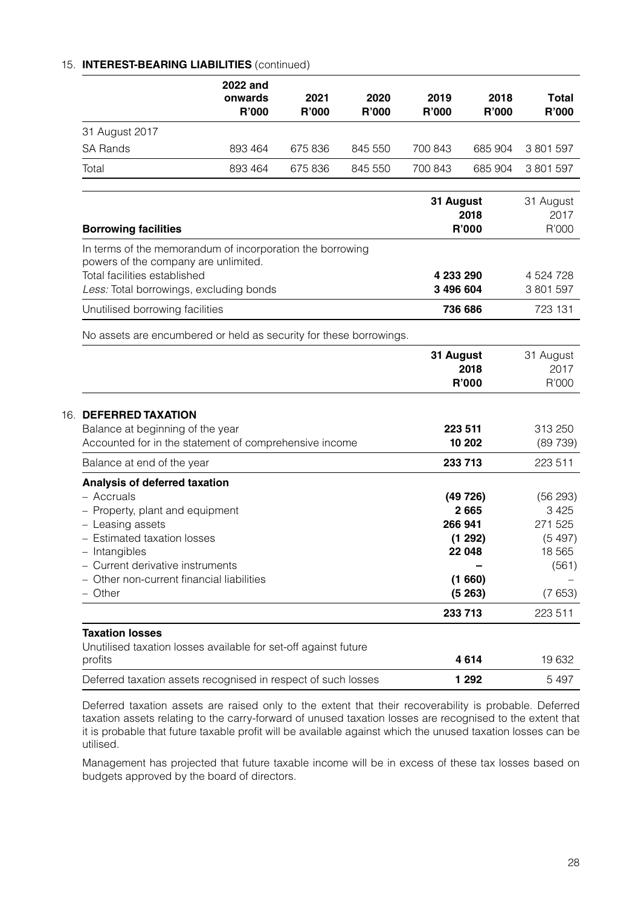## 15. INTEREST-BEARING LIABILITIES (continued)

| | 2022 and onwards R'000 | 2021 R'000 | 2020 R'000 | 2019 R'000 | 2018 R'000 | Total R'000 |
|---|---|---|---|---|---|---|
| 31 August 2017 | | | | | | |
| SA Rands | 893 464 | 675 836 | 845 550 | 700 843 | 685 904 | 3 801 597 |
| Total | 893 464 | 675 836 | 845 550 | 700 843 | 685 904 | 3 801 597 |

| Borrowing facilities | 31 August 2018 R'000 | 31 August 2017 R'000 |
|---|---|---|
| In terms of the memorandum of incorporation the borrowing powers of the company are unlimited. | | |
| Total facilities established | **4 233 290** | 4 524 728 |
| *Less:* Total borrowings, excluding bonds | **3 496 604** | 3 801 597 |
| Unutilised borrowing facilities | **736 686** | 723 131 |

No assets are encumbered or held as security for these borrowings.

| | 31 August 2018 R'000 | 31 August 2017 R'000 |
|---|---|---|
| **16. DEFERRED TAXATION** | | |
| Balance at beginning of the year | **223 511** | 313 250 |
| Accounted for in the statement of comprehensive income | **10 202** | (89 739) |
| Balance at end of the year | **233 713** | 223 511 |
| **Analysis of deferred taxation** | | |
| – Accruals | **(49 726)** | (56 293) |
| – Property, plant and equipment | **2 665** | 3 425 |
| – Leasing assets | **266 941** | 271 525 |
| – Estimated taxation losses | **(1 292)** | (5 497) |
| – Intangibles | **22 048** | 18 565 |
| – Current derivative instruments | **–** | (561) |
| – Other non-current financial liabilities | **(1 660)** | – |
| – Other | **(5 263)** | (7 653) |
| | **233 713** | 223 511 |
| **Taxation losses** | | |
| Unutilised taxation losses available for set-off against future profits | **4 614** | 19 632 |
| Deferred taxation assets recognised in respect of such losses | **1 292** | 5 497 |

Deferred taxation assets are raised only to the extent that their recoverability is probable. Deferred taxation assets relating to the carry-forward of unused taxation losses are recognised to the extent that it is probable that future taxable profit will be available against which the unused taxation losses can be utilised.

Management has projected that future taxable income will be in excess of these tax losses based on budgets approved by the board of directors.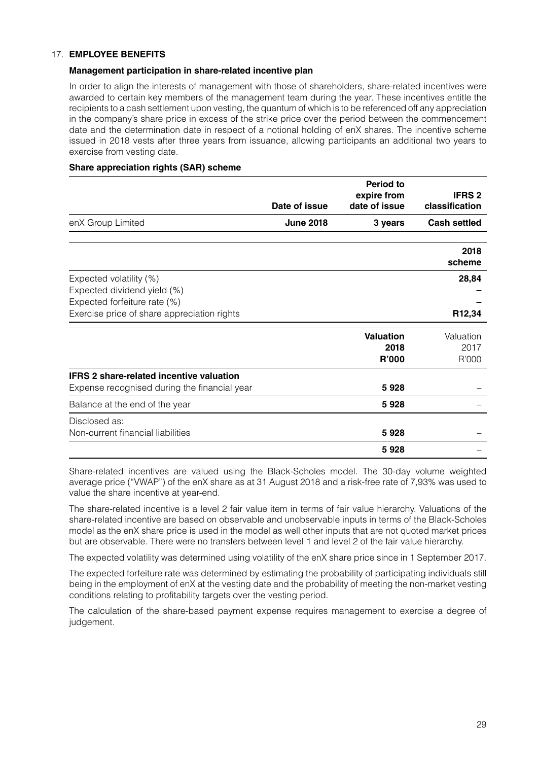## 17. EMPLOYEE BENEFITS

### Management participation in share-related incentive plan

In order to align the interests of management with those of shareholders, share-related incentives were awarded to certain key members of the management team during the year. These incentives entitle the recipients to a cash settlement upon vesting, the quantum of which is to be referenced off any appreciation in the company's share price in excess of the strike price over the period between the commencement date and the determination date in respect of a notional holding of enX shares. The incentive scheme issued in 2018 vests after three years from issuance, allowing participants an additional two years to exercise from vesting date.

### Share appreciation rights (SAR) scheme

| | Date of issue | Period to expire from date of issue | IFRS 2 classification |
|---|---|---|---|
| enX Group Limited | **June 2018** | **3 years** | **Cash settled** |

| | 2018 scheme |
|---|---|
| Expected volatility (%) | **28,84** |
| Expected dividend yield (%) | **–** |
| Expected forfeiture rate (%) | **–** |
| Exercise price of share appreciation rights | **R12,34** |

| | Valuation 2018 R'000 | Valuation 2017 R'000 |
|---|---|---|
| **IFRS 2 share-related incentive valuation** | | |
| Expense recognised during the financial year | **5 928** | – |
| Balance at the end of the year | **5 928** | – |
| Disclosed as: | | |
| Non-current financial liabilities | **5 928** | – |
| | **5 928** | – |

Share-related incentives are valued using the Black-Scholes model. The 30-day volume weighted average price ("VWAP") of the enX share as at 31 August 2018 and a risk-free rate of 7,93% was used to value the share incentive at year-end.

The share-related incentive is a level 2 fair value item in terms of fair value hierarchy. Valuations of the share-related incentive are based on observable and unobservable inputs in terms of the Black-Scholes model as the enX share price is used in the model as well other inputs that are not quoted market prices but are observable. There were no transfers between level 1 and level 2 of the fair value hierarchy.

The expected volatility was determined using volatility of the enX share price since in 1 September 2017.

The expected forfeiture rate was determined by estimating the probability of participating individuals still being in the employment of enX at the vesting date and the probability of meeting the non-market vesting conditions relating to profitability targets over the vesting period.

The calculation of the share-based payment expense requires management to exercise a degree of judgement.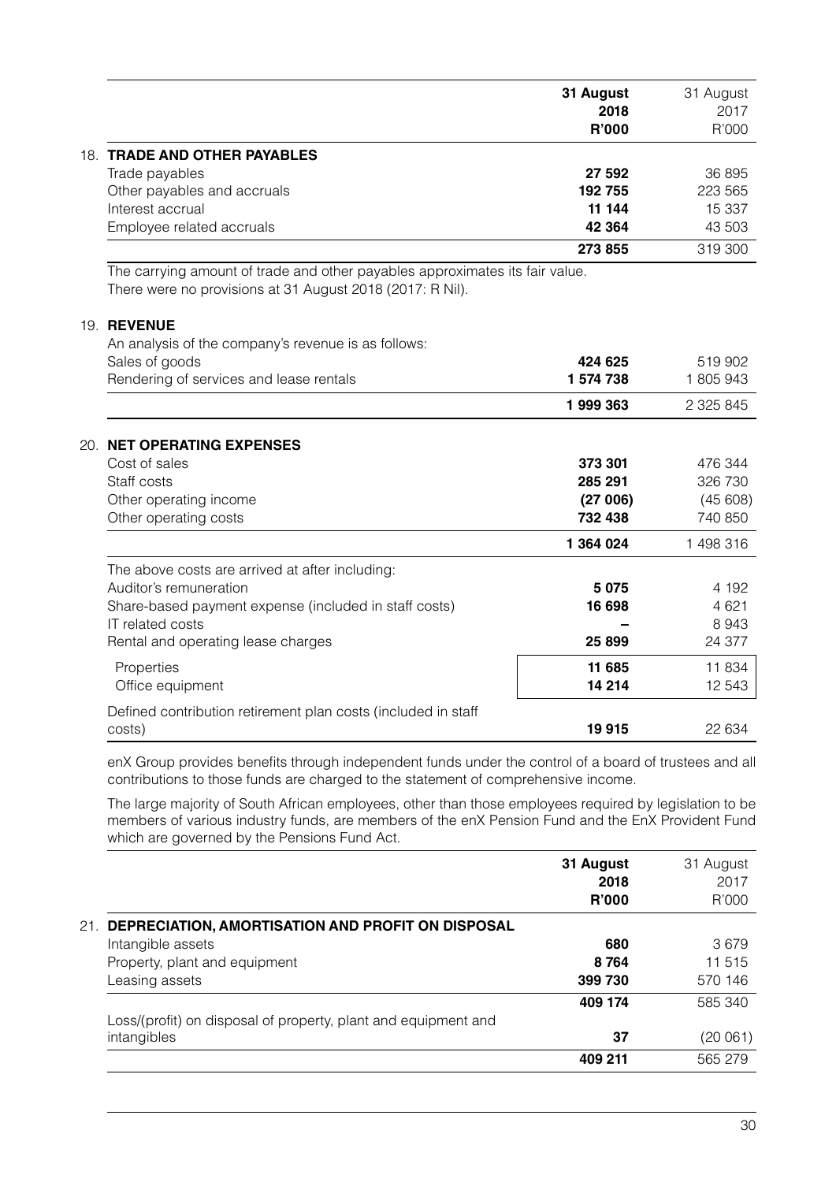| | 31 August 2018 R'000 | 31 August 2017 R'000 |
|---|---|---|
| **18. TRADE AND OTHER PAYABLES** | | |
| Trade payables | **27 592** | 36 895 |
| Other payables and accruals | **192 755** | 223 565 |
| Interest accrual | **11 144** | 15 337 |
| Employee related accruals | **42 364** | 43 503 |
| | **273 855** | 319 300 |

The carrying amount of trade and other payables approximates its fair value.
There were no provisions at 31 August 2018 (2017: R Nil).

| | 31 August 2018 R'000 | 31 August 2017 R'000 |
|---|---|---|
| **19. REVENUE** | | |
| An analysis of the company's revenue is as follows: | | |
| Sales of goods | **424 625** | 519 902 |
| Rendering of services and lease rentals | **1 574 738** | 1 805 943 |
| | **1 999 363** | 2 325 845 |

| | 31 August 2018 R'000 | 31 August 2017 R'000 |
|---|---|---|
| **20. NET OPERATING EXPENSES** | | |
| Cost of sales | **373 301** | 476 344 |
| Staff costs | **285 291** | 326 730 |
| Other operating income | **(27 006)** | (45 608) |
| Other operating costs | **732 438** | 740 850 |
| | **1 364 024** | 1 498 316 |
| The above costs are arrived at after including: | | |
| Auditor's remuneration | **5 075** | 4 192 |
| Share-based payment expense (included in staff costs) | **16 698** | 4 621 |
| IT related costs | **–** | 8 943 |
| Rental and operating lease charges | **25 899** | 24 377 |
| Properties | **11 685** | 11 834 |
| Office equipment | **14 214** | 12 543 |
| Defined contribution retirement plan costs (included in staff costs) | **19 915** | 22 634 |

enX Group provides benefits through independent funds under the control of a board of trustees and all contributions to those funds are charged to the statement of comprehensive income.

The large majority of South African employees, other than those employees required by legislation to be members of various industry funds, are members of the enX Pension Fund and the EnX Provident Fund which are governed by the Pensions Fund Act.

| | 31 August 2018 R'000 | 31 August 2017 R'000 |
|---|---|---|
| **21. DEPRECIATION, AMORTISATION AND PROFIT ON DISPOSAL** | | |
| Intangible assets | **680** | 3 679 |
| Property, plant and equipment | **8 764** | 11 515 |
| Leasing assets | **399 730** | 570 146 |
| | **409 174** | 585 340 |
| Loss/(profit) on disposal of property, plant and equipment and intangibles | **37** | (20 061) |
| | **409 211** | 565 279 |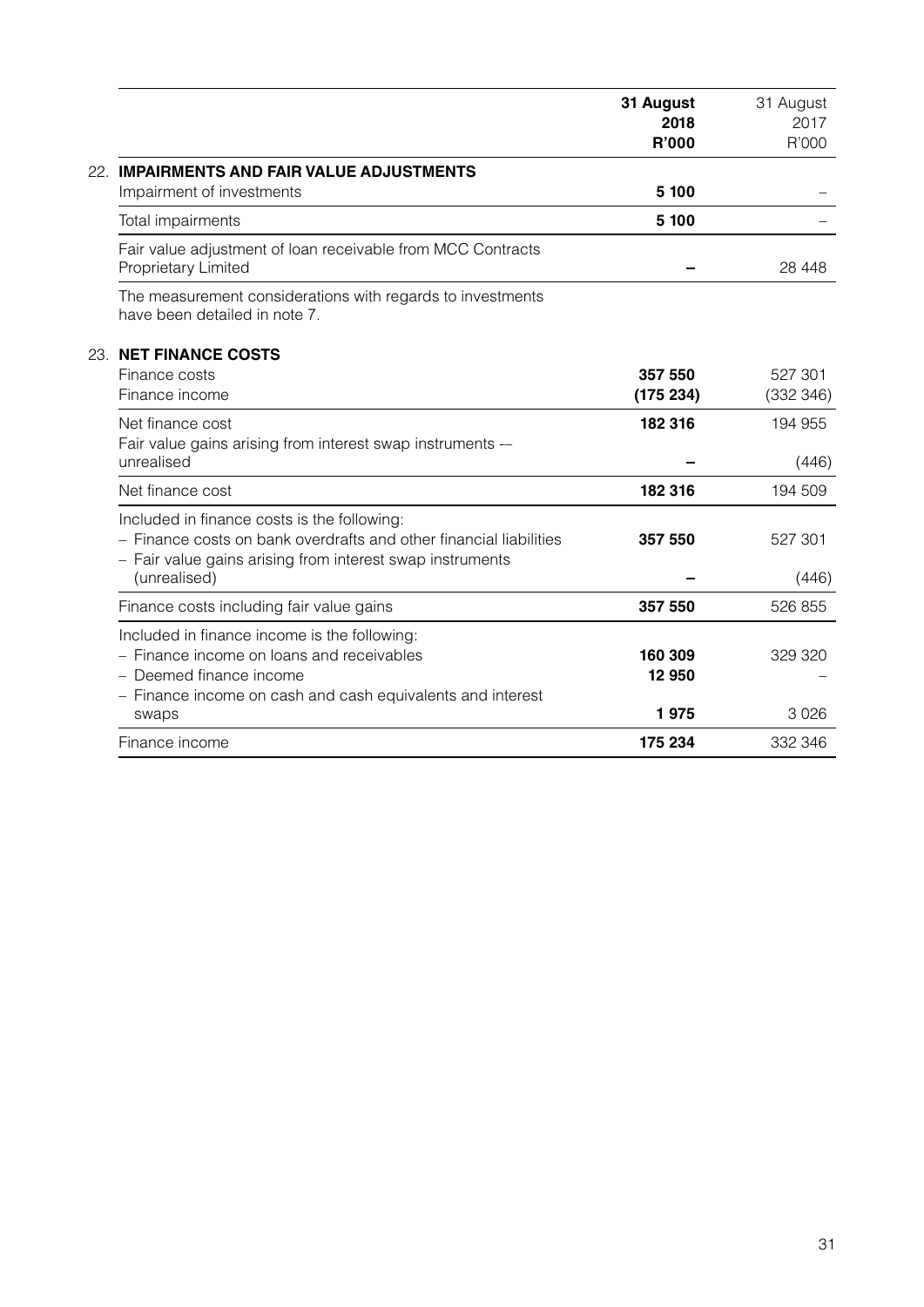| | 31 August 2018 R'000 | 31 August 2017 R'000 |
|---|---|---|
| **22. IMPAIRMENTS AND FAIR VALUE ADJUSTMENTS** | | |
| Impairment of investments | **5 100** | – |
| Total impairments | **5 100** | – |
| Fair value adjustment of loan receivable from MCC Contracts Proprietary Limited | **–** | 28 448 |
| The measurement considerations with regards to investments have been detailed in note 7. | | |
| **23. NET FINANCE COSTS** | | |
| Finance costs | **357 550** | 527 301 |
| Finance income | **(175 234)** | (332 346) |
| Net finance cost | **182 316** | 194 955 |
| Fair value gains arising from interest swap instruments -– unrealised | **–** | (446) |
| Net finance cost | **182 316** | 194 509 |
| Included in finance costs is the following: | | |
| – Finance costs on bank overdrafts and other financial liabilities | **357 550** | 527 301 |
| – Fair value gains arising from interest swap instruments (unrealised) | **–** | (446) |
| Finance costs including fair value gains | **357 550** | 526 855 |
| Included in finance income is the following: | | |
| – Finance income on loans and receivables | **160 309** | 329 320 |
| – Deemed finance income | **12 950** | – |
| – Finance income on cash and cash equivalents and interest swaps | **1 975** | 3 026 |
| Finance income | **175 234** | 332 346 |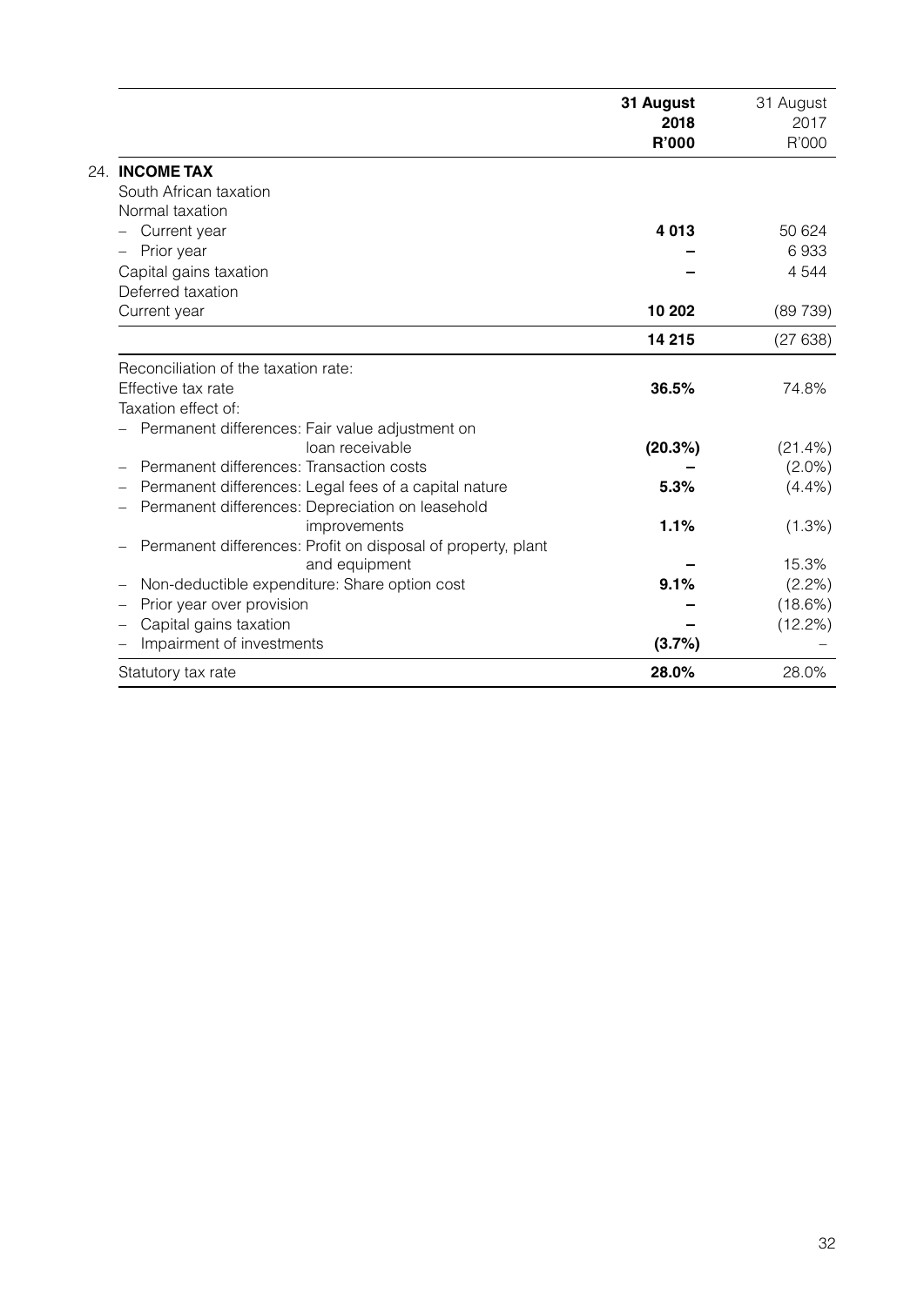| | 31 August 2018 R'000 | 31 August 2017 R'000 |
|---|---|---|
| **24. INCOME TAX** | | |
| South African taxation | | |
| Normal taxation | | |
| – Current year | **4 013** | 50 624 |
| – Prior year | **–** | 6 933 |
| Capital gains taxation | **–** | 4 544 |
| Deferred taxation | | |
| Current year | **10 202** | (89 739) |
| | **14 215** | (27 638) |
| Reconciliation of the taxation rate: | | |
| Effective tax rate | **36.5%** | 74.8% |
| Taxation effect of: | | |
| – Permanent differences: Fair value adjustment on loan receivable | **(20.3%)** | (21.4%) |
| – Permanent differences: Transaction costs | **–** | (2.0%) |
| – Permanent differences: Legal fees of a capital nature | **5.3%** | (4.4%) |
| – Permanent differences: Depreciation on leasehold improvements | **1.1%** | (1.3%) |
| – Permanent differences: Profit on disposal of property, plant and equipment | **–** | 15.3% |
| – Non-deductible expenditure: Share option cost | **9.1%** | (2.2%) |
| – Prior year over provision | **–** | (18.6%) |
| – Capital gains taxation | **–** | (12.2%) |
| – Impairment of investments | **(3.7%)** | – |
| Statutory tax rate | **28.0%** | 28.0% |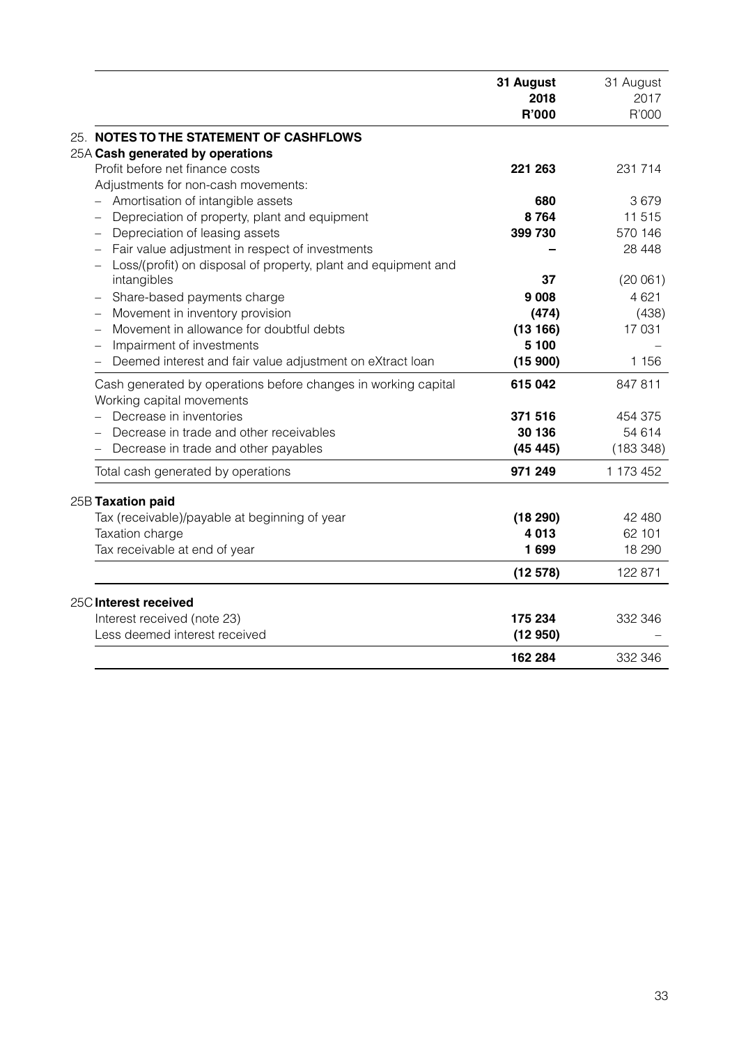| | 31 August 2018 R'000 | 31 August 2017 R'000 |
|---|---|---|
| **25. NOTES TO THE STATEMENT OF CASHFLOWS** | | |
| **25A Cash generated by operations** | | |
| Profit before net finance costs | **221 263** | 231 714 |
| Adjustments for non-cash movements: | | |
| – Amortisation of intangible assets | **680** | 3 679 |
| – Depreciation of property, plant and equipment | **8 764** | 11 515 |
| – Depreciation of leasing assets | **399 730** | 570 146 |
| – Fair value adjustment in respect of investments | **–** | 28 448 |
| – Loss/(profit) on disposal of property, plant and equipment and intangibles | **37** | (20 061) |
| – Share-based payments charge | **9 008** | 4 621 |
| – Movement in inventory provision | **(474)** | (438) |
| – Movement in allowance for doubtful debts | **(13 166)** | 17 031 |
| – Impairment of investments | **5 100** | – |
| – Deemed interest and fair value adjustment on eXtract loan | **(15 900)** | 1 156 |
| Cash generated by operations before changes in working capital | **615 042** | 847 811 |
| Working capital movements | | |
| – Decrease in inventories | **371 516** | 454 375 |
| – Decrease in trade and other receivables | **30 136** | 54 614 |
| – Decrease in trade and other payables | **(45 445)** | (183 348) |
| Total cash generated by operations | **971 249** | 1 173 452 |
| **25B Taxation paid** | | |
| Tax (receivable)/payable at beginning of year | **(18 290)** | 42 480 |
| Taxation charge | **4 013** | 62 101 |
| Tax receivable at end of year | **1 699** | 18 290 |
| | **(12 578)** | 122 871 |
| **25C Interest received** | | |
| Interest received (note 23) | **175 234** | 332 346 |
| Less deemed interest received | **(12 950)** | – |
| | **162 284** | 332 346 |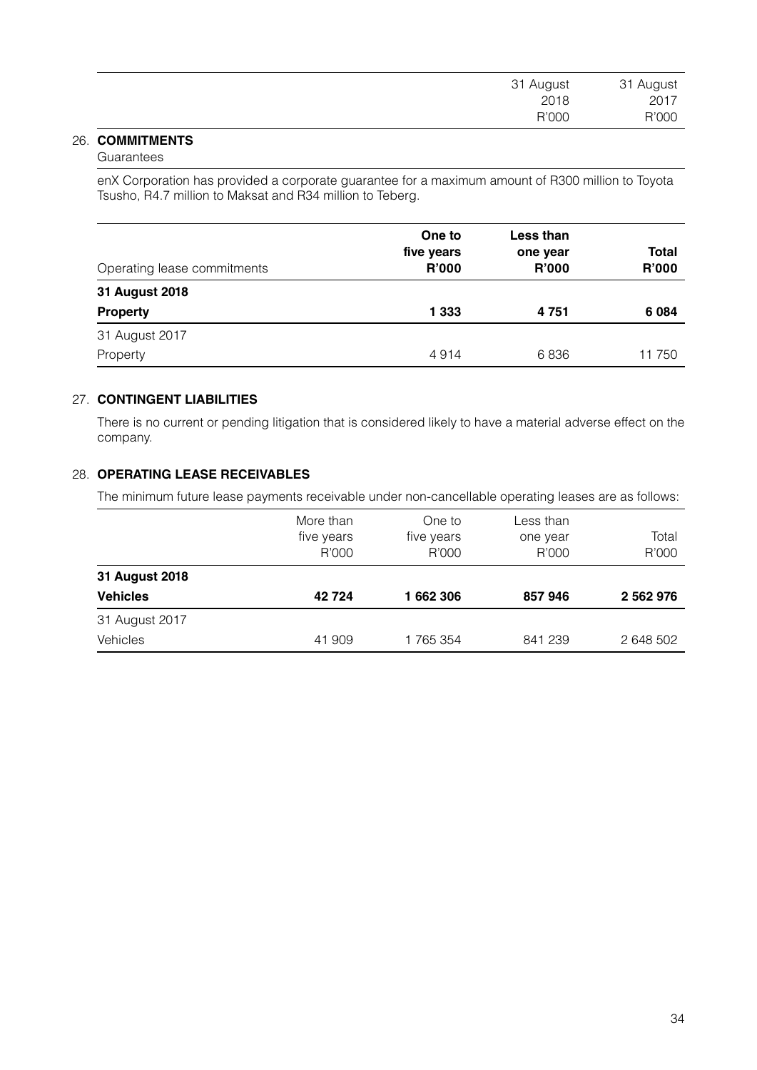| | 31 August 2018 R'000 | 31 August 2017 R'000 |
|---|---|---|

## 26. COMMITMENTS

Guarantees

enX Corporation has provided a corporate guarantee for a maximum amount of R300 million to Toyota Tsusho, R4.7 million to Maksat and R34 million to Teberg.

| Operating lease commitments | One to five years R'000 | Less than one year R'000 | Total R'000 |
|---|---|---|---|
| **31 August 2018** | | | |
| **Property** | **1 333** | **4 751** | **6 084** |
| 31 August 2017 | | | |
| Property | 4 914 | 6 836 | 11 750 |

## 27. CONTINGENT LIABILITIES

There is no current or pending litigation that is considered likely to have a material adverse effect on the company.

## 28. OPERATING LEASE RECEIVABLES

The minimum future lease payments receivable under non-cancellable operating leases are as follows:

| | More than five years R'000 | One to five years R'000 | Less than one year R'000 | Total R'000 |
|---|---|---|---|---|
| **31 August 2018** | | | | |
| **Vehicles** | **42 724** | **1 662 306** | **857 946** | **2 562 976** |
| 31 August 2017 | | | | |
| Vehicles | 41 909 | 1 765 354 | 841 239 | 2 648 502 |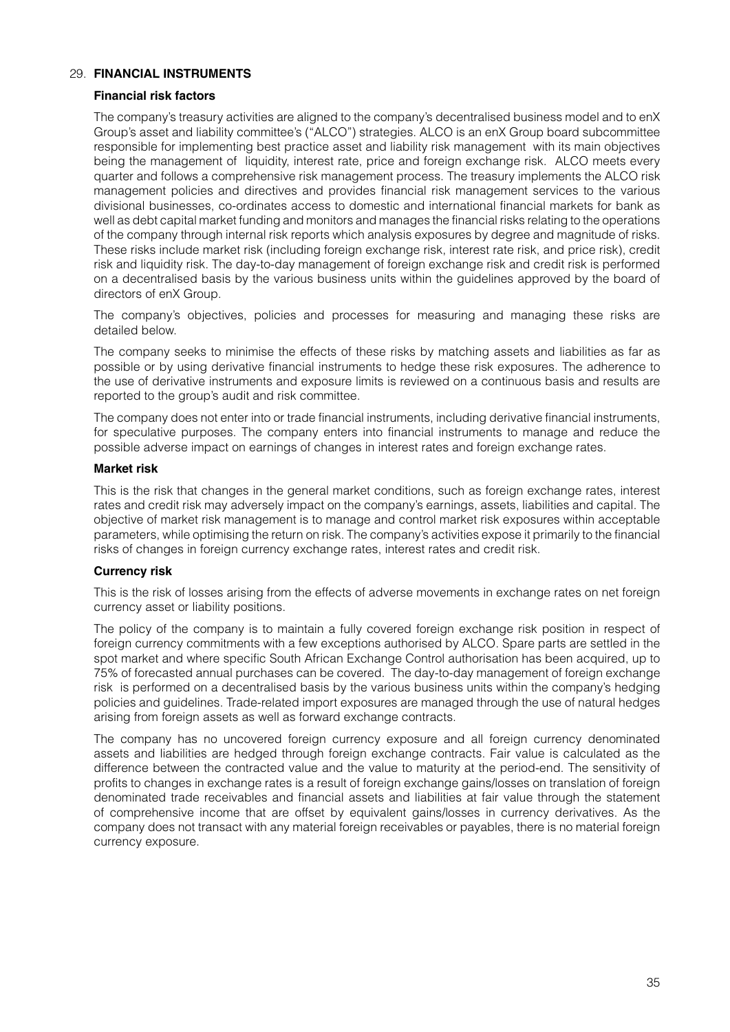## 29. FINANCIAL INSTRUMENTS

### Financial risk factors

The company's treasury activities are aligned to the company's decentralised business model and to enX Group's asset and liability committee's ("ALCO") strategies. ALCO is an enX Group board subcommittee responsible for implementing best practice asset and liability risk management with its main objectives being the management of liquidity, interest rate, price and foreign exchange risk. ALCO meets every quarter and follows a comprehensive risk management process. The treasury implements the ALCO risk management policies and directives and provides financial risk management services to the various divisional businesses, co-ordinates access to domestic and international financial markets for bank as well as debt capital market funding and monitors and manages the financial risks relating to the operations of the company through internal risk reports which analysis exposures by degree and magnitude of risks. These risks include market risk (including foreign exchange risk, interest rate risk, and price risk), credit risk and liquidity risk. The day-to-day management of foreign exchange risk and credit risk is performed on a decentralised basis by the various business units within the guidelines approved by the board of directors of enX Group.

The company's objectives, policies and processes for measuring and managing these risks are detailed below.

The company seeks to minimise the effects of these risks by matching assets and liabilities as far as possible or by using derivative financial instruments to hedge these risk exposures. The adherence to the use of derivative instruments and exposure limits is reviewed on a continuous basis and results are reported to the group's audit and risk committee.

The company does not enter into or trade financial instruments, including derivative financial instruments, for speculative purposes. The company enters into financial instruments to manage and reduce the possible adverse impact on earnings of changes in interest rates and foreign exchange rates.

### Market risk

This is the risk that changes in the general market conditions, such as foreign exchange rates, interest rates and credit risk may adversely impact on the company's earnings, assets, liabilities and capital. The objective of market risk management is to manage and control market risk exposures within acceptable parameters, while optimising the return on risk. The company's activities expose it primarily to the financial risks of changes in foreign currency exchange rates, interest rates and credit risk.

### Currency risk

This is the risk of losses arising from the effects of adverse movements in exchange rates on net foreign currency asset or liability positions.

The policy of the company is to maintain a fully covered foreign exchange risk position in respect of foreign currency commitments with a few exceptions authorised by ALCO. Spare parts are settled in the spot market and where specific South African Exchange Control authorisation has been acquired, up to 75% of forecasted annual purchases can be covered. The day-to-day management of foreign exchange risk is performed on a decentralised basis by the various business units within the company's hedging policies and guidelines. Trade-related import exposures are managed through the use of natural hedges arising from foreign assets as well as forward exchange contracts.

The company has no uncovered foreign currency exposure and all foreign currency denominated assets and liabilities are hedged through foreign exchange contracts. Fair value is calculated as the difference between the contracted value and the value to maturity at the period-end. The sensitivity of profits to changes in exchange rates is a result of foreign exchange gains/losses on translation of foreign denominated trade receivables and financial assets and liabilities at fair value through the statement of comprehensive income that are offset by equivalent gains/losses in currency derivatives. As the company does not transact with any material foreign receivables or payables, there is no material foreign currency exposure.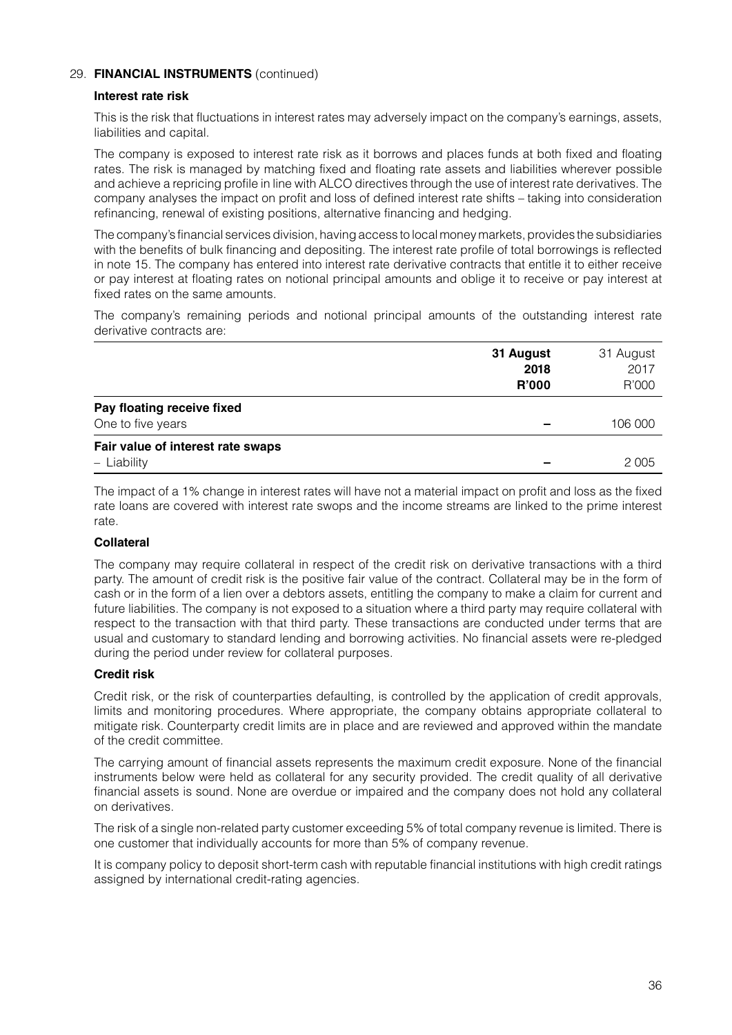## 29. FINANCIAL INSTRUMENTS (continued)

### Interest rate risk

This is the risk that fluctuations in interest rates may adversely impact on the company's earnings, assets, liabilities and capital.

The company is exposed to interest rate risk as it borrows and places funds at both fixed and floating rates. The risk is managed by matching fixed and floating rate assets and liabilities wherever possible and achieve a repricing profile in line with ALCO directives through the use of interest rate derivatives. The company analyses the impact on profit and loss of defined interest rate shifts – taking into consideration refinancing, renewal of existing positions, alternative financing and hedging.

The company's financial services division, having access to local money markets, provides the subsidiaries with the benefits of bulk financing and depositing. The interest rate profile of total borrowings is reflected in note 15. The company has entered into interest rate derivative contracts that entitle it to either receive or pay interest at floating rates on notional principal amounts and oblige it to receive or pay interest at fixed rates on the same amounts.

The company's remaining periods and notional principal amounts of the outstanding interest rate derivative contracts are:

| | **31 August 2018 R'000** | 31 August 2017 R'000 |
|---|---|---|
| **Pay floating receive fixed** | | |
| One to five years | – | 106 000 |
| **Fair value of interest rate swaps** | | |
| – Liability | – | 2 005 |

The impact of a 1% change in interest rates will have not a material impact on profit and loss as the fixed rate loans are covered with interest rate swops and the income streams are linked to the prime interest rate.

### Collateral

The company may require collateral in respect of the credit risk on derivative transactions with a third party. The amount of credit risk is the positive fair value of the contract. Collateral may be in the form of cash or in the form of a lien over a debtors assets, entitling the company to make a claim for current and future liabilities. The company is not exposed to a situation where a third party may require collateral with respect to the transaction with that third party. These transactions are conducted under terms that are usual and customary to standard lending and borrowing activities. No financial assets were re-pledged during the period under review for collateral purposes.

### Credit risk

Credit risk, or the risk of counterparties defaulting, is controlled by the application of credit approvals, limits and monitoring procedures. Where appropriate, the company obtains appropriate collateral to mitigate risk. Counterparty credit limits are in place and are reviewed and approved within the mandate of the credit committee.

The carrying amount of financial assets represents the maximum credit exposure. None of the financial instruments below were held as collateral for any security provided. The credit quality of all derivative financial assets is sound. None are overdue or impaired and the company does not hold any collateral on derivatives.

The risk of a single non-related party customer exceeding 5% of total company revenue is limited. There is one customer that individually accounts for more than 5% of company revenue.

It is company policy to deposit short-term cash with reputable financial institutions with high credit ratings assigned by international credit-rating agencies.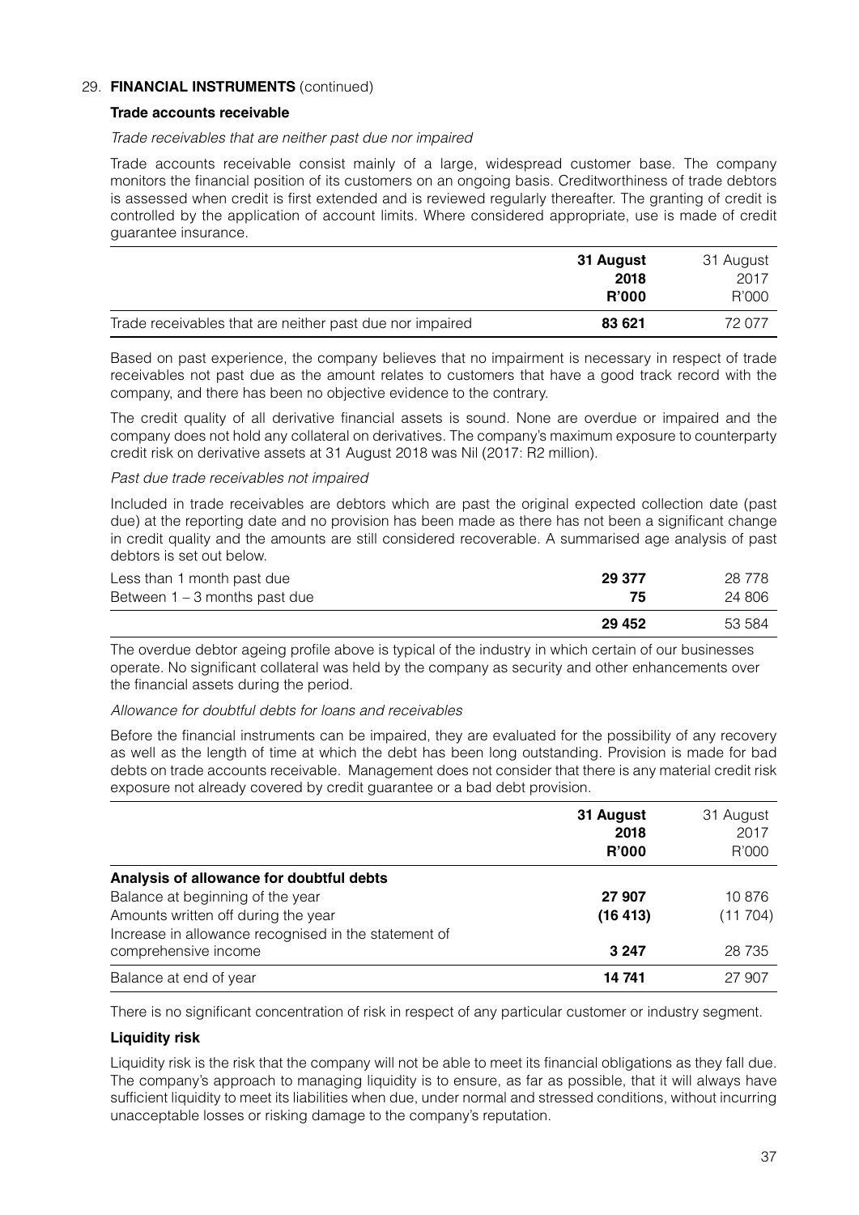## 29. FINANCIAL INSTRUMENTS (continued)

### Trade accounts receivable

*Trade receivables that are neither past due nor impaired*

Trade accounts receivable consist mainly of a large, widespread customer base. The company monitors the financial position of its customers on an ongoing basis. Creditworthiness of trade debtors is assessed when credit is first extended and is reviewed regularly thereafter. The granting of credit is controlled by the application of account limits. Where considered appropriate, use is made of credit guarantee insurance.

| | **31 August 2018 R'000** | 31 August 2017 R'000 |
|---|---|---|
| Trade receivables that are neither past due nor impaired | **83 621** | 72 077 |

Based on past experience, the company believes that no impairment is necessary in respect of trade receivables not past due as the amount relates to customers that have a good track record with the company, and there has been no objective evidence to the contrary.

The credit quality of all derivative financial assets is sound. None are overdue or impaired and the company does not hold any collateral on derivatives. The company's maximum exposure to counterparty credit risk on derivative assets at 31 August 2018 was Nil (2017: R2 million).

*Past due trade receivables not impaired*

Included in trade receivables are debtors which are past the original expected collection date (past due) at the reporting date and no provision has been made as there has not been a significant change in credit quality and the amounts are still considered recoverable. A summarised age analysis of past debtors is set out below.

| | **31 August 2018 R'000** | 31 August 2017 R'000 |
|---|---|---|
| Less than 1 month past due | **29 377** | 28 778 |
| Between 1 – 3 months past due | **75** | 24 806 |
| | **29 452** | 53 584 |

The overdue debtor ageing profile above is typical of the industry in which certain of our businesses operate. No significant collateral was held by the company as security and other enhancements over the financial assets during the period.

*Allowance for doubtful debts for loans and receivables*

Before the financial instruments can be impaired, they are evaluated for the possibility of any recovery as well as the length of time at which the debt has been long outstanding. Provision is made for bad debts on trade accounts receivable. Management does not consider that there is any material credit risk exposure not already covered by credit guarantee or a bad debt provision.

| | **31 August 2018 R'000** | 31 August 2017 R'000 |
|---|---|---|
| **Analysis of allowance for doubtful debts** | | |
| Balance at beginning of the year | **27 907** | 10 876 |
| Amounts written off during the year | **(16 413)** | (11 704) |
| Increase in allowance recognised in the statement of comprehensive income | **3 247** | 28 735 |
| Balance at end of year | **14 741** | 27 907 |

There is no significant concentration of risk in respect of any particular customer or industry segment.

### Liquidity risk

Liquidity risk is the risk that the company will not be able to meet its financial obligations as they fall due. The company's approach to managing liquidity is to ensure, as far as possible, that it will always have sufficient liquidity to meet its liabilities when due, under normal and stressed conditions, without incurring unacceptable losses or risking damage to the company's reputation.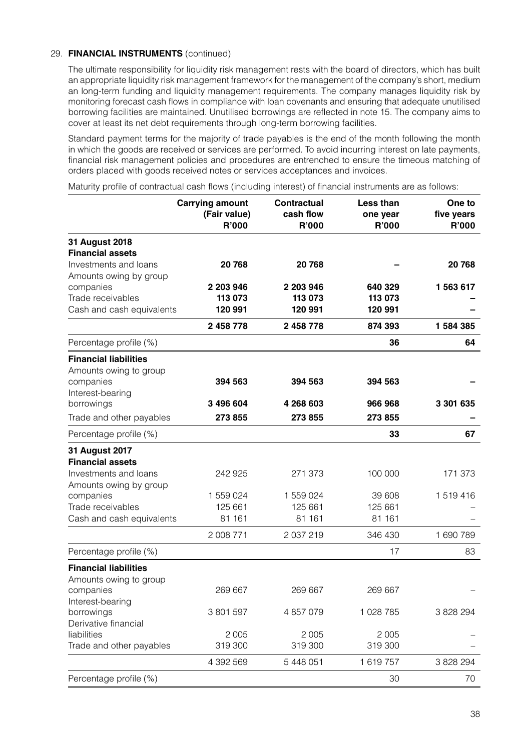29. **FINANCIAL INSTRUMENTS** (continued)

The ultimate responsibility for liquidity risk management rests with the board of directors, which has built an appropriate liquidity risk management framework for the management of the company's short, medium an long-term funding and liquidity management requirements. The company manages liquidity risk by monitoring forecast cash flows in compliance with loan covenants and ensuring that adequate unutilised borrowing facilities are maintained. Unutilised borrowings are reflected in note 15. The company aims to cover at least its net debt requirements through long-term borrowing facilities.

Standard payment terms for the majority of trade payables is the end of the month following the month in which the goods are received or services are performed. To avoid incurring interest on late payments, financial risk management policies and procedures are entrenched to ensure the timeous matching of orders placed with goods received notes or services acceptances and invoices.

Maturity profile of contractual cash flows (including interest) of financial instruments are as follows:

| | Carrying amount (Fair value) R'000 | Contractual cash flow R'000 | Less than one year R'000 | One to five years R'000 |
|---|---|---|---|---|
| **31 August 2018** | | | | |
| **Financial assets** | | | | |
| Investments and loans | **20 768** | **20 768** | **–** | **20 768** |
| Amounts owing by group companies | **2 203 946** | **2 203 946** | **640 329** | **1 563 617** |
| Trade receivables | **113 073** | **113 073** | **113 073** | **–** |
| Cash and cash equivalents | **120 991** | **120 991** | **120 991** | **–** |
| | **2 458 778** | **2 458 778** | **874 393** | **1 584 385** |
| Percentage profile (%) | | | **36** | **64** |
| **Financial liabilities** | | | | |
| Amounts owing to group companies | **394 563** | **394 563** | **394 563** | **–** |
| Interest-bearing borrowings | **3 496 604** | **4 268 603** | **966 968** | **3 301 635** |
| Trade and other payables | **273 855** | **273 855** | **273 855** | **–** |
| Percentage profile (%) | | | **33** | **67** |
| **31 August 2017** | | | | |
| **Financial assets** | | | | |
| Investments and loans | 242 925 | 271 373 | 100 000 | 171 373 |
| Amounts owing by group companies | 1 559 024 | 1 559 024 | 39 608 | 1 519 416 |
| Trade receivables | 125 661 | 125 661 | 125 661 | – |
| Cash and cash equivalents | 81 161 | 81 161 | 81 161 | – |
| | 2 008 771 | 2 037 219 | 346 430 | 1 690 789 |
| Percentage profile (%) | | | 17 | 83 |
| **Financial liabilities** | | | | |
| Amounts owing to group companies | 269 667 | 269 667 | 269 667 | – |
| Interest-bearing borrowings | 3 801 597 | 4 857 079 | 1 028 785 | 3 828 294 |
| Derivative financial liabilities | 2 005 | 2 005 | 2 005 | – |
| Trade and other payables | 319 300 | 319 300 | 319 300 | – |
| | 4 392 569 | 5 448 051 | 1 619 757 | 3 828 294 |
| Percentage profile (%) | | | 30 | 70 |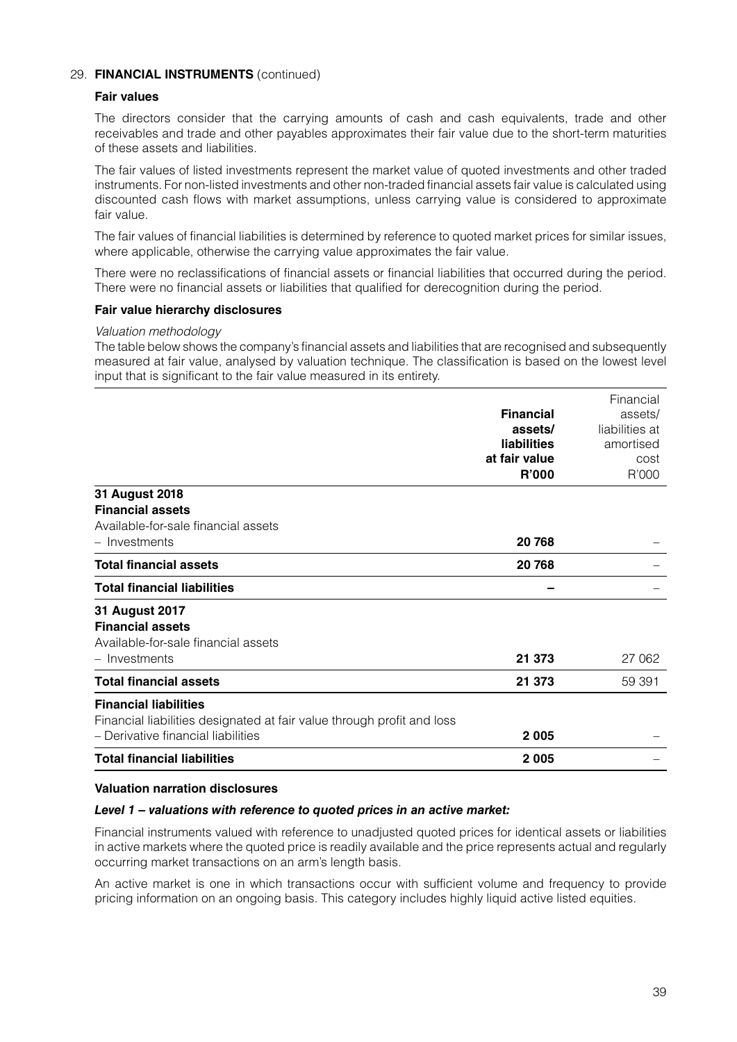## 29. FINANCIAL INSTRUMENTS (continued)

### Fair values

The directors consider that the carrying amounts of cash and cash equivalents, trade and other receivables and trade and other payables approximates their fair value due to the short-term maturities of these assets and liabilities.

The fair values of listed investments represent the market value of quoted investments and other traded instruments. For non-listed investments and other non-traded financial assets fair value is calculated using discounted cash flows with market assumptions, unless carrying value is considered to approximate fair value.

The fair values of financial liabilities is determined by reference to quoted market prices for similar issues, where applicable, otherwise the carrying value approximates the fair value.

There were no reclassifications of financial assets or financial liabilities that occurred during the period. There were no financial assets or liabilities that qualified for derecognition during the period.

### Fair value hierarchy disclosures

*Valuation methodology*

The table below shows the company's financial assets and liabilities that are recognised and subsequently measured at fair value, analysed by valuation technique. The classification is based on the lowest level input that is significant to the fair value measured in its entirety.

| | **Financial assets/ liabilities at fair value R'000** | Financial assets/ liabilities at amortised cost R'000 |
|---|---|---|
| **31 August 2018** | | |
| **Financial assets** | | |
| Available-for-sale financial assets | | |
| – Investments | **20 768** | – |
| **Total financial assets** | **20 768** | – |
| **Total financial liabilities** | **–** | – |
| **31 August 2017** | | |
| **Financial assets** | | |
| Available-for-sale financial assets | | |
| – Investments | **21 373** | 27 062 |
| **Total financial assets** | **21 373** | 59 391 |
| **Financial liabilities** | | |
| Financial liabilities designated at fair value through profit and loss | | |
| – Derivative financial liabilities | **2 005** | – |
| **Total financial liabilities** | **2 005** | – |

### Valuation narration disclosures

***Level 1 – valuations with reference to quoted prices in an active market:***

Financial instruments valued with reference to unadjusted quoted prices for identical assets or liabilities in active markets where the quoted price is readily available and the price represents actual and regularly occurring market transactions on an arm's length basis.

An active market is one in which transactions occur with sufficient volume and frequency to provide pricing information on an ongoing basis. This category includes highly liquid active listed equities.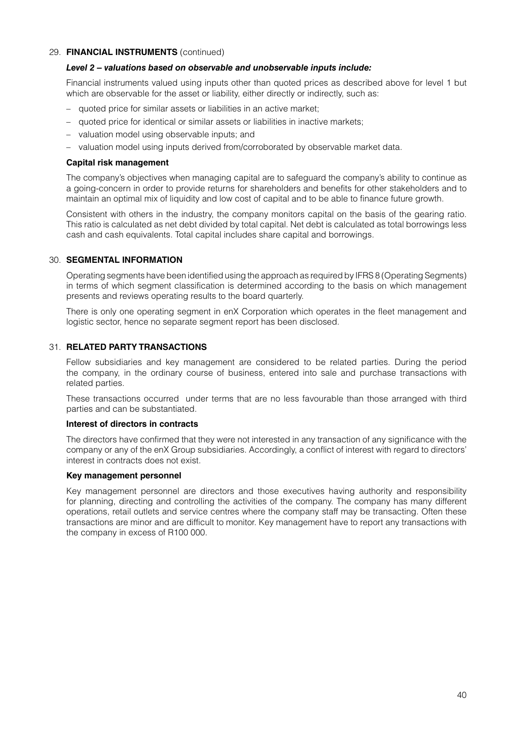## 29. FINANCIAL INSTRUMENTS (continued)

***Level 2 – valuations based on observable and unobservable inputs include:***

Financial instruments valued using inputs other than quoted prices as described above for level 1 but which are observable for the asset or liability, either directly or indirectly, such as:

- quoted price for similar assets or liabilities in an active market;
- quoted price for identical or similar assets or liabilities in inactive markets;
- valuation model using observable inputs; and
- valuation model using inputs derived from/corroborated by observable market data.

**Capital risk management**

The company's objectives when managing capital are to safeguard the company's ability to continue as a going-concern in order to provide returns for shareholders and benefits for other stakeholders and to maintain an optimal mix of liquidity and low cost of capital and to be able to finance future growth.

Consistent with others in the industry, the company monitors capital on the basis of the gearing ratio. This ratio is calculated as net debt divided by total capital. Net debt is calculated as total borrowings less cash and cash equivalents. Total capital includes share capital and borrowings.

## 30. SEGMENTAL INFORMATION

Operating segments have been identified using the approach as required by IFRS 8 (Operating Segments) in terms of which segment classification is determined according to the basis on which management presents and reviews operating results to the board quarterly.

There is only one operating segment in enX Corporation which operates in the fleet management and logistic sector, hence no separate segment report has been disclosed.

## 31. RELATED PARTY TRANSACTIONS

Fellow subsidiaries and key management are considered to be related parties. During the period the company, in the ordinary course of business, entered into sale and purchase transactions with related parties.

These transactions occurred under terms that are no less favourable than those arranged with third parties and can be substantiated.

**Interest of directors in contracts**

The directors have confirmed that they were not interested in any transaction of any significance with the company or any of the enX Group subsidiaries. Accordingly, a conflict of interest with regard to directors' interest in contracts does not exist.

**Key management personnel**

Key management personnel are directors and those executives having authority and responsibility for planning, directing and controlling the activities of the company. The company has many different operations, retail outlets and service centres where the company staff may be transacting. Often these transactions are minor and are difficult to monitor. Key management have to report any transactions with the company in excess of R100 000.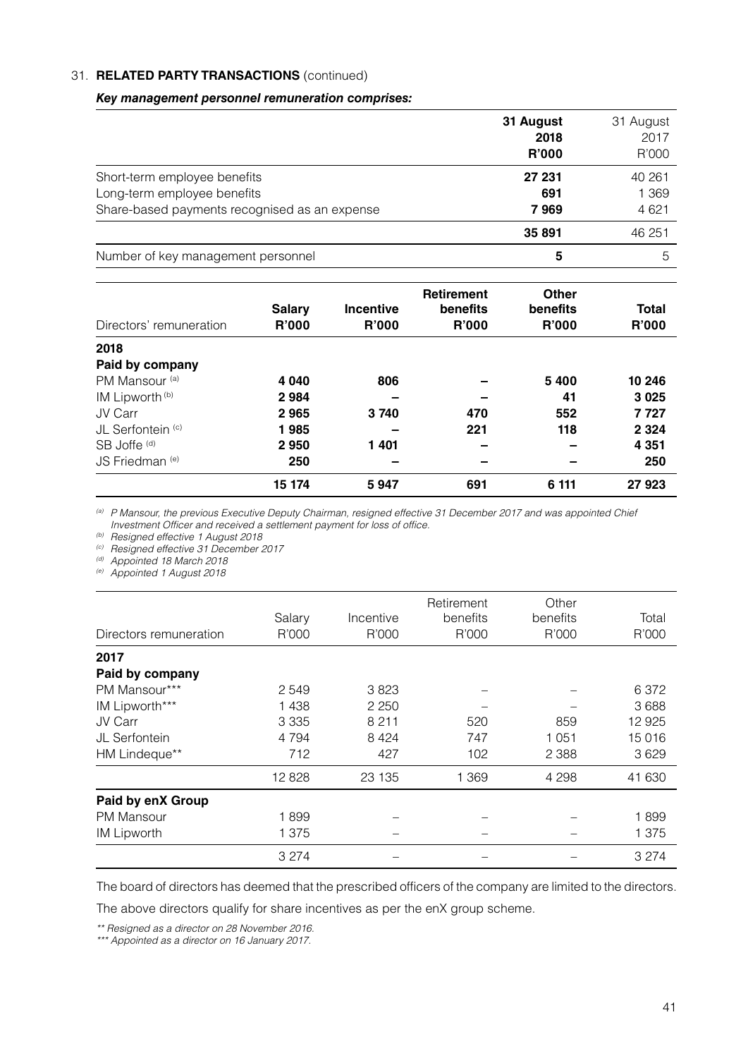31. **RELATED PARTY TRANSACTIONS** (continued)

***Key management personnel remuneration comprises:***

| | **31 August 2018 R'000** | 31 August 2017 R'000 |
|---|---|---|
| Short-term employee benefits | **27 231** | 40 261 |
| Long-term employee benefits | **691** | 1 369 |
| Share-based payments recognised as an expense | **7 969** | 4 621 |
| | **35 891** | 46 251 |
| Number of key management personnel | **5** | 5 |

| Directors' remuneration | **Salary R'000** | **Incentive R'000** | **Retirement benefits R'000** | **Other benefits R'000** | **Total R'000** |
|---|---|---|---|---|---|
| **2018** | | | | | |
| **Paid by company** | | | | | |
| PM Mansour [(a)] | **4 040** | **806** | **–** | **5 400** | **10 246** |
| IM Lipworth [(b)] | **2 984** | **–** | **–** | **41** | **3 025** |
| JV Carr | **2 965** | **3 740** | **470** | **552** | **7 727** |
| JL Serfontein [(c)] | **1 985** | **–** | **221** | **118** | **2 324** |
| SB Joffe [(d)] | **2 950** | **1 401** | **–** | **–** | **4 351** |
| JS Friedman [(e)] | **250** | **–** | **–** | **–** | **250** |
| | **15 174** | **5 947** | **691** | **6 111** | **27 923** |

*[(a)] P Mansour, the previous Executive Deputy Chairman, resigned effective 31 December 2017 and was appointed Chief Investment Officer and received a settlement payment for loss of office.*
*[(b)] Resigned effective 1 August 2018*
*[(c)] Resigned effective 31 December 2017*
*[(d)] Appointed 18 March 2018*
*[(e)] Appointed 1 August 2018*

| Directors remuneration | Salary R'000 | Incentive R'000 | Retirement benefits R'000 | Other benefits R'000 | Total R'000 |
|---|---|---|---|---|---|
| **2017** | | | | | |
| **Paid by company** | | | | | |
| PM Mansour*** | 2 549 | 3 823 | – | – | 6 372 |
| IM Lipworth*** | 1 438 | 2 250 | – | – | 3 688 |
| JV Carr | 3 335 | 8 211 | 520 | 859 | 12 925 |
| JL Serfontein | 4 794 | 8 424 | 747 | 1 051 | 15 016 |
| HM Lindeque** | 712 | 427 | 102 | 2 388 | 3 629 |
| | 12 828 | 23 135 | 1 369 | 4 298 | 41 630 |
| **Paid by enX Group** | | | | | |
| PM Mansour | 1 899 | – | – | – | 1 899 |
| IM Lipworth | 1 375 | – | – | – | 1 375 |
| | 3 274 | – | – | – | 3 274 |

The board of directors has deemed that the prescribed officers of the company are limited to the directors.

The above directors qualify for share incentives as per the enX group scheme.

*** Resigned as a director on 28 November 2016.*
**** Appointed as a director on 16 January 2017.*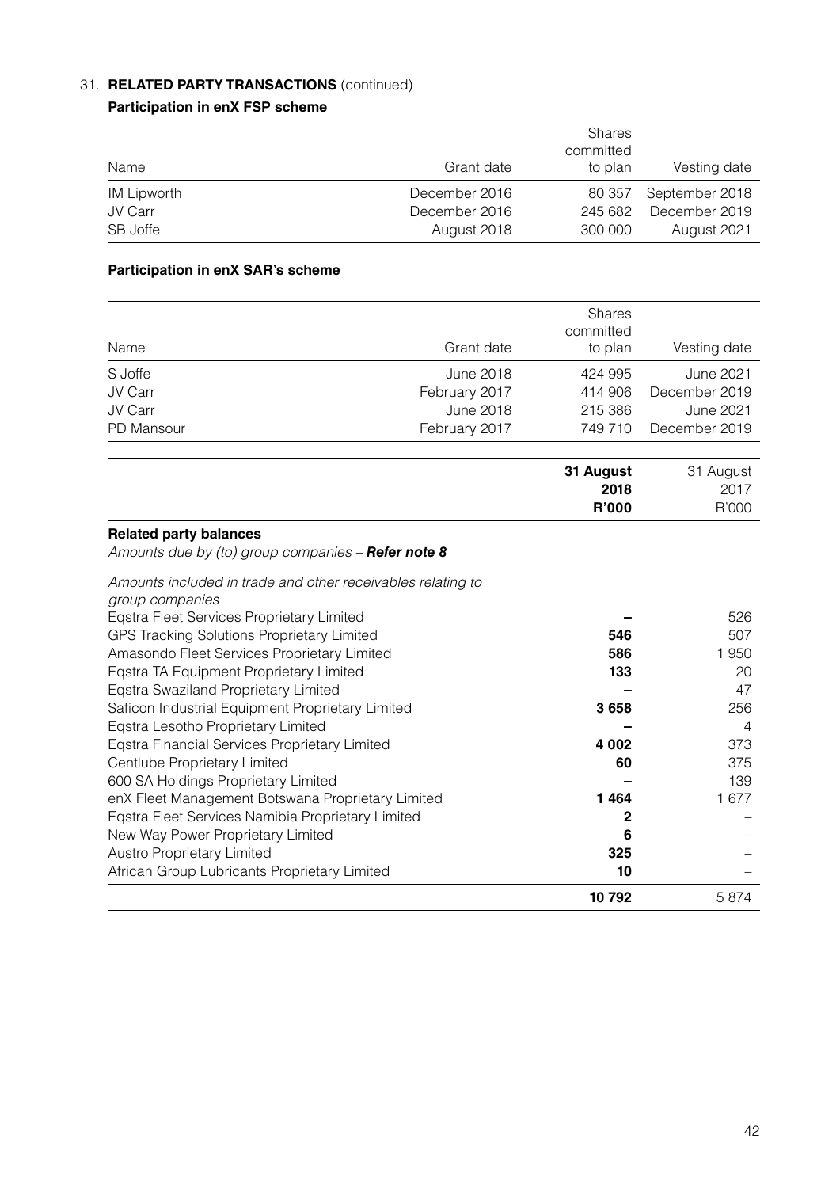## 31. **RELATED PARTY TRANSACTIONS** (continued)

### Participation in enX FSP scheme

| Name | Grant date | Shares committed to plan | Vesting date |
|---|---|---|---|
| IM Lipworth | December 2016 | 80 357 | September 2018 |
| JV Carr | December 2016 | 245 682 | December 2019 |
| SB Joffe | August 2018 | 300 000 | August 2021 |

### Participation in enX SAR's scheme

| Name | Grant date | Shares committed to plan | Vesting date |
|---|---|---|---|
| S Joffe | June 2018 | 424 995 | June 2021 |
| JV Carr | February 2017 | 414 906 | December 2019 |
| JV Carr | June 2018 | 215 386 | June 2021 |
| PD Mansour | February 2017 | 749 710 | December 2019 |

| | **31 August 2018 R'000** | 31 August 2017 R'000 |
|---|---|---|
| **Related party balances** | | |
| *Amounts due by (to) group companies – **Refer note 8*** | | |
| *Amounts included in trade and other receivables relating to group companies* | | |
| Eqstra Fleet Services Proprietary Limited | **–** | 526 |
| GPS Tracking Solutions Proprietary Limited | **546** | 507 |
| Amasondo Fleet Services Proprietary Limited | **586** | 1 950 |
| Eqstra TA Equipment Proprietary Limited | **133** | 20 |
| Eqstra Swaziland Proprietary Limited | **–** | 47 |
| Saficon Industrial Equipment Proprietary Limited | **3 658** | 256 |
| Eqstra Lesotho Proprietary Limited | **–** | 4 |
| Eqstra Financial Services Proprietary Limited | **4 002** | 373 |
| Centlube Proprietary Limited | **60** | 375 |
| 600 SA Holdings Proprietary Limited | **–** | 139 |
| enX Fleet Management Botswana Proprietary Limited | **1 464** | 1 677 |
| Eqstra Fleet Services Namibia Proprietary Limited | **2** | – |
| New Way Power Proprietary Limited | **6** | – |
| Austro Proprietary Limited | **325** | – |
| African Group Lubricants Proprietary Limited | **10** | – |
| | **10 792** | 5 874 |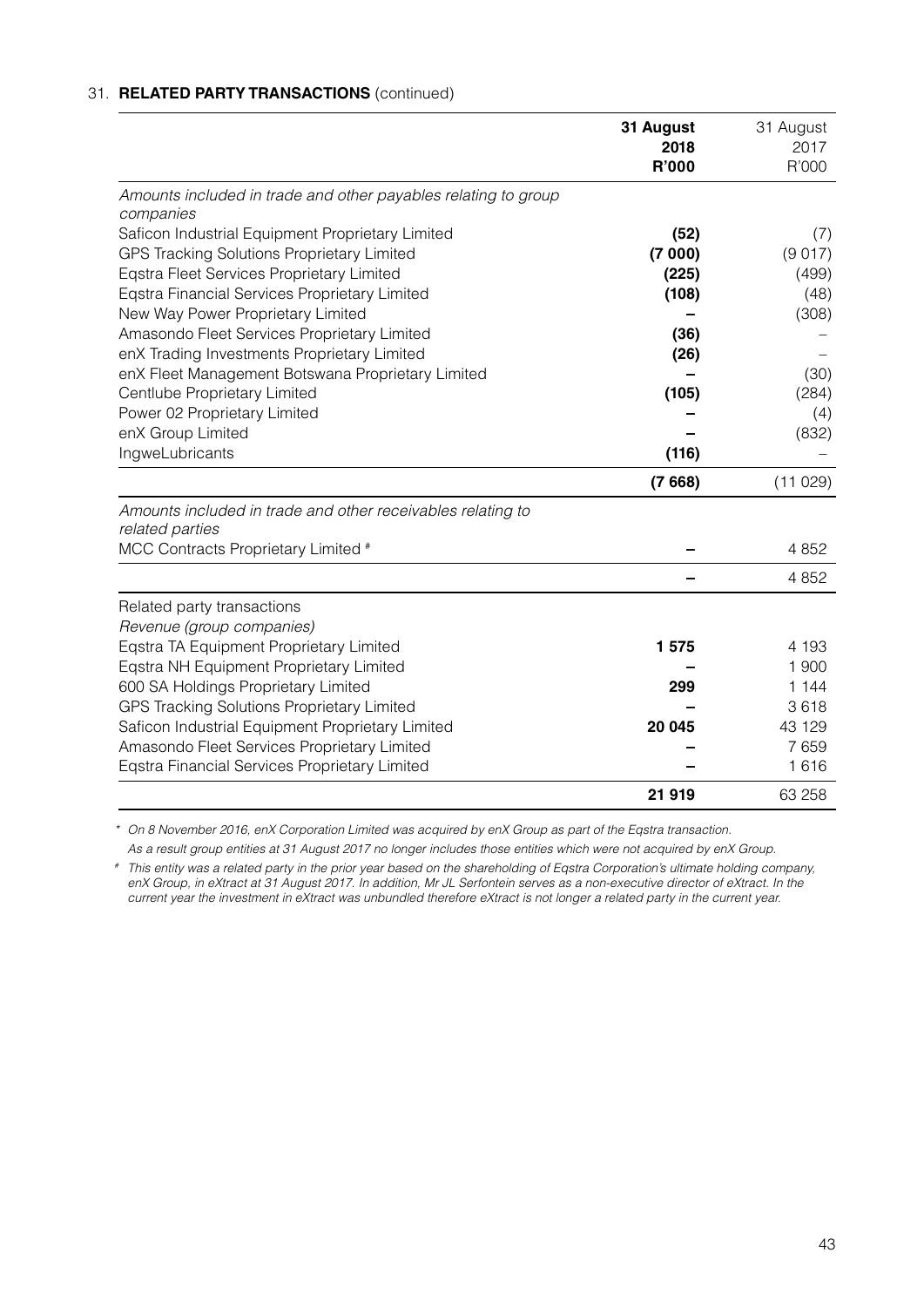## 31. RELATED PARTY TRANSACTIONS (continued)

| | **31 August 2018 R'000** | 31 August 2017 R'000 |
|---|---|---|
| *Amounts included in trade and other payables relating to group companies* | | |
| Saficon Industrial Equipment Proprietary Limited | **(52)** | (7) |
| GPS Tracking Solutions Proprietary Limited | **(7 000)** | (9 017) |
| Eqstra Fleet Services Proprietary Limited | **(225)** | (499) |
| Eqstra Financial Services Proprietary Limited | **(108)** | (48) |
| New Way Power Proprietary Limited | **–** | (308) |
| Amasondo Fleet Services Proprietary Limited | **(36)** | – |
| enX Trading Investments Proprietary Limited | **(26)** | – |
| enX Fleet Management Botswana Proprietary Limited | **–** | (30) |
| Centlube Proprietary Limited | **(105)** | (284) |
| Power 02 Proprietary Limited | **–** | (4) |
| enX Group Limited | **–** | (832) |
| IngweLubricants | **(116)** | – |
| | **(7 668)** | (11 029) |
| *Amounts included in trade and other receivables relating to related parties* | | |
| MCC Contracts Proprietary Limited # | **–** | 4 852 |
| | **–** | 4 852 |
| Related party transactions | | |
| *Revenue (group companies)* | | |
| Eqstra TA Equipment Proprietary Limited | **1 575** | 4 193 |
| Eqstra NH Equipment Proprietary Limited | **–** | 1 900 |
| 600 SA Holdings Proprietary Limited | **299** | 1 144 |
| GPS Tracking Solutions Proprietary Limited | **–** | 3 618 |
| Saficon Industrial Equipment Proprietary Limited | **20 045** | 43 129 |
| Amasondo Fleet Services Proprietary Limited | **–** | 7 659 |
| Eqstra Financial Services Proprietary Limited | **–** | 1 616 |
| | **21 919** | 63 258 |

*\* On 8 November 2016, enX Corporation Limited was acquired by enX Group as part of the Eqstra transaction. As a result group entities at 31 August 2017 no longer includes those entities which were not acquired by enX Group.*

*# This entity was a related party in the prior year based on the shareholding of Eqstra Corporation's ultimate holding company, enX Group, in eXtract at 31 August 2017. In addition, Mr JL Serfontein serves as a non-executive director of eXtract. In the current year the investment in eXtract was unbundled therefore eXtract is not longer a related party in the current year.*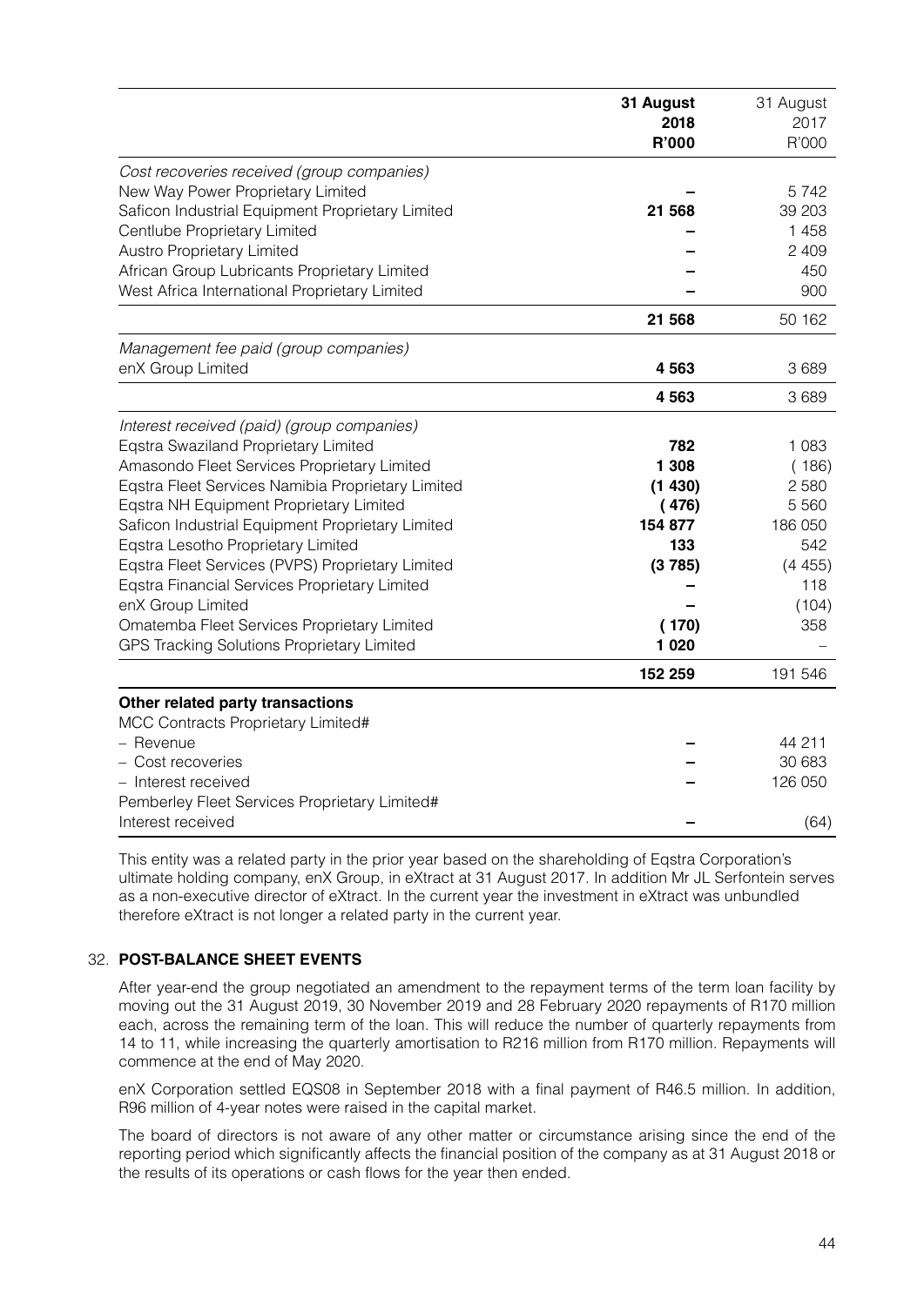| | 31 August 2018 R'000 | 31 August 2017 R'000 |
|---|---|---|
| *Cost recoveries received (group companies)* | | |
| New Way Power Proprietary Limited | – | 5 742 |
| Saficon Industrial Equipment Proprietary Limited | **21 568** | 39 203 |
| Centlube Proprietary Limited | – | 1 458 |
| Austro Proprietary Limited | – | 2 409 |
| African Group Lubricants Proprietary Limited | – | 450 |
| West Africa International Proprietary Limited | – | 900 |
| | **21 568** | 50 162 |
| *Management fee paid (group companies)* | | |
| enX Group Limited | **4 563** | 3 689 |
| | **4 563** | 3 689 |
| *Interest received (paid) (group companies)* | | |
| Eqstra Swaziland Proprietary Limited | **782** | 1 083 |
| Amasondo Fleet Services Proprietary Limited | **1 308** | (186) |
| Eqstra Fleet Services Namibia Proprietary Limited | **(1 430)** | 2 580 |
| Eqstra NH Equipment Proprietary Limited | **(476)** | 5 560 |
| Saficon Industrial Equipment Proprietary Limited | **154 877** | 186 050 |
| Eqstra Lesotho Proprietary Limited | **133** | 542 |
| Eqstra Fleet Services (PVPS) Proprietary Limited | **(3 785)** | (4 455) |
| Eqstra Financial Services Proprietary Limited | – | 118 |
| enX Group Limited | – | (104) |
| Omatemba Fleet Services Proprietary Limited | **(170)** | 358 |
| GPS Tracking Solutions Proprietary Limited | **1 020** | – |
| | **152 259** | 191 546 |
| **Other related party transactions** | | |
| MCC Contracts Proprietary Limited# | | |
| – Revenue | – | 44 211 |
| – Cost recoveries | – | 30 683 |
| – Interest received | – | 126 050 |
| Pemberley Fleet Services Proprietary Limited# | | |
| Interest received | – | (64) |

This entity was a related party in the prior year based on the shareholding of Eqstra Corporation's ultimate holding company, enX Group, in eXtract at 31 August 2017. In addition Mr JL Serfontein serves as a non-executive director of eXtract. In the current year the investment in eXtract was unbundled therefore eXtract is not longer a related party in the current year.

## 32. POST-BALANCE SHEET EVENTS

After year-end the group negotiated an amendment to the repayment terms of the term loan facility by moving out the 31 August 2019, 30 November 2019 and 28 February 2020 repayments of R170 million each, across the remaining term of the loan. This will reduce the number of quarterly repayments from 14 to 11, while increasing the quarterly amortisation to R216 million from R170 million. Repayments will commence at the end of May 2020.

enX Corporation settled EQS08 in September 2018 with a final payment of R46.5 million. In addition, R96 million of 4-year notes were raised in the capital market.

The board of directors is not aware of any other matter or circumstance arising since the end of the reporting period which significantly affects the financial position of the company as at 31 August 2018 or the results of its operations or cash flows for the year then ended.